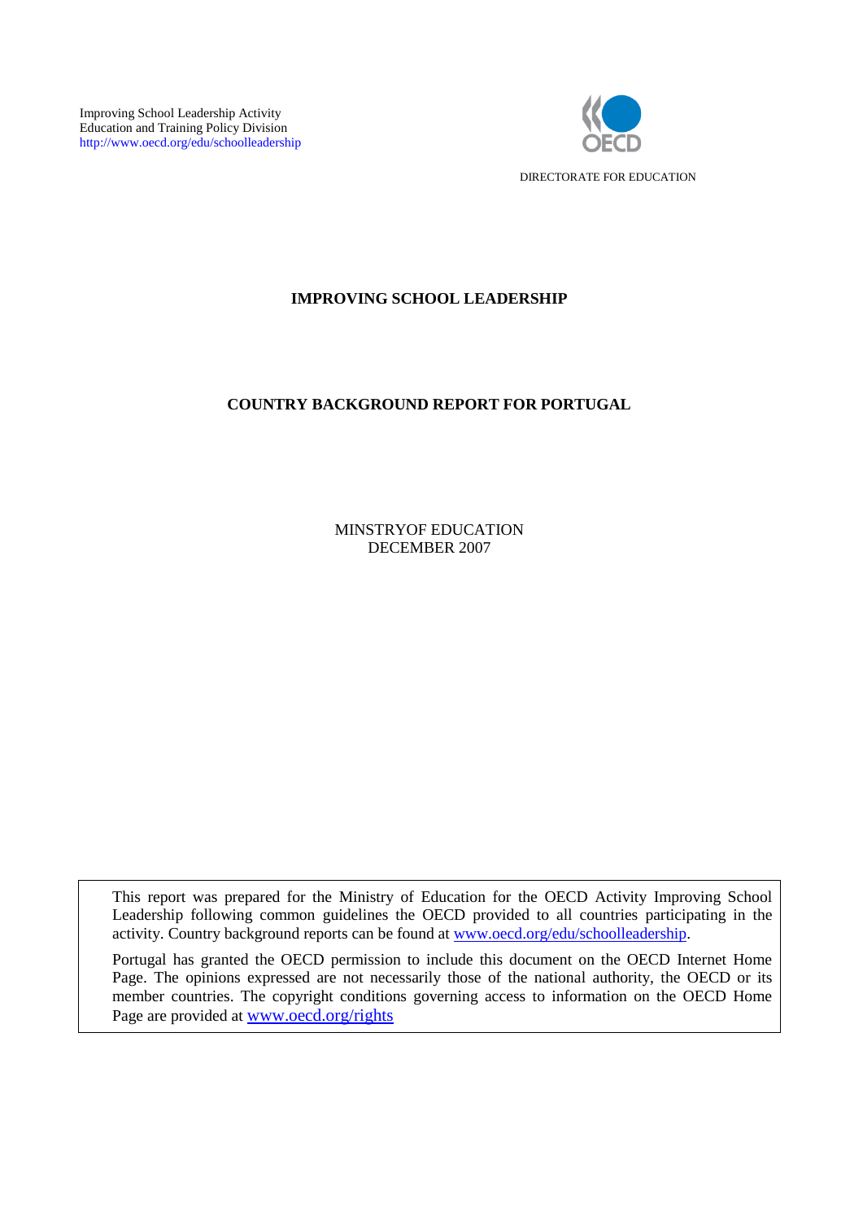Improving School Leadership Activity
Education and Training Policy Division
http://www.oecd.org/edu/schoolleadership

DIRECTORATE FOR EDUCATION

# IMPROVING SCHOOL LEADERSHIP

## COUNTRY BACKGROUND REPORT FOR PORTUGAL

MINSTRYOF EDUCATION
DECEMBER 2007

This report was prepared for the Ministry of Education for the OECD Activity Improving School Leadership following common guidelines the OECD provided to all countries participating in the activity. Country background reports can be found at www.oecd.org/edu/schoolleadership.

Portugal has granted the OECD permission to include this document on the OECD Internet Home Page. The opinions expressed are not necessarily those of the national authority, the OECD or its member countries. The copyright conditions governing access to information on the OECD Home Page are provided at www.oecd.org/rights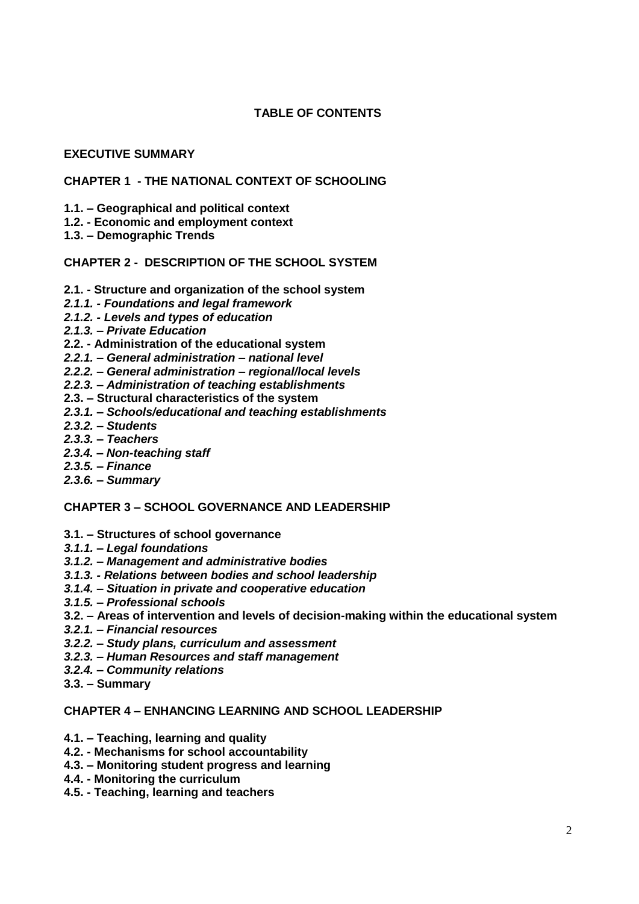# TABLE OF CONTENTS

**EXECUTIVE SUMMARY**

**CHAPTER 1 - THE NATIONAL CONTEXT OF SCHOOLING**

**1.1. – Geographical and political context**
**1.2. - Economic and employment context**
**1.3. – Demographic Trends**

**CHAPTER 2 - DESCRIPTION OF THE SCHOOL SYSTEM**

**2.1. - Structure and organization of the school system**
***2.1.1. - Foundations and legal framework***
***2.1.2. - Levels and types of education***
***2.1.3. – Private Education***
**2.2. - Administration of the educational system**
***2.2.1. – General administration – national level***
***2.2.2. – General administration – regional/local levels***
***2.2.3. – Administration of teaching establishments***
**2.3. – Structural characteristics of the system**
***2.3.1. – Schools/educational and teaching establishments***
***2.3.2. – Students***
***2.3.3. – Teachers***
***2.3.4. – Non-teaching staff***
***2.3.5. – Finance***
***2.3.6. – Summary***

**CHAPTER 3 – SCHOOL GOVERNANCE AND LEADERSHIP**

**3.1. – Structures of school governance**
***3.1.1. – Legal foundations***
***3.1.2. – Management and administrative bodies***
***3.1.3. - Relations between bodies and school leadership***
***3.1.4. – Situation in private and cooperative education***
***3.1.5. – Professional schools***
**3.2. – Areas of intervention and levels of decision-making within the educational system**
***3.2.1. – Financial resources***
***3.2.2. – Study plans, curriculum and assessment***
***3.2.3. – Human Resources and staff management***
***3.2.4. – Community relations***
**3.3. – Summary**

**CHAPTER 4 – ENHANCING LEARNING AND SCHOOL LEADERSHIP**

**4.1. – Teaching, learning and quality**
**4.2. - Mechanisms for school accountability**
**4.3. – Monitoring student progress and learning**
**4.4. - Monitoring the curriculum**
**4.5. - Teaching, learning and teachers**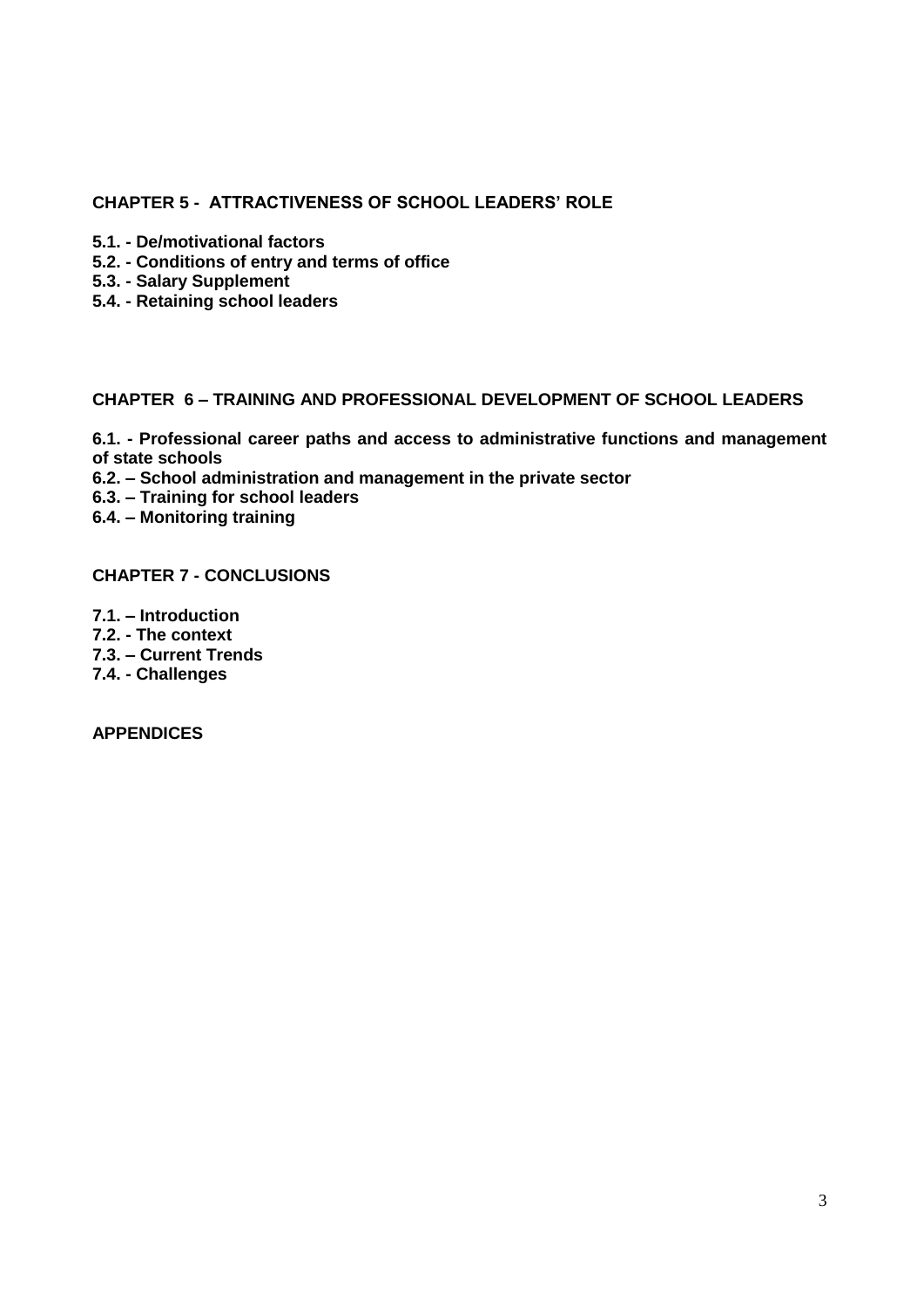**CHAPTER 5 - ATTRACTIVENESS OF SCHOOL LEADERS' ROLE**

**5.1. - De/motivational factors**
**5.2. - Conditions of entry and terms of office**
**5.3. - Salary Supplement**
**5.4. - Retaining school leaders**

**CHAPTER 6 – TRAINING AND PROFESSIONAL DEVELOPMENT OF SCHOOL LEADERS**

**6.1. - Professional career paths and access to administrative functions and management of state schools**
**6.2. – School administration and management in the private sector**
**6.3. – Training for school leaders**
**6.4. – Monitoring training**

**CHAPTER 7 - CONCLUSIONS**

**7.1. – Introduction**
**7.2. - The context**
**7.3. – Current Trends**
**7.4. - Challenges**

**APPENDICES**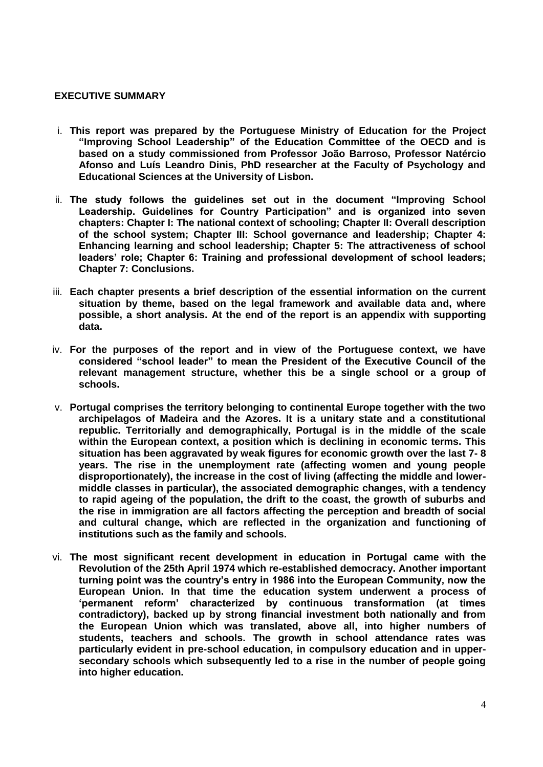## EXECUTIVE SUMMARY

i. **This report was prepared by the Portuguese Ministry of Education for the Project "Improving School Leadership" of the Education Committee of the OECD and is based on a study commissioned from Professor João Barroso, Professor Natércio Afonso and Luís Leandro Dinis, PhD researcher at the Faculty of Psychology and Educational Sciences at the University of Lisbon.**

ii. **The study follows the guidelines set out in the document "Improving School Leadership. Guidelines for Country Participation" and is organized into seven chapters: Chapter I: The national context of schooling; Chapter II: Overall description of the school system; Chapter III: School governance and leadership; Chapter 4: Enhancing learning and school leadership; Chapter 5: The attractiveness of school leaders' role; Chapter 6: Training and professional development of school leaders; Chapter 7: Conclusions.**

iii. **Each chapter presents a brief description of the essential information on the current situation by theme, based on the legal framework and available data and, where possible, a short analysis. At the end of the report is an appendix with supporting data.**

iv. **For the purposes of the report and in view of the Portuguese context, we have considered "school leader" to mean the President of the Executive Council of the relevant management structure, whether this be a single school or a group of schools.**

v. **Portugal comprises the territory belonging to continental Europe together with the two archipelagos of Madeira and the Azores. It is a unitary state and a constitutional republic. Territorially and demographically, Portugal is in the middle of the scale within the European context, a position which is declining in economic terms. This situation has been aggravated by weak figures for economic growth over the last 7- 8 years. The rise in the unemployment rate (affecting women and young people disproportionately), the increase in the cost of living (affecting the middle and lower-middle classes in particular), the associated demographic changes, with a tendency to rapid ageing of the population, the drift to the coast, the growth of suburbs and the rise in immigration are all factors affecting the perception and breadth of social and cultural change, which are reflected in the organization and functioning of institutions such as the family and schools.**

vi. **The most significant recent development in education in Portugal came with the Revolution of the 25th April 1974 which re-established democracy. Another important turning point was the country's entry in 1986 into the European Community, now the European Union. In that time the education system underwent a process of 'permanent reform' characterized by continuous transformation (at times contradictory), backed up by strong financial investment both nationally and from the European Union which was translated, above all, into higher numbers of students, teachers and schools. The growth in school attendance rates was particularly evident in pre-school education, in compulsory education and in upper-secondary schools which subsequently led to a rise in the number of people going into higher education.**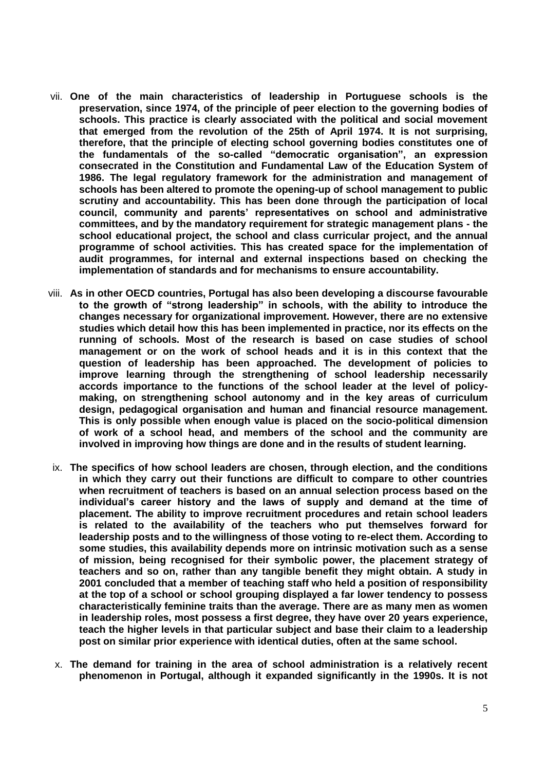vii. **One of the main characteristics of leadership in Portuguese schools is the preservation, since 1974, of the principle of peer election to the governing bodies of schools. This practice is clearly associated with the political and social movement that emerged from the revolution of the 25th of April 1974. It is not surprising, therefore, that the principle of electing school governing bodies constitutes one of the fundamentals of the so-called "democratic organisation", an expression consecrated in the Constitution and Fundamental Law of the Education System of 1986. The legal regulatory framework for the administration and management of schools has been altered to promote the opening-up of school management to public scrutiny and accountability. This has been done through the participation of local council, community and parents' representatives on school and administrative committees, and by the mandatory requirement for strategic management plans - the school educational project, the school and class curricular project, and the annual programme of school activities. This has created space for the implementation of audit programmes, for internal and external inspections based on checking the implementation of standards and for mechanisms to ensure accountability.**

viii. **As in other OECD countries, Portugal has also been developing a discourse favourable to the growth of "strong leadership" in schools, with the ability to introduce the changes necessary for organizational improvement. However, there are no extensive studies which detail how this has been implemented in practice, nor its effects on the running of schools. Most of the research is based on case studies of school management or on the work of school heads and it is in this context that the question of leadership has been approached. The development of policies to improve learning through the strengthening of school leadership necessarily accords importance to the functions of the school leader at the level of policy-making, on strengthening school autonomy and in the key areas of curriculum design, pedagogical organisation and human and financial resource management. This is only possible when enough value is placed on the socio-political dimension of work of a school head, and members of the school and the community are involved in improving how things are done and in the results of student learning.**

ix. **The specifics of how school leaders are chosen, through election, and the conditions in which they carry out their functions are difficult to compare to other countries when recruitment of teachers is based on an annual selection process based on the individual's career history and the laws of supply and demand at the time of placement. The ability to improve recruitment procedures and retain school leaders is related to the availability of the teachers who put themselves forward for leadership posts and to the willingness of those voting to re-elect them. According to some studies, this availability depends more on intrinsic motivation such as a sense of mission, being recognised for their symbolic power, the placement strategy of teachers and so on, rather than any tangible benefit they might obtain. A study in 2001 concluded that a member of teaching staff who held a position of responsibility at the top of a school or school grouping displayed a far lower tendency to possess characteristically feminine traits than the average. There are as many men as women in leadership roles, most possess a first degree, they have over 20 years experience, teach the higher levels in that particular subject and base their claim to a leadership post on similar prior experience with identical duties, often at the same school.**

x. **The demand for training in the area of school administration is a relatively recent phenomenon in Portugal, although it expanded significantly in the 1990s. It is not**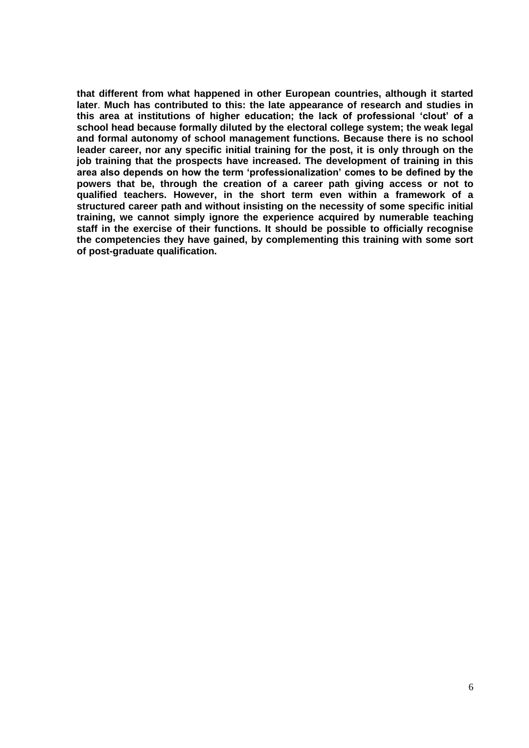**that different from what happened in other European countries, although it started later. Much has contributed to this: the late appearance of research and studies in this area at institutions of higher education; the lack of professional 'clout' of a school head because formally diluted by the electoral college system; the weak legal and formal autonomy of school management functions. Because there is no school leader career, nor any specific initial training for the post, it is only through on the job training that the prospects have increased. The development of training in this area also depends on how the term 'professionalization' comes to be defined by the powers that be, through the creation of a career path giving access or not to qualified teachers. However, in the short term even within a framework of a structured career path and without insisting on the necessity of some specific initial training, we cannot simply ignore the experience acquired by numerable teaching staff in the exercise of their functions. It should be possible to officially recognise the competencies they have gained, by complementing this training with some sort of post-graduate qualification.**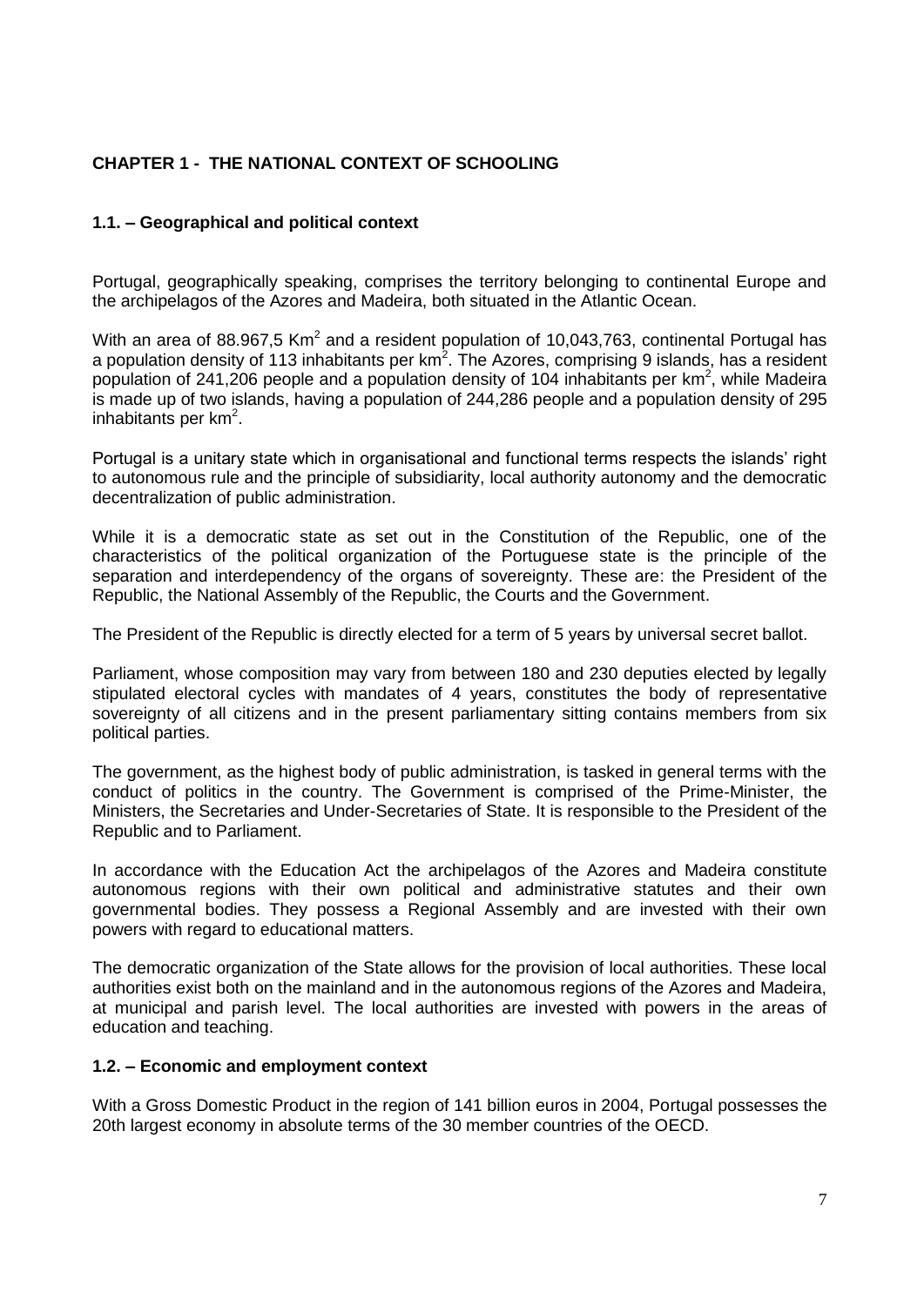# CHAPTER 1 - THE NATIONAL CONTEXT OF SCHOOLING

## 1.1. – Geographical and political context

Portugal, geographically speaking, comprises the territory belonging to continental Europe and the archipelagos of the Azores and Madeira, both situated in the Atlantic Ocean.

With an area of 88.967,5 $Km^2$ and a resident population of 10,043,763, continental Portugal has a population density of 113 inhabitants per $km^2$. The Azores, comprising 9 islands, has a resident population of 241,206 people and a population density of 104 inhabitants per $km^2$, while Madeira is made up of two islands, having a population of 244,286 people and a population density of 295 inhabitants per $km^2$.

Portugal is a unitary state which in organisational and functional terms respects the islands' right to autonomous rule and the principle of subsidiarity, local authority autonomy and the democratic decentralization of public administration.

While it is a democratic state as set out in the Constitution of the Republic, one of the characteristics of the political organization of the Portuguese state is the principle of the separation and interdependency of the organs of sovereignty. These are: the President of the Republic, the National Assembly of the Republic, the Courts and the Government.

The President of the Republic is directly elected for a term of 5 years by universal secret ballot.

Parliament, whose composition may vary from between 180 and 230 deputies elected by legally stipulated electoral cycles with mandates of 4 years, constitutes the body of representative sovereignty of all citizens and in the present parliamentary sitting contains members from six political parties.

The government, as the highest body of public administration, is tasked in general terms with the conduct of politics in the country. The Government is comprised of the Prime-Minister, the Ministers, the Secretaries and Under-Secretaries of State. It is responsible to the President of the Republic and to Parliament.

In accordance with the Education Act the archipelagos of the Azores and Madeira constitute autonomous regions with their own political and administrative statutes and their own governmental bodies. They possess a Regional Assembly and are invested with their own powers with regard to educational matters.

The democratic organization of the State allows for the provision of local authorities. These local authorities exist both on the mainland and in the autonomous regions of the Azores and Madeira, at municipal and parish level. The local authorities are invested with powers in the areas of education and teaching.

## 1.2. – Economic and employment context

With a Gross Domestic Product in the region of 141 billion euros in 2004, Portugal possesses the 20th largest economy in absolute terms of the 30 member countries of the OECD.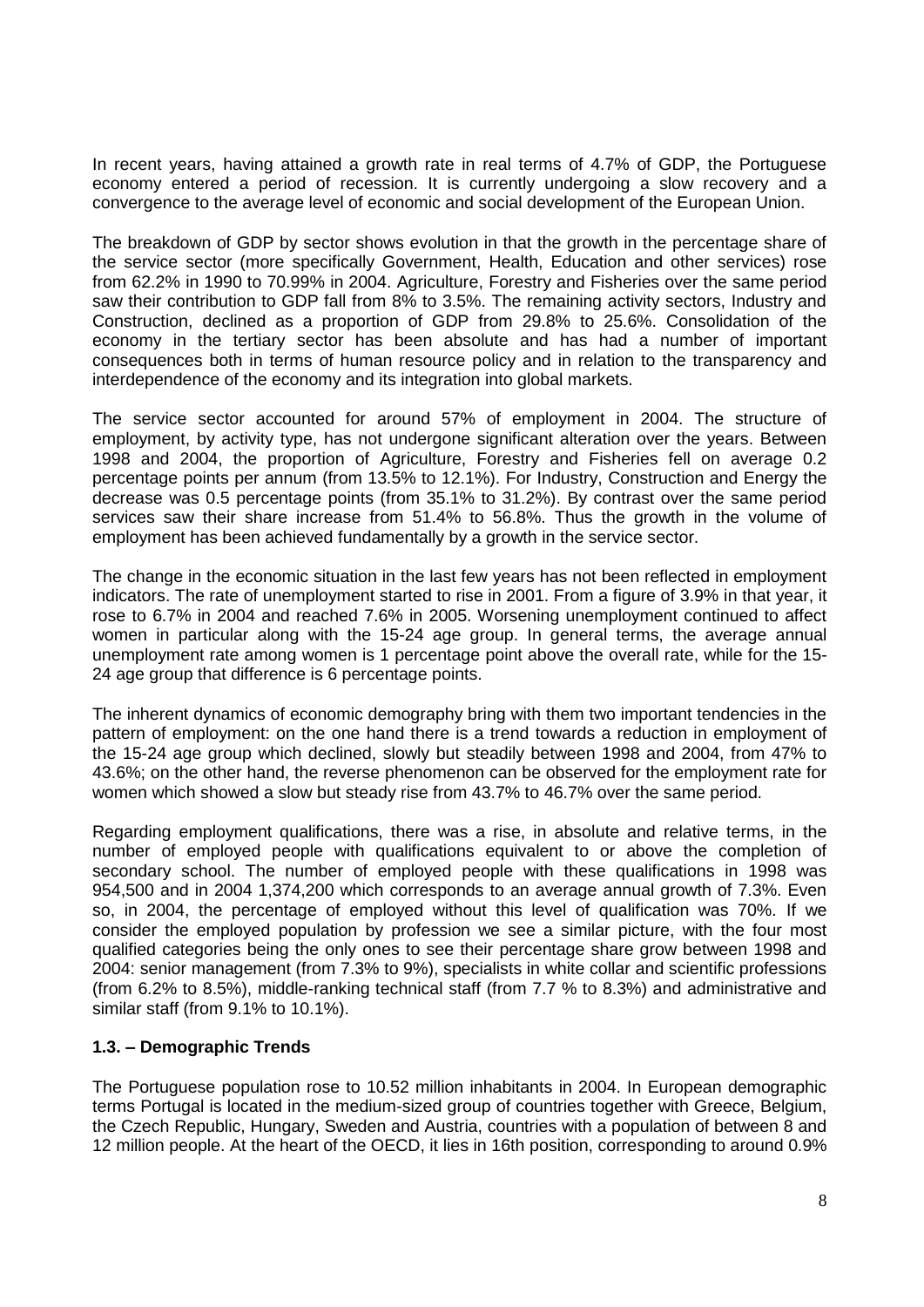In recent years, having attained a growth rate in real terms of 4.7% of GDP, the Portuguese economy entered a period of recession. It is currently undergoing a slow recovery and a convergence to the average level of economic and social development of the European Union.

The breakdown of GDP by sector shows evolution in that the growth in the percentage share of the service sector (more specifically Government, Health, Education and other services) rose from 62.2% in 1990 to 70.99% in 2004. Agriculture, Forestry and Fisheries over the same period saw their contribution to GDP fall from 8% to 3.5%. The remaining activity sectors, Industry and Construction, declined as a proportion of GDP from 29.8% to 25.6%. Consolidation of the economy in the tertiary sector has been absolute and has had a number of important consequences both in terms of human resource policy and in relation to the transparency and interdependence of the economy and its integration into global markets.

The service sector accounted for around 57% of employment in 2004. The structure of employment, by activity type, has not undergone significant alteration over the years. Between 1998 and 2004, the proportion of Agriculture, Forestry and Fisheries fell on average 0.2 percentage points per annum (from 13.5% to 12.1%). For Industry, Construction and Energy the decrease was 0.5 percentage points (from 35.1% to 31.2%). By contrast over the same period services saw their share increase from 51.4% to 56.8%. Thus the growth in the volume of employment has been achieved fundamentally by a growth in the service sector.

The change in the economic situation in the last few years has not been reflected in employment indicators. The rate of unemployment started to rise in 2001. From a figure of 3.9% in that year, it rose to 6.7% in 2004 and reached 7.6% in 2005. Worsening unemployment continued to affect women in particular along with the 15-24 age group. In general terms, the average annual unemployment rate among women is 1 percentage point above the overall rate, while for the 15-24 age group that difference is 6 percentage points.

The inherent dynamics of economic demography bring with them two important tendencies in the pattern of employment: on the one hand there is a trend towards a reduction in employment of the 15-24 age group which declined, slowly but steadily between 1998 and 2004, from 47% to 43.6%; on the other hand, the reverse phenomenon can be observed for the employment rate for women which showed a slow but steady rise from 43.7% to 46.7% over the same period.

Regarding employment qualifications, there was a rise, in absolute and relative terms, in the number of employed people with qualifications equivalent to or above the completion of secondary school. The number of employed people with these qualifications in 1998 was 954,500 and in 2004 1,374,200 which corresponds to an average annual growth of 7.3%. Even so, in 2004, the percentage of employed without this level of qualification was 70%. If we consider the employed population by profession we see a similar picture, with the four most qualified categories being the only ones to see their percentage share grow between 1998 and 2004: senior management (from 7.3% to 9%), specialists in white collar and scientific professions (from 6.2% to 8.5%), middle-ranking technical staff (from 7.7 % to 8.3%) and administrative and similar staff (from 9.1% to 10.1%).

### 1.3. – Demographic Trends

The Portuguese population rose to 10.52 million inhabitants in 2004. In European demographic terms Portugal is located in the medium-sized group of countries together with Greece, Belgium, the Czech Republic, Hungary, Sweden and Austria, countries with a population of between 8 and 12 million people. At the heart of the OECD, it lies in 16th position, corresponding to around 0.9%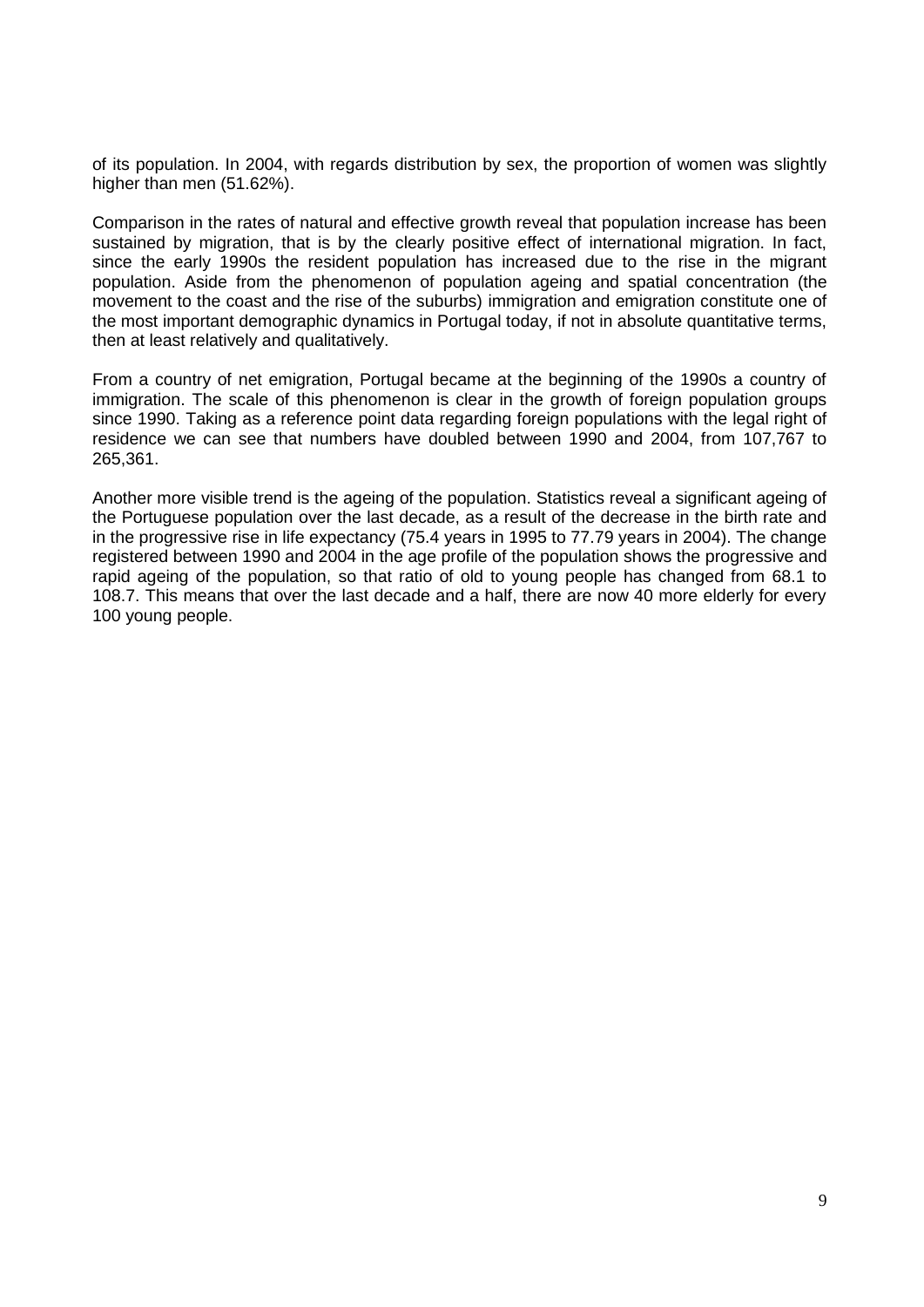of its population. In 2004, with regards distribution by sex, the proportion of women was slightly higher than men (51.62%).

Comparison in the rates of natural and effective growth reveal that population increase has been sustained by migration, that is by the clearly positive effect of international migration. In fact, since the early 1990s the resident population has increased due to the rise in the migrant population. Aside from the phenomenon of population ageing and spatial concentration (the movement to the coast and the rise of the suburbs) immigration and emigration constitute one of the most important demographic dynamics in Portugal today, if not in absolute quantitative terms, then at least relatively and qualitatively.

From a country of net emigration, Portugal became at the beginning of the 1990s a country of immigration. The scale of this phenomenon is clear in the growth of foreign population groups since 1990. Taking as a reference point data regarding foreign populations with the legal right of residence we can see that numbers have doubled between 1990 and 2004, from 107,767 to 265,361.

Another more visible trend is the ageing of the population. Statistics reveal a significant ageing of the Portuguese population over the last decade, as a result of the decrease in the birth rate and in the progressive rise in life expectancy (75.4 years in 1995 to 77.79 years in 2004). The change registered between 1990 and 2004 in the age profile of the population shows the progressive and rapid ageing of the population, so that ratio of old to young people has changed from 68.1 to 108.7. This means that over the last decade and a half, there are now 40 more elderly for every 100 young people.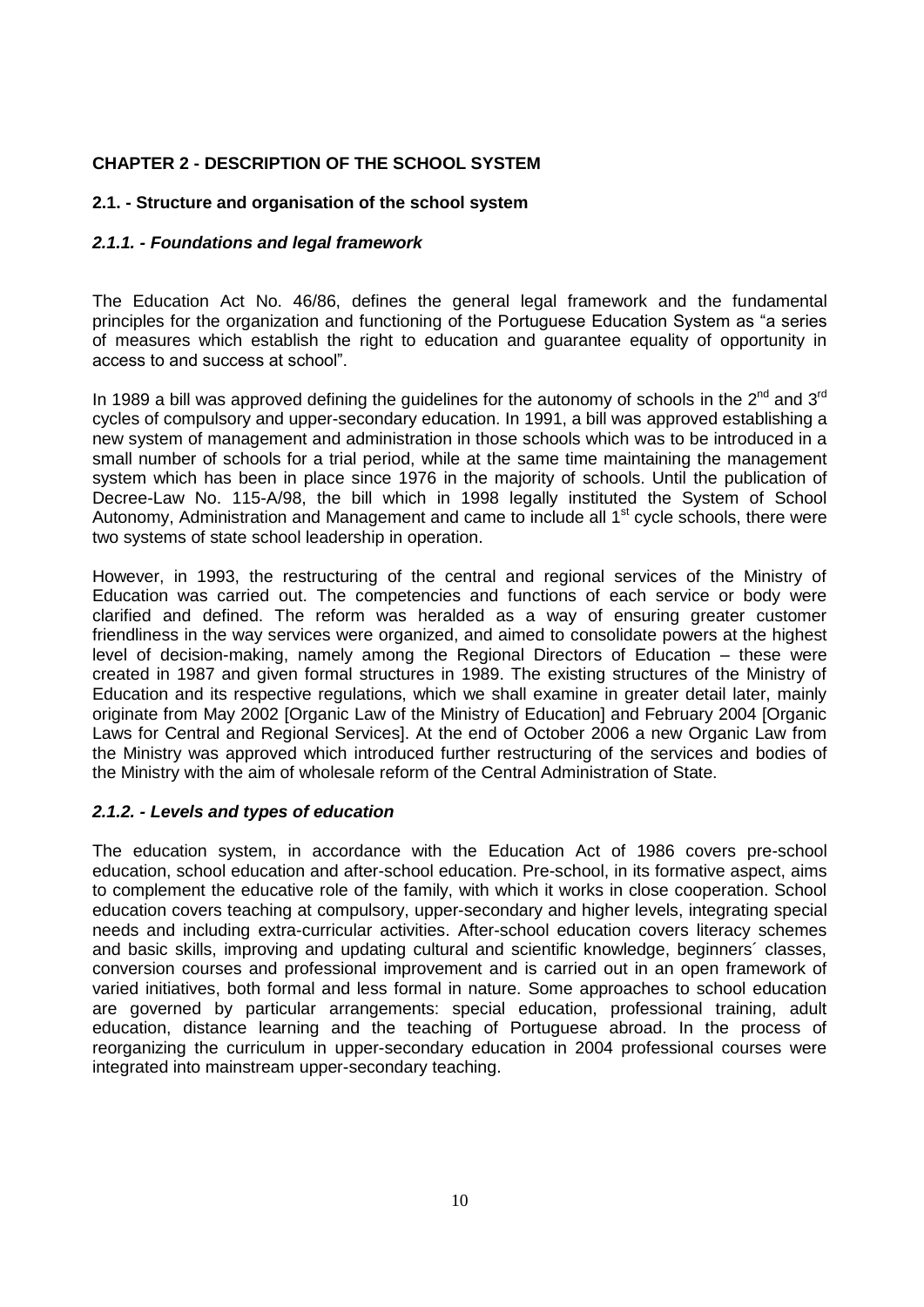## CHAPTER 2 - DESCRIPTION OF THE SCHOOL SYSTEM

### 2.1. - Structure and organisation of the school system

#### *2.1.1. - Foundations and legal framework*

The Education Act No. 46/86, defines the general legal framework and the fundamental principles for the organization and functioning of the Portuguese Education System as "a series of measures which establish the right to education and guarantee equality of opportunity in access to and success at school".

In 1989 a bill was approved defining the guidelines for the autonomy of schools in the 2nd and 3rd cycles of compulsory and upper-secondary education. In 1991, a bill was approved establishing a new system of management and administration in those schools which was to be introduced in a small number of schools for a trial period, while at the same time maintaining the management system which has been in place since 1976 in the majority of schools. Until the publication of Decree-Law No. 115-A/98, the bill which in 1998 legally instituted the System of School Autonomy, Administration and Management and came to include all 1st cycle schools, there were two systems of state school leadership in operation.

However, in 1993, the restructuring of the central and regional services of the Ministry of Education was carried out. The competencies and functions of each service or body were clarified and defined. The reform was heralded as a way of ensuring greater customer friendliness in the way services were organized, and aimed to consolidate powers at the highest level of decision-making, namely among the Regional Directors of Education – these were created in 1987 and given formal structures in 1989. The existing structures of the Ministry of Education and its respective regulations, which we shall examine in greater detail later, mainly originate from May 2002 [Organic Law of the Ministry of Education] and February 2004 [Organic Laws for Central and Regional Services]. At the end of October 2006 a new Organic Law from the Ministry was approved which introduced further restructuring of the services and bodies of the Ministry with the aim of wholesale reform of the Central Administration of State.

#### *2.1.2. - Levels and types of education*

The education system, in accordance with the Education Act of 1986 covers pre-school education, school education and after-school education. Pre-school, in its formative aspect, aims to complement the educative role of the family, with which it works in close cooperation. School education covers teaching at compulsory, upper-secondary and higher levels, integrating special needs and including extra-curricular activities. After-school education covers literacy schemes and basic skills, improving and updating cultural and scientific knowledge, beginners´ classes, conversion courses and professional improvement and is carried out in an open framework of varied initiatives, both formal and less formal in nature. Some approaches to school education are governed by particular arrangements: special education, professional training, adult education, distance learning and the teaching of Portuguese abroad. In the process of reorganizing the curriculum in upper-secondary education in 2004 professional courses were integrated into mainstream upper-secondary teaching.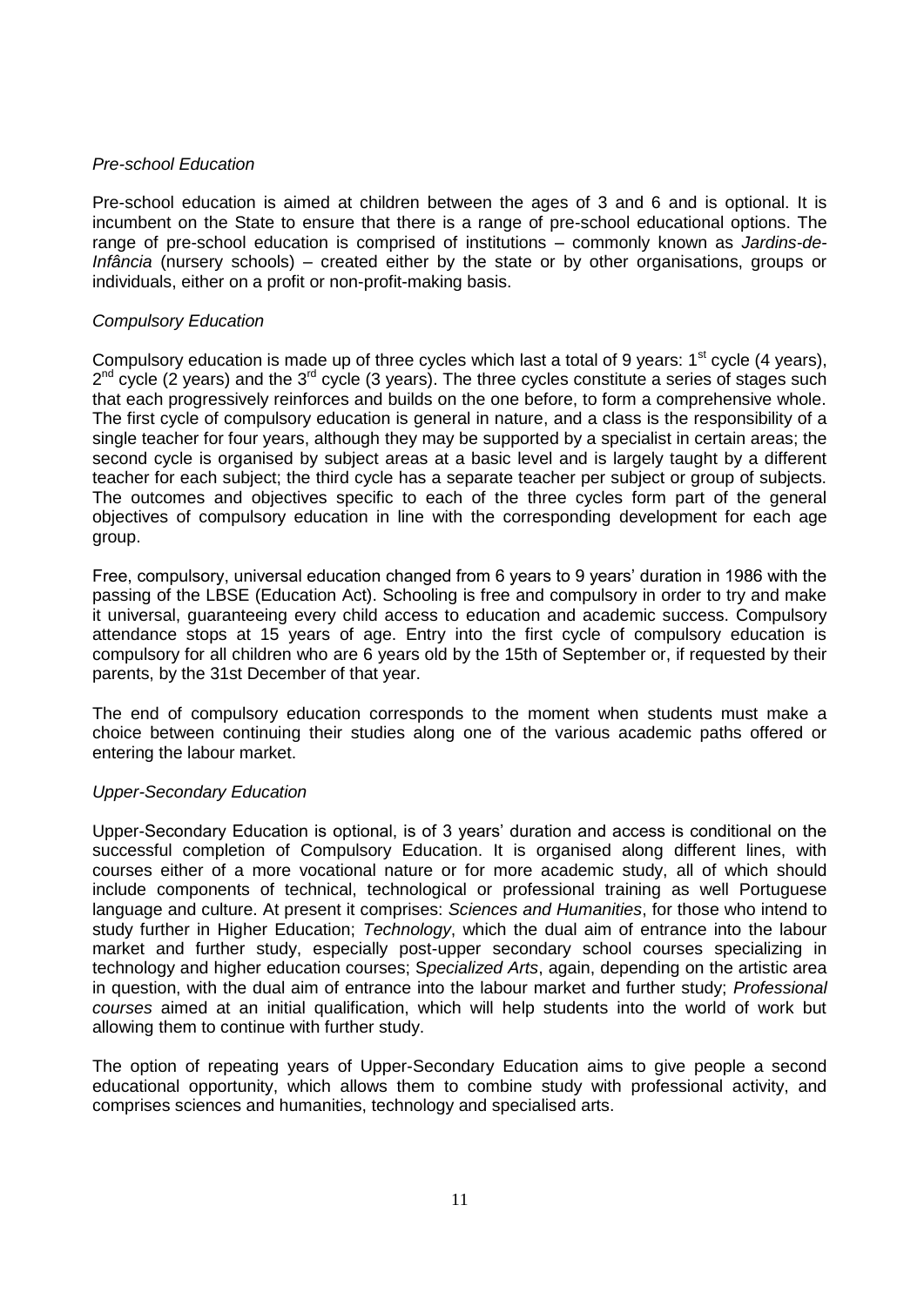*Pre-school Education*

Pre-school education is aimed at children between the ages of 3 and 6 and is optional. It is incumbent on the State to ensure that there is a range of pre-school educational options. The range of pre-school education is comprised of institutions – commonly known as *Jardins-de-Infância* (nursery schools) – created either by the state or by other organisations, groups or individuals, either on a profit or non-profit-making basis.

*Compulsory Education*

Compulsory education is made up of three cycles which last a total of 9 years: 1st cycle (4 years), 2nd cycle (2 years) and the 3rd cycle (3 years). The three cycles constitute a series of stages such that each progressively reinforces and builds on the one before, to form a comprehensive whole. The first cycle of compulsory education is general in nature, and a class is the responsibility of a single teacher for four years, although they may be supported by a specialist in certain areas; the second cycle is organised by subject areas at a basic level and is largely taught by a different teacher for each subject; the third cycle has a separate teacher per subject or group of subjects. The outcomes and objectives specific to each of the three cycles form part of the general objectives of compulsory education in line with the corresponding development for each age group.

Free, compulsory, universal education changed from 6 years to 9 years' duration in 1986 with the passing of the LBSE (Education Act). Schooling is free and compulsory in order to try and make it universal, guaranteeing every child access to education and academic success. Compulsory attendance stops at 15 years of age. Entry into the first cycle of compulsory education is compulsory for all children who are 6 years old by the 15th of September or, if requested by their parents, by the 31st December of that year.

The end of compulsory education corresponds to the moment when students must make a choice between continuing their studies along one of the various academic paths offered or entering the labour market.

*Upper-Secondary Education*

Upper-Secondary Education is optional, is of 3 years' duration and access is conditional on the successful completion of Compulsory Education. It is organised along different lines, with courses either of a more vocational nature or for more academic study, all of which should include components of technical, technological or professional training as well Portuguese language and culture. At present it comprises: *Sciences and Humanities*, for those who intend to study further in Higher Education; *Technology*, which the dual aim of entrance into the labour market and further study, especially post-upper secondary school courses specializing in technology and higher education courses; S*pecialized Arts*, again, depending on the artistic area in question, with the dual aim of entrance into the labour market and further study; *Professional courses* aimed at an initial qualification, which will help students into the world of work but allowing them to continue with further study.

The option of repeating years of Upper-Secondary Education aims to give people a second educational opportunity, which allows them to combine study with professional activity, and comprises sciences and humanities, technology and specialised arts.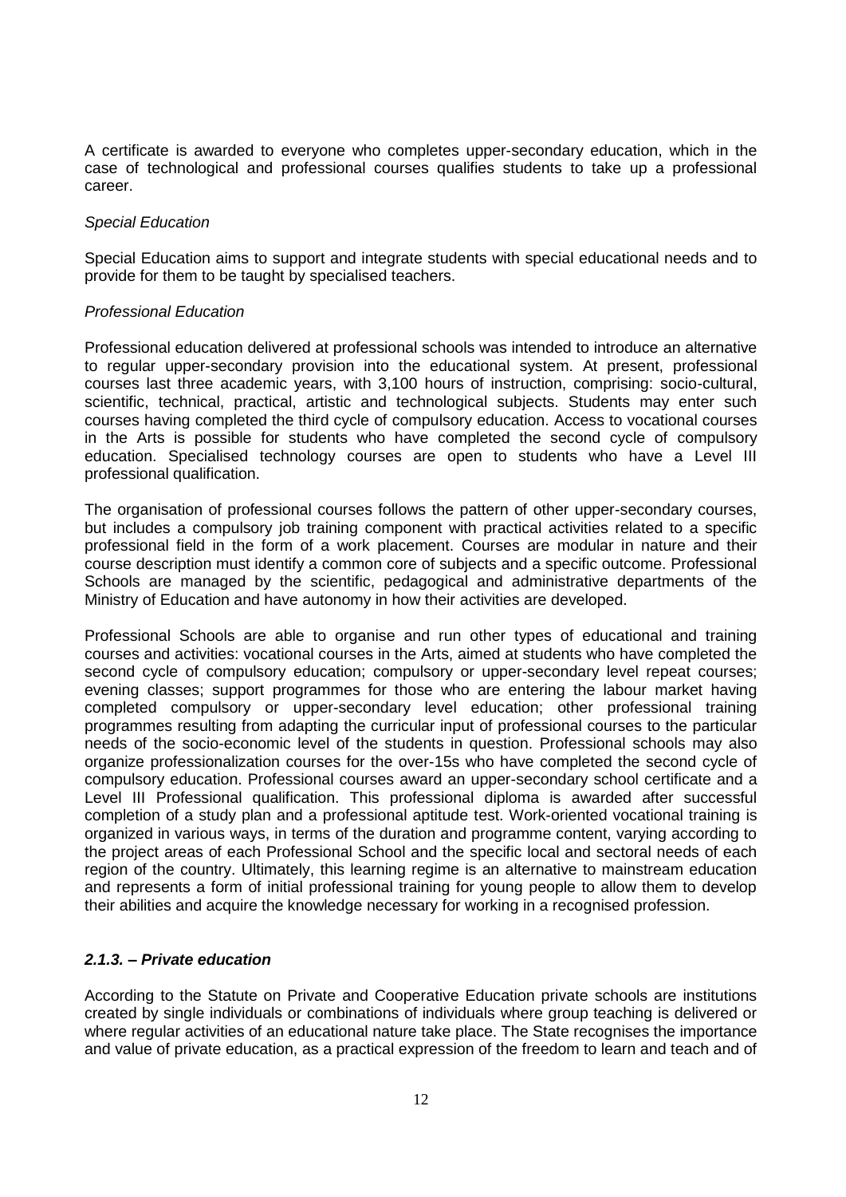A certificate is awarded to everyone who completes upper-secondary education, which in the case of technological and professional courses qualifies students to take up a professional career.

*Special Education*

Special Education aims to support and integrate students with special educational needs and to provide for them to be taught by specialised teachers.

*Professional Education*

Professional education delivered at professional schools was intended to introduce an alternative to regular upper-secondary provision into the educational system. At present, professional courses last three academic years, with 3,100 hours of instruction, comprising: socio-cultural, scientific, technical, practical, artistic and technological subjects. Students may enter such courses having completed the third cycle of compulsory education. Access to vocational courses in the Arts is possible for students who have completed the second cycle of compulsory education. Specialised technology courses are open to students who have a Level III professional qualification.

The organisation of professional courses follows the pattern of other upper-secondary courses, but includes a compulsory job training component with practical activities related to a specific professional field in the form of a work placement. Courses are modular in nature and their course description must identify a common core of subjects and a specific outcome. Professional Schools are managed by the scientific, pedagogical and administrative departments of the Ministry of Education and have autonomy in how their activities are developed.

Professional Schools are able to organise and run other types of educational and training courses and activities: vocational courses in the Arts, aimed at students who have completed the second cycle of compulsory education; compulsory or upper-secondary level repeat courses; evening classes; support programmes for those who are entering the labour market having completed compulsory or upper-secondary level education; other professional training programmes resulting from adapting the curricular input of professional courses to the particular needs of the socio-economic level of the students in question. Professional schools may also organize professionalization courses for the over-15s who have completed the second cycle of compulsory education. Professional courses award an upper-secondary school certificate and a Level III Professional qualification. This professional diploma is awarded after successful completion of a study plan and a professional aptitude test. Work-oriented vocational training is organized in various ways, in terms of the duration and programme content, varying according to the project areas of each Professional School and the specific local and sectoral needs of each region of the country. Ultimately, this learning regime is an alternative to mainstream education and represents a form of initial professional training for young people to allow them to develop their abilities and acquire the knowledge necessary for working in a recognised profession.

### *2.1.3. – Private education*

According to the Statute on Private and Cooperative Education private schools are institutions created by single individuals or combinations of individuals where group teaching is delivered or where regular activities of an educational nature take place. The State recognises the importance and value of private education, as a practical expression of the freedom to learn and teach and of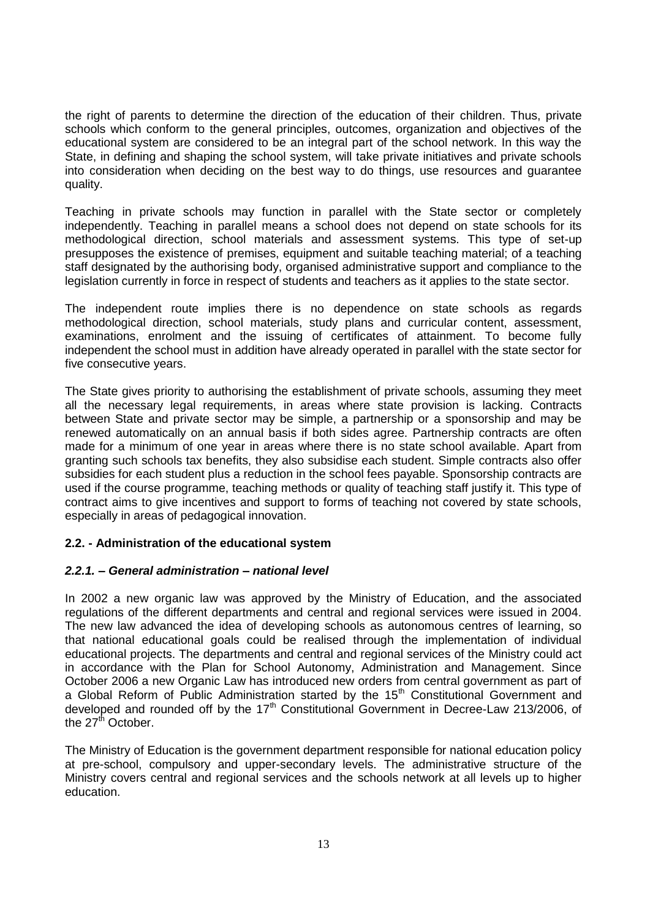the right of parents to determine the direction of the education of their children. Thus, private schools which conform to the general principles, outcomes, organization and objectives of the educational system are considered to be an integral part of the school network. In this way the State, in defining and shaping the school system, will take private initiatives and private schools into consideration when deciding on the best way to do things, use resources and guarantee quality.

Teaching in private schools may function in parallel with the State sector or completely independently. Teaching in parallel means a school does not depend on state schools for its methodological direction, school materials and assessment systems. This type of set-up presupposes the existence of premises, equipment and suitable teaching material; of a teaching staff designated by the authorising body, organised administrative support and compliance to the legislation currently in force in respect of students and teachers as it applies to the state sector.

The independent route implies there is no dependence on state schools as regards methodological direction, school materials, study plans and curricular content, assessment, examinations, enrolment and the issuing of certificates of attainment. To become fully independent the school must in addition have already operated in parallel with the state sector for five consecutive years.

The State gives priority to authorising the establishment of private schools, assuming they meet all the necessary legal requirements, in areas where state provision is lacking. Contracts between State and private sector may be simple, a partnership or a sponsorship and may be renewed automatically on an annual basis if both sides agree. Partnership contracts are often made for a minimum of one year in areas where there is no state school available. Apart from granting such schools tax benefits, they also subsidise each student. Simple contracts also offer subsidies for each student plus a reduction in the school fees payable. Sponsorship contracts are used if the course programme, teaching methods or quality of teaching staff justify it. This type of contract aims to give incentives and support to forms of teaching not covered by state schools, especially in areas of pedagogical innovation.

### 2.2. - Administration of the educational system

#### *2.2.1. – General administration – national level*

In 2002 a new organic law was approved by the Ministry of Education, and the associated regulations of the different departments and central and regional services were issued in 2004. The new law advanced the idea of developing schools as autonomous centres of learning, so that national educational goals could be realised through the implementation of individual educational projects. The departments and central and regional services of the Ministry could act in accordance with the Plan for School Autonomy, Administration and Management. Since October 2006 a new Organic Law has introduced new orders from central government as part of a Global Reform of Public Administration started by the 15th Constitutional Government and developed and rounded off by the 17th Constitutional Government in Decree-Law 213/2006, of the 27th October.

The Ministry of Education is the government department responsible for national education policy at pre-school, compulsory and upper-secondary levels. The administrative structure of the Ministry covers central and regional services and the schools network at all levels up to higher education.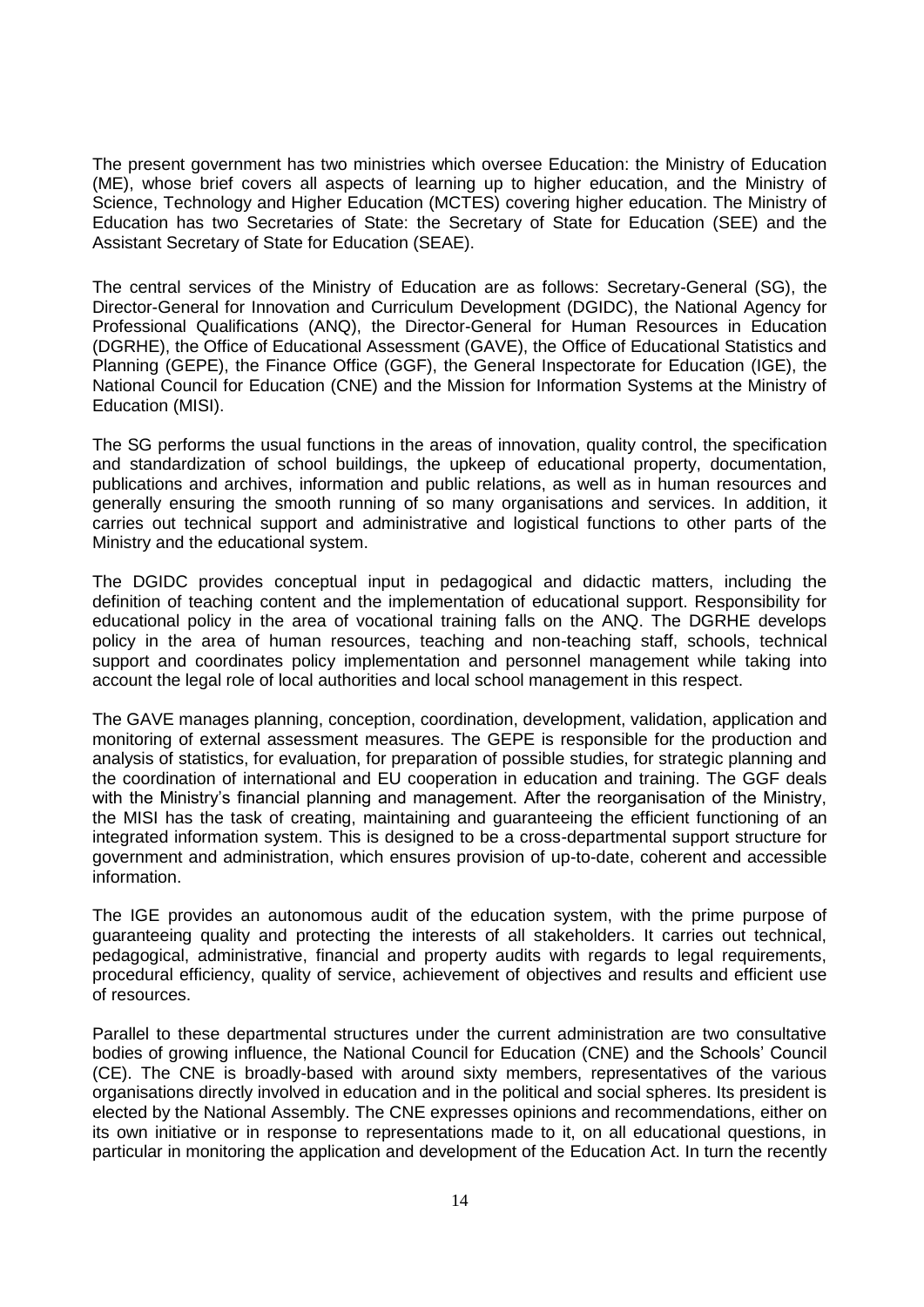The present government has two ministries which oversee Education: the Ministry of Education (ME), whose brief covers all aspects of learning up to higher education, and the Ministry of Science, Technology and Higher Education (MCTES) covering higher education. The Ministry of Education has two Secretaries of State: the Secretary of State for Education (SEE) and the Assistant Secretary of State for Education (SEAE).

The central services of the Ministry of Education are as follows: Secretary-General (SG), the Director-General for Innovation and Curriculum Development (DGIDC), the National Agency for Professional Qualifications (ANQ), the Director-General for Human Resources in Education (DGRHE), the Office of Educational Assessment (GAVE), the Office of Educational Statistics and Planning (GEPE), the Finance Office (GGF), the General Inspectorate for Education (IGE), the National Council for Education (CNE) and the Mission for Information Systems at the Ministry of Education (MISI).

The SG performs the usual functions in the areas of innovation, quality control, the specification and standardization of school buildings, the upkeep of educational property, documentation, publications and archives, information and public relations, as well as in human resources and generally ensuring the smooth running of so many organisations and services. In addition, it carries out technical support and administrative and logistical functions to other parts of the Ministry and the educational system.

The DGIDC provides conceptual input in pedagogical and didactic matters, including the definition of teaching content and the implementation of educational support. Responsibility for educational policy in the area of vocational training falls on the ANQ. The DGRHE develops policy in the area of human resources, teaching and non-teaching staff, schools, technical support and coordinates policy implementation and personnel management while taking into account the legal role of local authorities and local school management in this respect.

The GAVE manages planning, conception, coordination, development, validation, application and monitoring of external assessment measures. The GEPE is responsible for the production and analysis of statistics, for evaluation, for preparation of possible studies, for strategic planning and the coordination of international and EU cooperation in education and training. The GGF deals with the Ministry's financial planning and management. After the reorganisation of the Ministry, the MISI has the task of creating, maintaining and guaranteeing the efficient functioning of an integrated information system. This is designed to be a cross-departmental support structure for government and administration, which ensures provision of up-to-date, coherent and accessible information.

The IGE provides an autonomous audit of the education system, with the prime purpose of guaranteeing quality and protecting the interests of all stakeholders. It carries out technical, pedagogical, administrative, financial and property audits with regards to legal requirements, procedural efficiency, quality of service, achievement of objectives and results and efficient use of resources.

Parallel to these departmental structures under the current administration are two consultative bodies of growing influence, the National Council for Education (CNE) and the Schools' Council (CE). The CNE is broadly-based with around sixty members, representatives of the various organisations directly involved in education and in the political and social spheres. Its president is elected by the National Assembly. The CNE expresses opinions and recommendations, either on its own initiative or in response to representations made to it, on all educational questions, in particular in monitoring the application and development of the Education Act. In turn the recently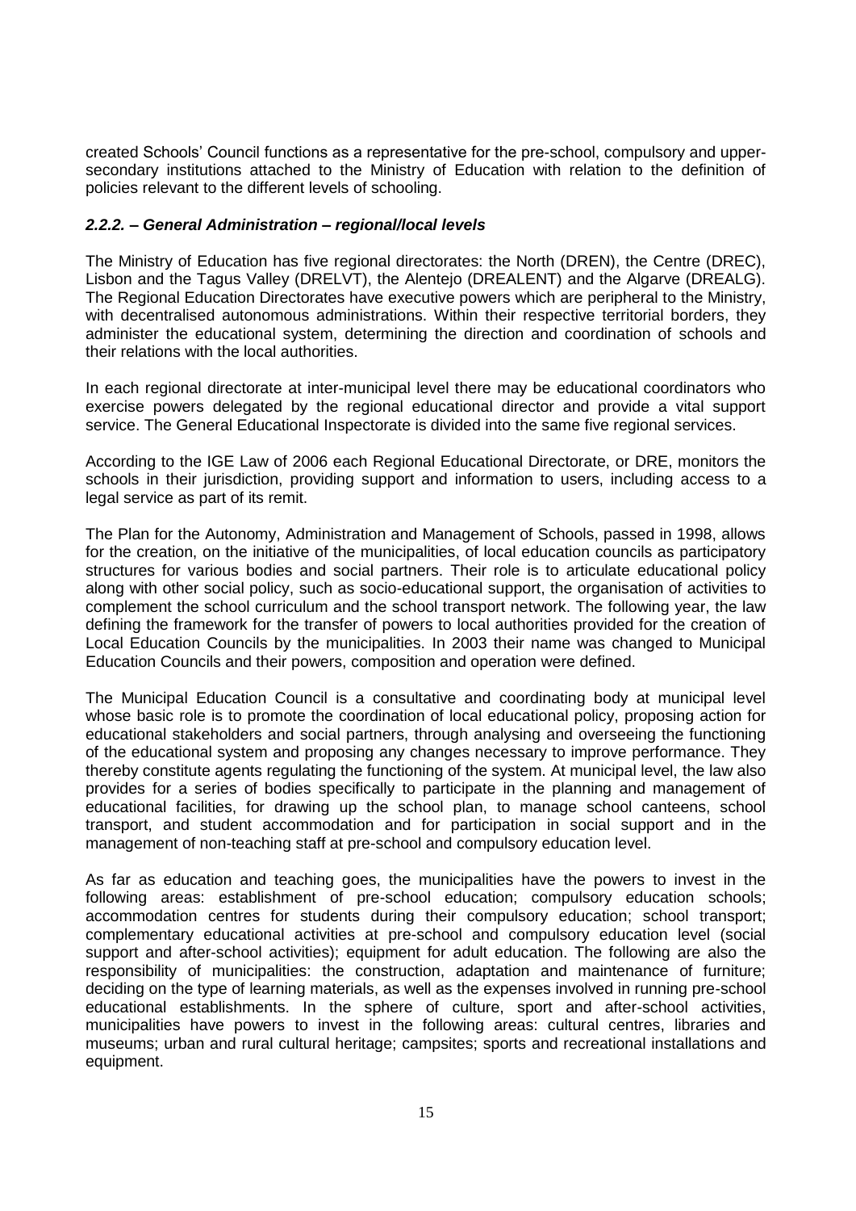created Schools' Council functions as a representative for the pre-school, compulsory and upper-secondary institutions attached to the Ministry of Education with relation to the definition of policies relevant to the different levels of schooling.

### *2.2.2. – General Administration – regional/local levels*

The Ministry of Education has five regional directorates: the North (DREN), the Centre (DREC), Lisbon and the Tagus Valley (DRELVT), the Alentejo (DREALENT) and the Algarve (DREALG). The Regional Education Directorates have executive powers which are peripheral to the Ministry, with decentralised autonomous administrations. Within their respective territorial borders, they administer the educational system, determining the direction and coordination of schools and their relations with the local authorities.

In each regional directorate at inter-municipal level there may be educational coordinators who exercise powers delegated by the regional educational director and provide a vital support service. The General Educational Inspectorate is divided into the same five regional services.

According to the IGE Law of 2006 each Regional Educational Directorate, or DRE, monitors the schools in their jurisdiction, providing support and information to users, including access to a legal service as part of its remit.

The Plan for the Autonomy, Administration and Management of Schools, passed in 1998, allows for the creation, on the initiative of the municipalities, of local education councils as participatory structures for various bodies and social partners. Their role is to articulate educational policy along with other social policy, such as socio-educational support, the organisation of activities to complement the school curriculum and the school transport network. The following year, the law defining the framework for the transfer of powers to local authorities provided for the creation of Local Education Councils by the municipalities. In 2003 their name was changed to Municipal Education Councils and their powers, composition and operation were defined.

The Municipal Education Council is a consultative and coordinating body at municipal level whose basic role is to promote the coordination of local educational policy, proposing action for educational stakeholders and social partners, through analysing and overseeing the functioning of the educational system and proposing any changes necessary to improve performance. They thereby constitute agents regulating the functioning of the system. At municipal level, the law also provides for a series of bodies specifically to participate in the planning and management of educational facilities, for drawing up the school plan, to manage school canteens, school transport, and student accommodation and for participation in social support and in the management of non-teaching staff at pre-school and compulsory education level.

As far as education and teaching goes, the municipalities have the powers to invest in the following areas: establishment of pre-school education; compulsory education schools; accommodation centres for students during their compulsory education; school transport; complementary educational activities at pre-school and compulsory education level (social support and after-school activities); equipment for adult education. The following are also the responsibility of municipalities: the construction, adaptation and maintenance of furniture; deciding on the type of learning materials, as well as the expenses involved in running pre-school educational establishments. In the sphere of culture, sport and after-school activities, municipalities have powers to invest in the following areas: cultural centres, libraries and museums; urban and rural cultural heritage; campsites; sports and recreational installations and equipment.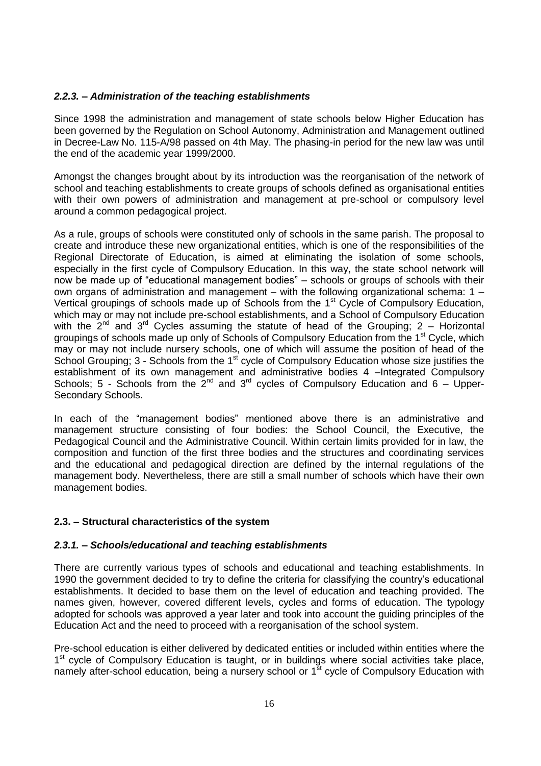### *2.2.3. – Administration of the teaching establishments*

Since 1998 the administration and management of state schools below Higher Education has been governed by the Regulation on School Autonomy, Administration and Management outlined in Decree-Law No. 115-A/98 passed on 4th May. The phasing-in period for the new law was until the end of the academic year 1999/2000.

Amongst the changes brought about by its introduction was the reorganisation of the network of school and teaching establishments to create groups of schools defined as organisational entities with their own powers of administration and management at pre-school or compulsory level around a common pedagogical project.

As a rule, groups of schools were constituted only of schools in the same parish. The proposal to create and introduce these new organizational entities, which is one of the responsibilities of the Regional Directorate of Education, is aimed at eliminating the isolation of some schools, especially in the first cycle of Compulsory Education. In this way, the state school network will now be made up of "educational management bodies" – schools or groups of schools with their own organs of administration and management – with the following organizational schema: 1 – Vertical groupings of schools made up of Schools from the 1st Cycle of Compulsory Education, which may or may not include pre-school establishments, and a School of Compulsory Education with the 2nd and 3rd Cycles assuming the statute of head of the Grouping; 2 – Horizontal groupings of schools made up only of Schools of Compulsory Education from the 1st Cycle, which may or may not include nursery schools, one of which will assume the position of head of the School Grouping; 3 - Schools from the 1st cycle of Compulsory Education whose size justifies the establishment of its own management and administrative bodies 4 –Integrated Compulsory Schools; 5 - Schools from the 2nd and 3rd cycles of Compulsory Education and 6 – Upper-Secondary Schools.

In each of the "management bodies" mentioned above there is an administrative and management structure consisting of four bodies: the School Council, the Executive, the Pedagogical Council and the Administrative Council. Within certain limits provided for in law, the composition and function of the first three bodies and the structures and coordinating services and the educational and pedagogical direction are defined by the internal regulations of the management body. Nevertheless, there are still a small number of schools which have their own management bodies.

## 2.3. – Structural characteristics of the system

### *2.3.1. – Schools/educational and teaching establishments*

There are currently various types of schools and educational and teaching establishments. In 1990 the government decided to try to define the criteria for classifying the country's educational establishments. It decided to base them on the level of education and teaching provided. The names given, however, covered different levels, cycles and forms of education. The typology adopted for schools was approved a year later and took into account the guiding principles of the Education Act and the need to proceed with a reorganisation of the school system.

Pre-school education is either delivered by dedicated entities or included within entities where the 1st cycle of Compulsory Education is taught, or in buildings where social activities take place, namely after-school education, being a nursery school or 1st cycle of Compulsory Education with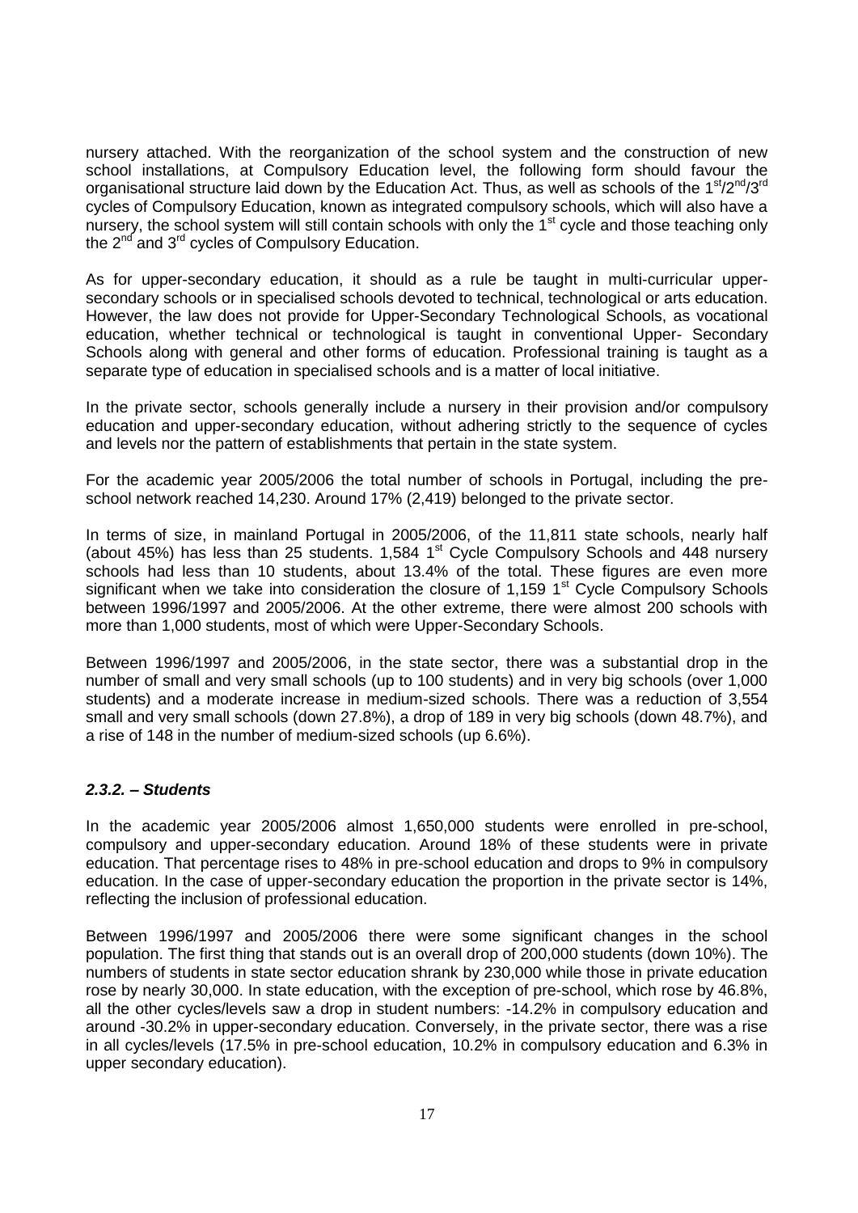nursery attached. With the reorganization of the school system and the construction of new school installations, at Compulsory Education level, the following form should favour the organisational structure laid down by the Education Act. Thus, as well as schools of the 1st/2nd/3rd cycles of Compulsory Education, known as integrated compulsory schools, which will also have a nursery, the school system will still contain schools with only the 1st cycle and those teaching only the 2nd and 3rd cycles of Compulsory Education.

As for upper-secondary education, it should as a rule be taught in multi-curricular upper-secondary schools or in specialised schools devoted to technical, technological or arts education. However, the law does not provide for Upper-Secondary Technological Schools, as vocational education, whether technical or technological is taught in conventional Upper- Secondary Schools along with general and other forms of education. Professional training is taught as a separate type of education in specialised schools and is a matter of local initiative.

In the private sector, schools generally include a nursery in their provision and/or compulsory education and upper-secondary education, without adhering strictly to the sequence of cycles and levels nor the pattern of establishments that pertain in the state system.

For the academic year 2005/2006 the total number of schools in Portugal, including the pre-school network reached 14,230. Around 17% (2,419) belonged to the private sector.

In terms of size, in mainland Portugal in 2005/2006, of the 11,811 state schools, nearly half (about 45%) has less than 25 students. 1,584 1st Cycle Compulsory Schools and 448 nursery schools had less than 10 students, about 13.4% of the total. These figures are even more significant when we take into consideration the closure of 1,159 1st Cycle Compulsory Schools between 1996/1997 and 2005/2006. At the other extreme, there were almost 200 schools with more than 1,000 students, most of which were Upper-Secondary Schools.

Between 1996/1997 and 2005/2006, in the state sector, there was a substantial drop in the number of small and very small schools (up to 100 students) and in very big schools (over 1,000 students) and a moderate increase in medium-sized schools. There was a reduction of 3,554 small and very small schools (down 27.8%), a drop of 189 in very big schools (down 48.7%), and a rise of 148 in the number of medium-sized schools (up 6.6%).

### *2.3.2. – Students*

In the academic year 2005/2006 almost 1,650,000 students were enrolled in pre-school, compulsory and upper-secondary education. Around 18% of these students were in private education. That percentage rises to 48% in pre-school education and drops to 9% in compulsory education. In the case of upper-secondary education the proportion in the private sector is 14%, reflecting the inclusion of professional education.

Between 1996/1997 and 2005/2006 there were some significant changes in the school population. The first thing that stands out is an overall drop of 200,000 students (down 10%). The numbers of students in state sector education shrank by 230,000 while those in private education rose by nearly 30,000. In state education, with the exception of pre-school, which rose by 46.8%, all the other cycles/levels saw a drop in student numbers: -14.2% in compulsory education and around -30.2% in upper-secondary education. Conversely, in the private sector, there was a rise in all cycles/levels (17.5% in pre-school education, 10.2% in compulsory education and 6.3% in upper secondary education).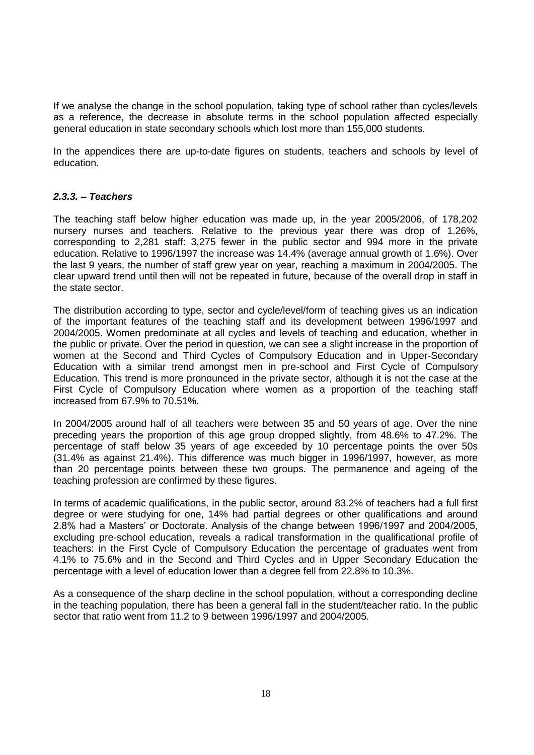If we analyse the change in the school population, taking type of school rather than cycles/levels as a reference, the decrease in absolute terms in the school population affected especially general education in state secondary schools which lost more than 155,000 students.

In the appendices there are up-to-date figures on students, teachers and schools by level of education.

### *2.3.3. – Teachers*

The teaching staff below higher education was made up, in the year 2005/2006, of 178,202 nursery nurses and teachers. Relative to the previous year there was drop of 1.26%, corresponding to 2,281 staff: 3,275 fewer in the public sector and 994 more in the private education. Relative to 1996/1997 the increase was 14.4% (average annual growth of 1.6%). Over the last 9 years, the number of staff grew year on year, reaching a maximum in 2004/2005. The clear upward trend until then will not be repeated in future, because of the overall drop in staff in the state sector.

The distribution according to type, sector and cycle/level/form of teaching gives us an indication of the important features of the teaching staff and its development between 1996/1997 and 2004/2005. Women predominate at all cycles and levels of teaching and education, whether in the public or private. Over the period in question, we can see a slight increase in the proportion of women at the Second and Third Cycles of Compulsory Education and in Upper-Secondary Education with a similar trend amongst men in pre-school and First Cycle of Compulsory Education. This trend is more pronounced in the private sector, although it is not the case at the First Cycle of Compulsory Education where women as a proportion of the teaching staff increased from 67.9% to 70.51%.

In 2004/2005 around half of all teachers were between 35 and 50 years of age. Over the nine preceding years the proportion of this age group dropped slightly, from 48.6% to 47.2%. The percentage of staff below 35 years of age exceeded by 10 percentage points the over 50s (31.4% as against 21.4%). This difference was much bigger in 1996/1997, however, as more than 20 percentage points between these two groups. The permanence and ageing of the teaching profession are confirmed by these figures.

In terms of academic qualifications, in the public sector, around 83.2% of teachers had a full first degree or were studying for one, 14% had partial degrees or other qualifications and around 2.8% had a Masters' or Doctorate. Analysis of the change between 1996/1997 and 2004/2005, excluding pre-school education, reveals a radical transformation in the qualificational profile of teachers: in the First Cycle of Compulsory Education the percentage of graduates went from 4.1% to 75.6% and in the Second and Third Cycles and in Upper Secondary Education the percentage with a level of education lower than a degree fell from 22.8% to 10.3%.

As a consequence of the sharp decline in the school population, without a corresponding decline in the teaching population, there has been a general fall in the student/teacher ratio. In the public sector that ratio went from 11.2 to 9 between 1996/1997 and 2004/2005.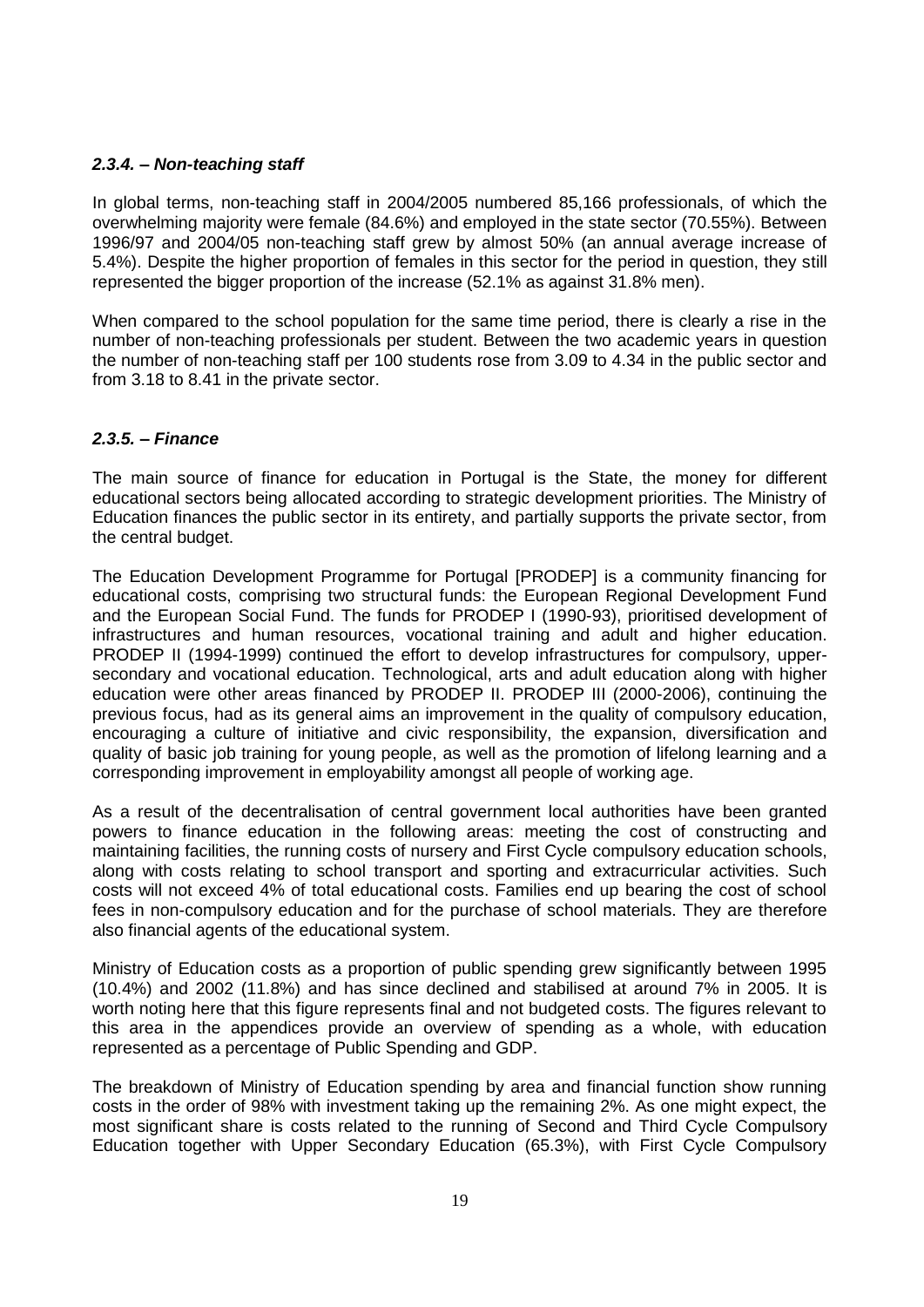### *2.3.4. – Non-teaching staff*

In global terms, non-teaching staff in 2004/2005 numbered 85,166 professionals, of which the overwhelming majority were female (84.6%) and employed in the state sector (70.55%). Between 1996/97 and 2004/05 non-teaching staff grew by almost 50% (an annual average increase of 5.4%). Despite the higher proportion of females in this sector for the period in question, they still represented the bigger proportion of the increase (52.1% as against 31.8% men).

When compared to the school population for the same time period, there is clearly a rise in the number of non-teaching professionals per student. Between the two academic years in question the number of non-teaching staff per 100 students rose from 3.09 to 4.34 in the public sector and from 3.18 to 8.41 in the private sector.

### *2.3.5. – Finance*

The main source of finance for education in Portugal is the State, the money for different educational sectors being allocated according to strategic development priorities. The Ministry of Education finances the public sector in its entirety, and partially supports the private sector, from the central budget.

The Education Development Programme for Portugal [PRODEP] is a community financing for educational costs, comprising two structural funds: the European Regional Development Fund and the European Social Fund. The funds for PRODEP I (1990-93), prioritised development of infrastructures and human resources, vocational training and adult and higher education. PRODEP II (1994-1999) continued the effort to develop infrastructures for compulsory, upper-secondary and vocational education. Technological, arts and adult education along with higher education were other areas financed by PRODEP II. PRODEP III (2000-2006), continuing the previous focus, had as its general aims an improvement in the quality of compulsory education, encouraging a culture of initiative and civic responsibility, the expansion, diversification and quality of basic job training for young people, as well as the promotion of lifelong learning and a corresponding improvement in employability amongst all people of working age.

As a result of the decentralisation of central government local authorities have been granted powers to finance education in the following areas: meeting the cost of constructing and maintaining facilities, the running costs of nursery and First Cycle compulsory education schools, along with costs relating to school transport and sporting and extracurricular activities. Such costs will not exceed 4% of total educational costs. Families end up bearing the cost of school fees in non-compulsory education and for the purchase of school materials. They are therefore also financial agents of the educational system.

Ministry of Education costs as a proportion of public spending grew significantly between 1995 (10.4%) and 2002 (11.8%) and has since declined and stabilised at around 7% in 2005. It is worth noting here that this figure represents final and not budgeted costs. The figures relevant to this area in the appendices provide an overview of spending as a whole, with education represented as a percentage of Public Spending and GDP.

The breakdown of Ministry of Education spending by area and financial function show running costs in the order of 98% with investment taking up the remaining 2%. As one might expect, the most significant share is costs related to the running of Second and Third Cycle Compulsory Education together with Upper Secondary Education (65.3%), with First Cycle Compulsory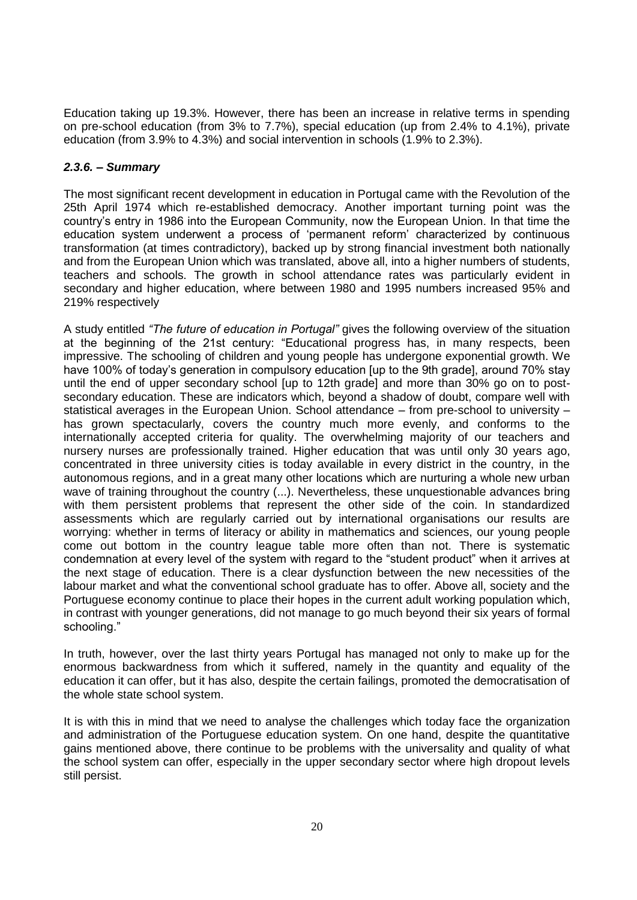Education taking up 19.3%. However, there has been an increase in relative terms in spending on pre-school education (from 3% to 7.7%), special education (up from 2.4% to 4.1%), private education (from 3.9% to 4.3%) and social intervention in schools (1.9% to 2.3%).

### *2.3.6. – Summary*

The most significant recent development in education in Portugal came with the Revolution of the 25th April 1974 which re-established democracy. Another important turning point was the country's entry in 1986 into the European Community, now the European Union. In that time the education system underwent a process of 'permanent reform' characterized by continuous transformation (at times contradictory), backed up by strong financial investment both nationally and from the European Union which was translated, above all, into a higher numbers of students, teachers and schools. The growth in school attendance rates was particularly evident in secondary and higher education, where between 1980 and 1995 numbers increased 95% and 219% respectively

A study entitled *"The future of education in Portugal"* gives the following overview of the situation at the beginning of the 21st century: "Educational progress has, in many respects, been impressive. The schooling of children and young people has undergone exponential growth. We have 100% of today's generation in compulsory education [up to the 9th grade], around 70% stay until the end of upper secondary school [up to 12th grade] and more than 30% go on to post-secondary education. These are indicators which, beyond a shadow of doubt, compare well with statistical averages in the European Union. School attendance – from pre-school to university – has grown spectacularly, covers the country much more evenly, and conforms to the internationally accepted criteria for quality. The overwhelming majority of our teachers and nursery nurses are professionally trained. Higher education that was until only 30 years ago, concentrated in three university cities is today available in every district in the country, in the autonomous regions, and in a great many other locations which are nurturing a whole new urban wave of training throughout the country (...). Nevertheless, these unquestionable advances bring with them persistent problems that represent the other side of the coin. In standardized assessments which are regularly carried out by international organisations our results are worrying: whether in terms of literacy or ability in mathematics and sciences, our young people come out bottom in the country league table more often than not. There is systematic condemnation at every level of the system with regard to the "student product" when it arrives at the next stage of education. There is a clear dysfunction between the new necessities of the labour market and what the conventional school graduate has to offer. Above all, society and the Portuguese economy continue to place their hopes in the current adult working population which, in contrast with younger generations, did not manage to go much beyond their six years of formal schooling."

In truth, however, over the last thirty years Portugal has managed not only to make up for the enormous backwardness from which it suffered, namely in the quantity and equality of the education it can offer, but it has also, despite the certain failings, promoted the democratisation of the whole state school system.

It is with this in mind that we need to analyse the challenges which today face the organization and administration of the Portuguese education system. On one hand, despite the quantitative gains mentioned above, there continue to be problems with the universality and quality of what the school system can offer, especially in the upper secondary sector where high dropout levels still persist.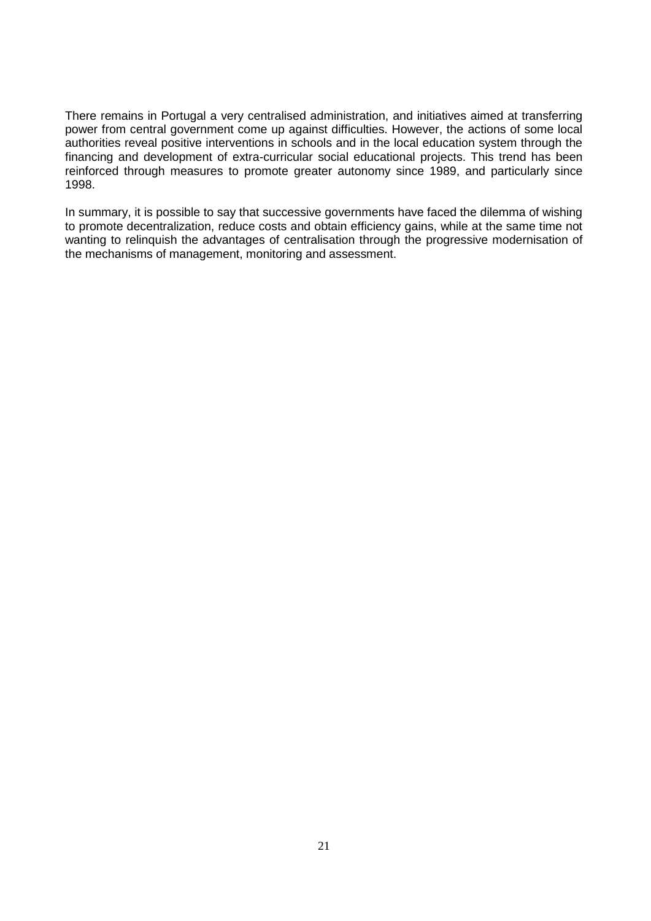There remains in Portugal a very centralised administration, and initiatives aimed at transferring power from central government come up against difficulties. However, the actions of some local authorities reveal positive interventions in schools and in the local education system through the financing and development of extra-curricular social educational projects. This trend has been reinforced through measures to promote greater autonomy since 1989, and particularly since 1998.

In summary, it is possible to say that successive governments have faced the dilemma of wishing to promote decentralization, reduce costs and obtain efficiency gains, while at the same time not wanting to relinquish the advantages of centralisation through the progressive modernisation of the mechanisms of management, monitoring and assessment.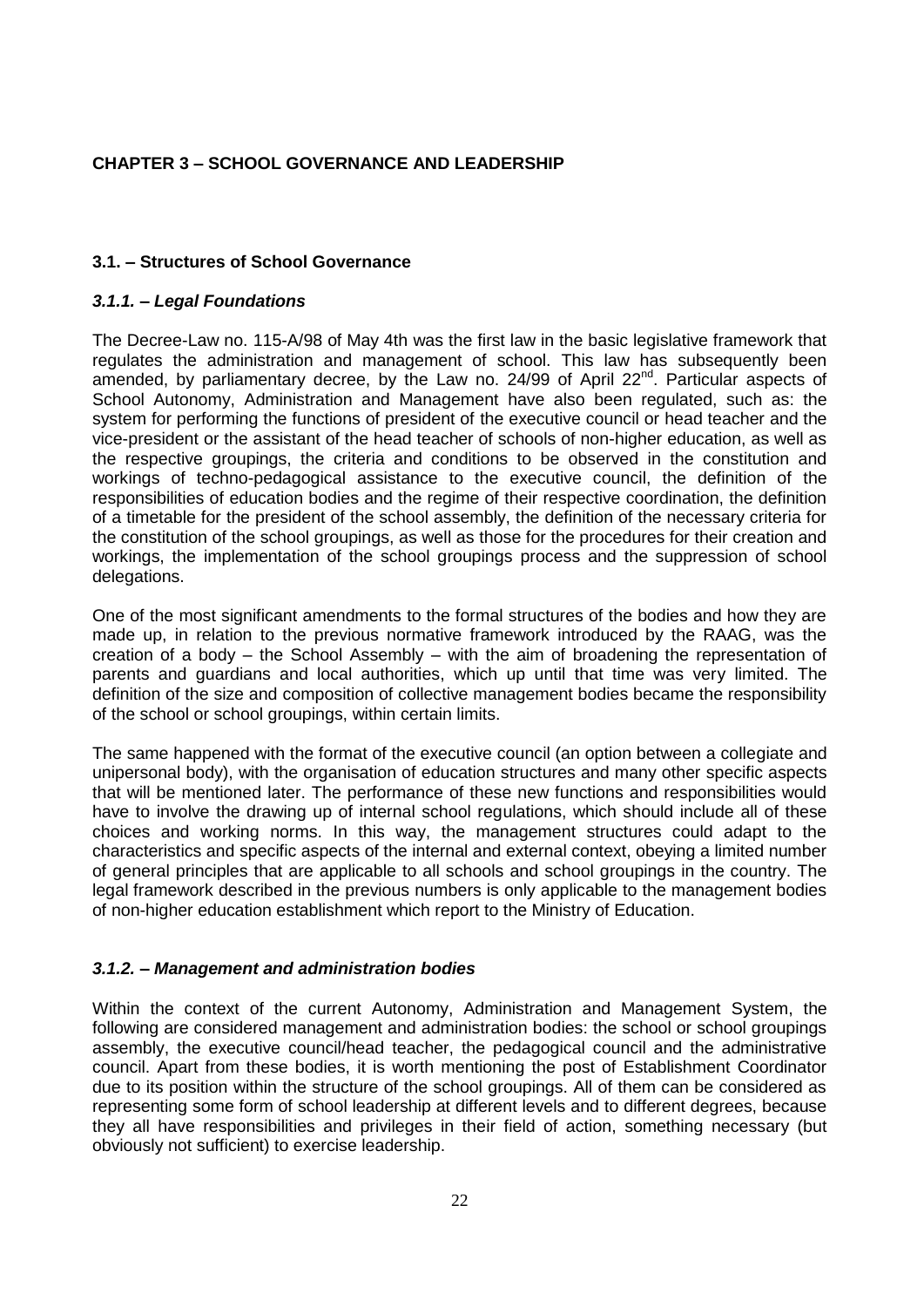## CHAPTER 3 – SCHOOL GOVERNANCE AND LEADERSHIP

### 3.1. – Structures of School Governance

#### *3.1.1. – Legal Foundations*

The Decree-Law no. 115-A/98 of May 4th was the first law in the basic legislative framework that regulates the administration and management of school. This law has subsequently been amended, by parliamentary decree, by the Law no. 24/99 of April 22nd. Particular aspects of School Autonomy, Administration and Management have also been regulated, such as: the system for performing the functions of president of the executive council or head teacher and the vice-president or the assistant of the head teacher of schools of non-higher education, as well as the respective groupings, the criteria and conditions to be observed in the constitution and workings of techno-pedagogical assistance to the executive council, the definition of the responsibilities of education bodies and the regime of their respective coordination, the definition of a timetable for the president of the school assembly, the definition of the necessary criteria for the constitution of the school groupings, as well as those for the procedures for their creation and workings, the implementation of the school groupings process and the suppression of school delegations.

One of the most significant amendments to the formal structures of the bodies and how they are made up, in relation to the previous normative framework introduced by the RAAG, was the creation of a body – the School Assembly – with the aim of broadening the representation of parents and guardians and local authorities, which up until that time was very limited. The definition of the size and composition of collective management bodies became the responsibility of the school or school groupings, within certain limits.

The same happened with the format of the executive council (an option between a collegiate and unipersonal body), with the organisation of education structures and many other specific aspects that will be mentioned later. The performance of these new functions and responsibilities would have to involve the drawing up of internal school regulations, which should include all of these choices and working norms. In this way, the management structures could adapt to the characteristics and specific aspects of the internal and external context, obeying a limited number of general principles that are applicable to all schools and school groupings in the country. The legal framework described in the previous numbers is only applicable to the management bodies of non-higher education establishment which report to the Ministry of Education.

#### *3.1.2. – Management and administration bodies*

Within the context of the current Autonomy, Administration and Management System, the following are considered management and administration bodies: the school or school groupings assembly, the executive council/head teacher, the pedagogical council and the administrative council. Apart from these bodies, it is worth mentioning the post of Establishment Coordinator due to its position within the structure of the school groupings. All of them can be considered as representing some form of school leadership at different levels and to different degrees, because they all have responsibilities and privileges in their field of action, something necessary (but obviously not sufficient) to exercise leadership.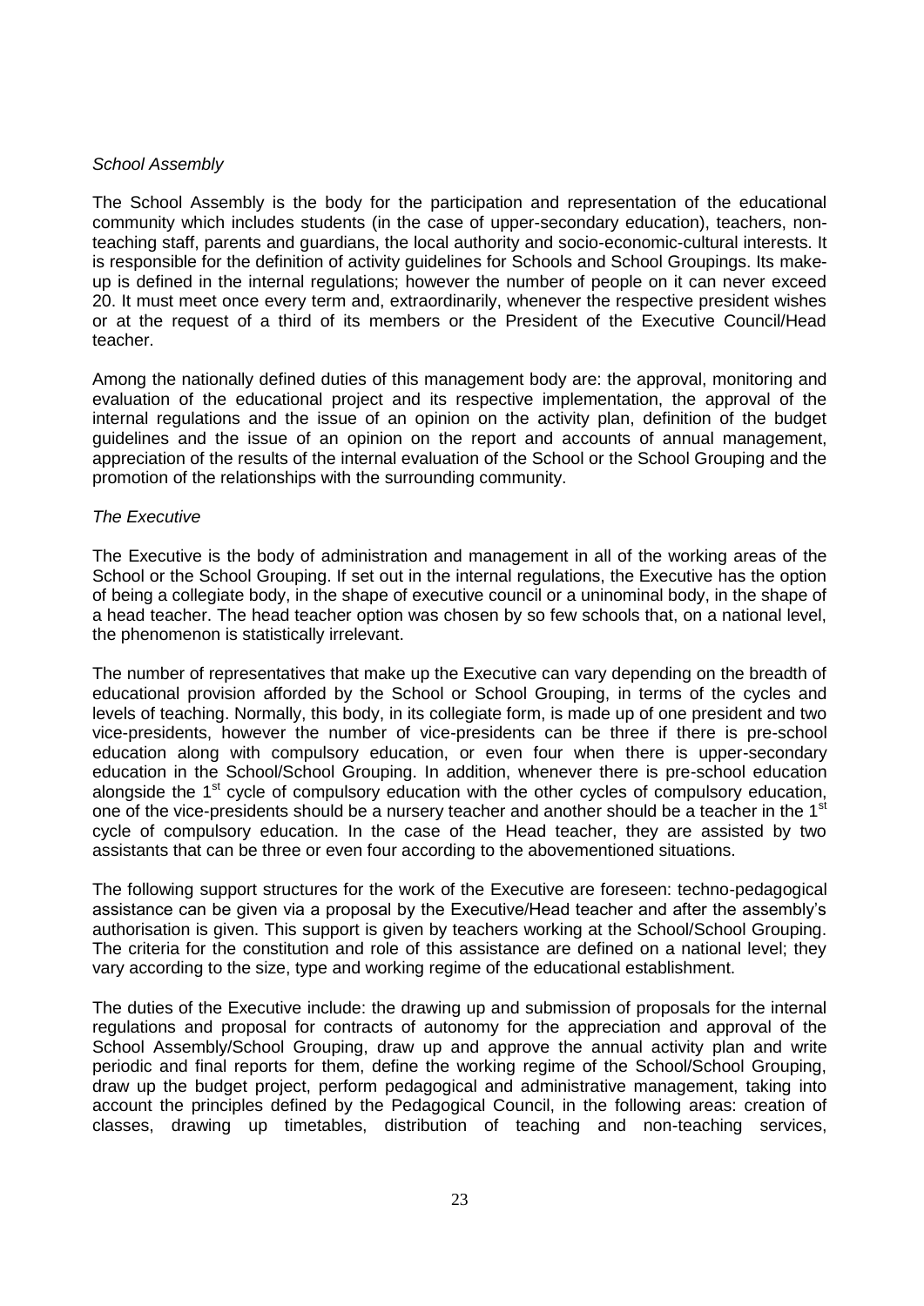*School Assembly*

The School Assembly is the body for the participation and representation of the educational community which includes students (in the case of upper-secondary education), teachers, non-teaching staff, parents and guardians, the local authority and socio-economic-cultural interests. It is responsible for the definition of activity guidelines for Schools and School Groupings. Its make-up is defined in the internal regulations; however the number of people on it can never exceed 20. It must meet once every term and, extraordinarily, whenever the respective president wishes or at the request of a third of its members or the President of the Executive Council/Head teacher.

Among the nationally defined duties of this management body are: the approval, monitoring and evaluation of the educational project and its respective implementation, the approval of the internal regulations and the issue of an opinion on the activity plan, definition of the budget guidelines and the issue of an opinion on the report and accounts of annual management, appreciation of the results of the internal evaluation of the School or the School Grouping and the promotion of the relationships with the surrounding community.

*The Executive*

The Executive is the body of administration and management in all of the working areas of the School or the School Grouping. If set out in the internal regulations, the Executive has the option of being a collegiate body, in the shape of executive council or a uninominal body, in the shape of a head teacher. The head teacher option was chosen by so few schools that, on a national level, the phenomenon is statistically irrelevant.

The number of representatives that make up the Executive can vary depending on the breadth of educational provision afforded by the School or School Grouping, in terms of the cycles and levels of teaching. Normally, this body, in its collegiate form, is made up of one president and two vice-presidents, however the number of vice-presidents can be three if there is pre-school education along with compulsory education, or even four when there is upper-secondary education in the School/School Grouping. In addition, whenever there is pre-school education alongside the 1st cycle of compulsory education with the other cycles of compulsory education, one of the vice-presidents should be a nursery teacher and another should be a teacher in the 1st cycle of compulsory education. In the case of the Head teacher, they are assisted by two assistants that can be three or even four according to the abovementioned situations.

The following support structures for the work of the Executive are foreseen: techno-pedagogical assistance can be given via a proposal by the Executive/Head teacher and after the assembly's authorisation is given. This support is given by teachers working at the School/School Grouping. The criteria for the constitution and role of this assistance are defined on a national level; they vary according to the size, type and working regime of the educational establishment.

The duties of the Executive include: the drawing up and submission of proposals for the internal regulations and proposal for contracts of autonomy for the appreciation and approval of the School Assembly/School Grouping, draw up and approve the annual activity plan and write periodic and final reports for them, define the working regime of the School/School Grouping, draw up the budget project, perform pedagogical and administrative management, taking into account the principles defined by the Pedagogical Council, in the following areas: creation of classes, drawing up timetables, distribution of teaching and non-teaching services,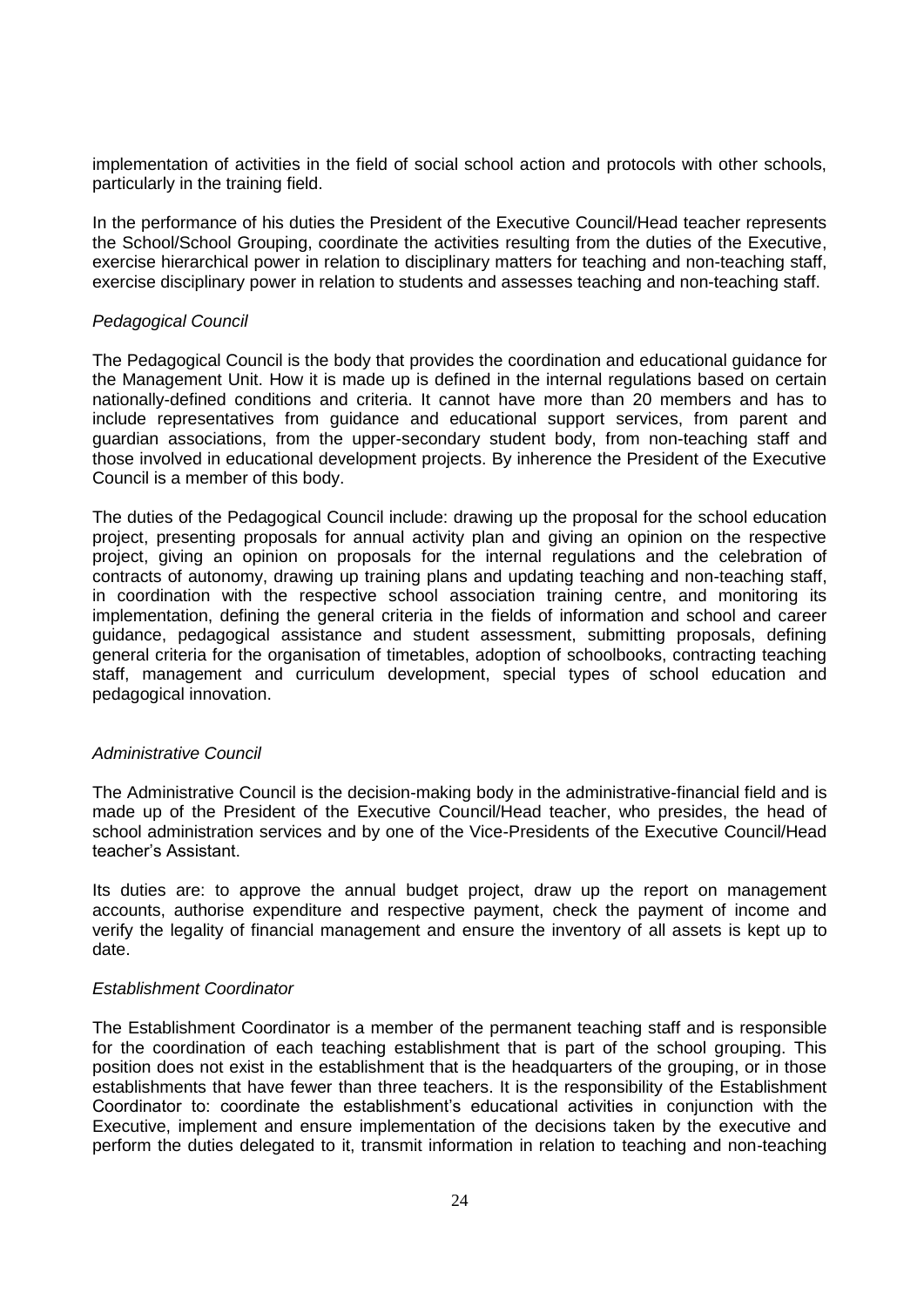implementation of activities in the field of social school action and protocols with other schools, particularly in the training field.

In the performance of his duties the President of the Executive Council/Head teacher represents the School/School Grouping, coordinate the activities resulting from the duties of the Executive, exercise hierarchical power in relation to disciplinary matters for teaching and non-teaching staff, exercise disciplinary power in relation to students and assesses teaching and non-teaching staff.

*Pedagogical Council*

The Pedagogical Council is the body that provides the coordination and educational guidance for the Management Unit. How it is made up is defined in the internal regulations based on certain nationally-defined conditions and criteria. It cannot have more than 20 members and has to include representatives from guidance and educational support services, from parent and guardian associations, from the upper-secondary student body, from non-teaching staff and those involved in educational development projects. By inherence the President of the Executive Council is a member of this body.

The duties of the Pedagogical Council include: drawing up the proposal for the school education project, presenting proposals for annual activity plan and giving an opinion on the respective project, giving an opinion on proposals for the internal regulations and the celebration of contracts of autonomy, drawing up training plans and updating teaching and non-teaching staff, in coordination with the respective school association training centre, and monitoring its implementation, defining the general criteria in the fields of information and school and career guidance, pedagogical assistance and student assessment, submitting proposals, defining general criteria for the organisation of timetables, adoption of schoolbooks, contracting teaching staff, management and curriculum development, special types of school education and pedagogical innovation.

*Administrative Council*

The Administrative Council is the decision-making body in the administrative-financial field and is made up of the President of the Executive Council/Head teacher, who presides, the head of school administration services and by one of the Vice-Presidents of the Executive Council/Head teacher's Assistant.

Its duties are: to approve the annual budget project, draw up the report on management accounts, authorise expenditure and respective payment, check the payment of income and verify the legality of financial management and ensure the inventory of all assets is kept up to date.

*Establishment Coordinator*

The Establishment Coordinator is a member of the permanent teaching staff and is responsible for the coordination of each teaching establishment that is part of the school grouping. This position does not exist in the establishment that is the headquarters of the grouping, or in those establishments that have fewer than three teachers. It is the responsibility of the Establishment Coordinator to: coordinate the establishment's educational activities in conjunction with the Executive, implement and ensure implementation of the decisions taken by the executive and perform the duties delegated to it, transmit information in relation to teaching and non-teaching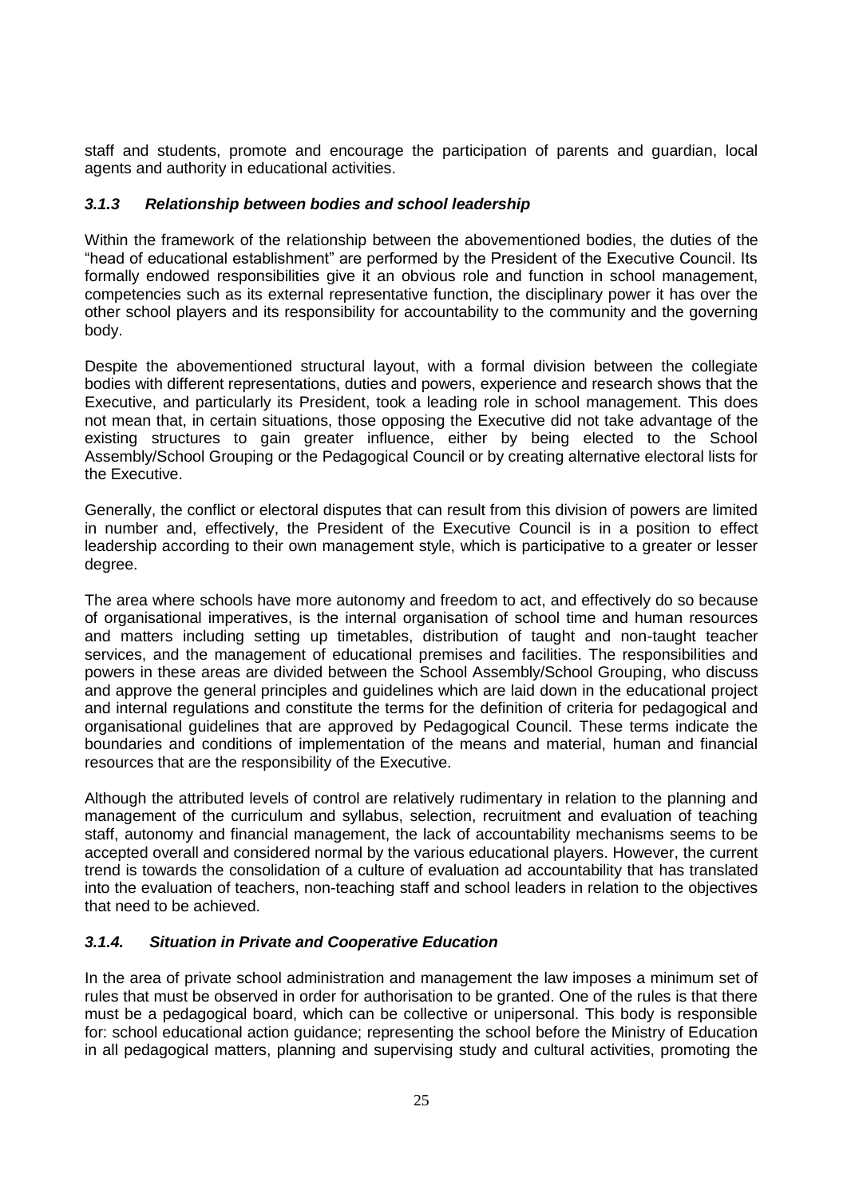staff and students, promote and encourage the participation of parents and guardian, local agents and authority in educational activities.

### *3.1.3 Relationship between bodies and school leadership*

Within the framework of the relationship between the abovementioned bodies, the duties of the "head of educational establishment" are performed by the President of the Executive Council. Its formally endowed responsibilities give it an obvious role and function in school management, competencies such as its external representative function, the disciplinary power it has over the other school players and its responsibility for accountability to the community and the governing body.

Despite the abovementioned structural layout, with a formal division between the collegiate bodies with different representations, duties and powers, experience and research shows that the Executive, and particularly its President, took a leading role in school management. This does not mean that, in certain situations, those opposing the Executive did not take advantage of the existing structures to gain greater influence, either by being elected to the School Assembly/School Grouping or the Pedagogical Council or by creating alternative electoral lists for the Executive.

Generally, the conflict or electoral disputes that can result from this division of powers are limited in number and, effectively, the President of the Executive Council is in a position to effect leadership according to their own management style, which is participative to a greater or lesser degree.

The area where schools have more autonomy and freedom to act, and effectively do so because of organisational imperatives, is the internal organisation of school time and human resources and matters including setting up timetables, distribution of taught and non-taught teacher services, and the management of educational premises and facilities. The responsibilities and powers in these areas are divided between the School Assembly/School Grouping, who discuss and approve the general principles and guidelines which are laid down in the educational project and internal regulations and constitute the terms for the definition of criteria for pedagogical and organisational guidelines that are approved by Pedagogical Council. These terms indicate the boundaries and conditions of implementation of the means and material, human and financial resources that are the responsibility of the Executive.

Although the attributed levels of control are relatively rudimentary in relation to the planning and management of the curriculum and syllabus, selection, recruitment and evaluation of teaching staff, autonomy and financial management, the lack of accountability mechanisms seems to be accepted overall and considered normal by the various educational players. However, the current trend is towards the consolidation of a culture of evaluation ad accountability that has translated into the evaluation of teachers, non-teaching staff and school leaders in relation to the objectives that need to be achieved.

### *3.1.4. Situation in Private and Cooperative Education*

In the area of private school administration and management the law imposes a minimum set of rules that must be observed in order for authorisation to be granted. One of the rules is that there must be a pedagogical board, which can be collective or unipersonal. This body is responsible for: school educational action guidance; representing the school before the Ministry of Education in all pedagogical matters, planning and supervising study and cultural activities, promoting the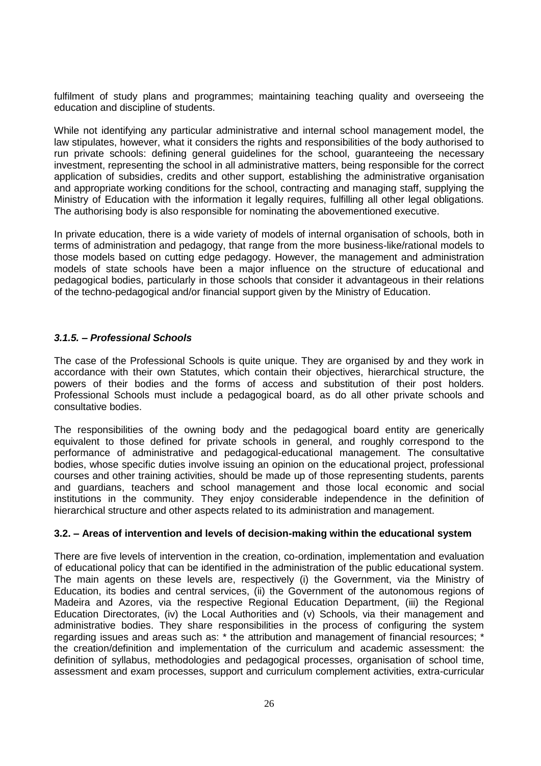fulfilment of study plans and programmes; maintaining teaching quality and overseeing the education and discipline of students.

While not identifying any particular administrative and internal school management model, the law stipulates, however, what it considers the rights and responsibilities of the body authorised to run private schools: defining general guidelines for the school, guaranteeing the necessary investment, representing the school in all administrative matters, being responsible for the correct application of subsidies, credits and other support, establishing the administrative organisation and appropriate working conditions for the school, contracting and managing staff, supplying the Ministry of Education with the information it legally requires, fulfilling all other legal obligations. The authorising body is also responsible for nominating the abovementioned executive.

In private education, there is a wide variety of models of internal organisation of schools, both in terms of administration and pedagogy, that range from the more business-like/rational models to those models based on cutting edge pedagogy. However, the management and administration models of state schools have been a major influence on the structure of educational and pedagogical bodies, particularly in those schools that consider it advantageous in their relations of the techno-pedagogical and/or financial support given by the Ministry of Education.

#### *3.1.5. – Professional Schools*

The case of the Professional Schools is quite unique. They are organised by and they work in accordance with their own Statutes, which contain their objectives, hierarchical structure, the powers of their bodies and the forms of access and substitution of their post holders. Professional Schools must include a pedagogical board, as do all other private schools and consultative bodies.

The responsibilities of the owning body and the pedagogical board entity are generically equivalent to those defined for private schools in general, and roughly correspond to the performance of administrative and pedagogical-educational management. The consultative bodies, whose specific duties involve issuing an opinion on the educational project, professional courses and other training activities, should be made up of those representing students, parents and guardians, teachers and school management and those local economic and social institutions in the community. They enjoy considerable independence in the definition of hierarchical structure and other aspects related to its administration and management.

### **3.2. – Areas of intervention and levels of decision-making within the educational system**

There are five levels of intervention in the creation, co-ordination, implementation and evaluation of educational policy that can be identified in the administration of the public educational system. The main agents on these levels are, respectively (i) the Government, via the Ministry of Education, its bodies and central services, (ii) the Government of the autonomous regions of Madeira and Azores, via the respective Regional Education Department, (iii) the Regional Education Directorates, (iv) the Local Authorities and (v) Schools, via their management and administrative bodies. They share responsibilities in the process of configuring the system regarding issues and areas such as: * the attribution and management of financial resources; * the creation/definition and implementation of the curriculum and academic assessment: the definition of syllabus, methodologies and pedagogical processes, organisation of school time, assessment and exam processes, support and curriculum complement activities, extra-curricular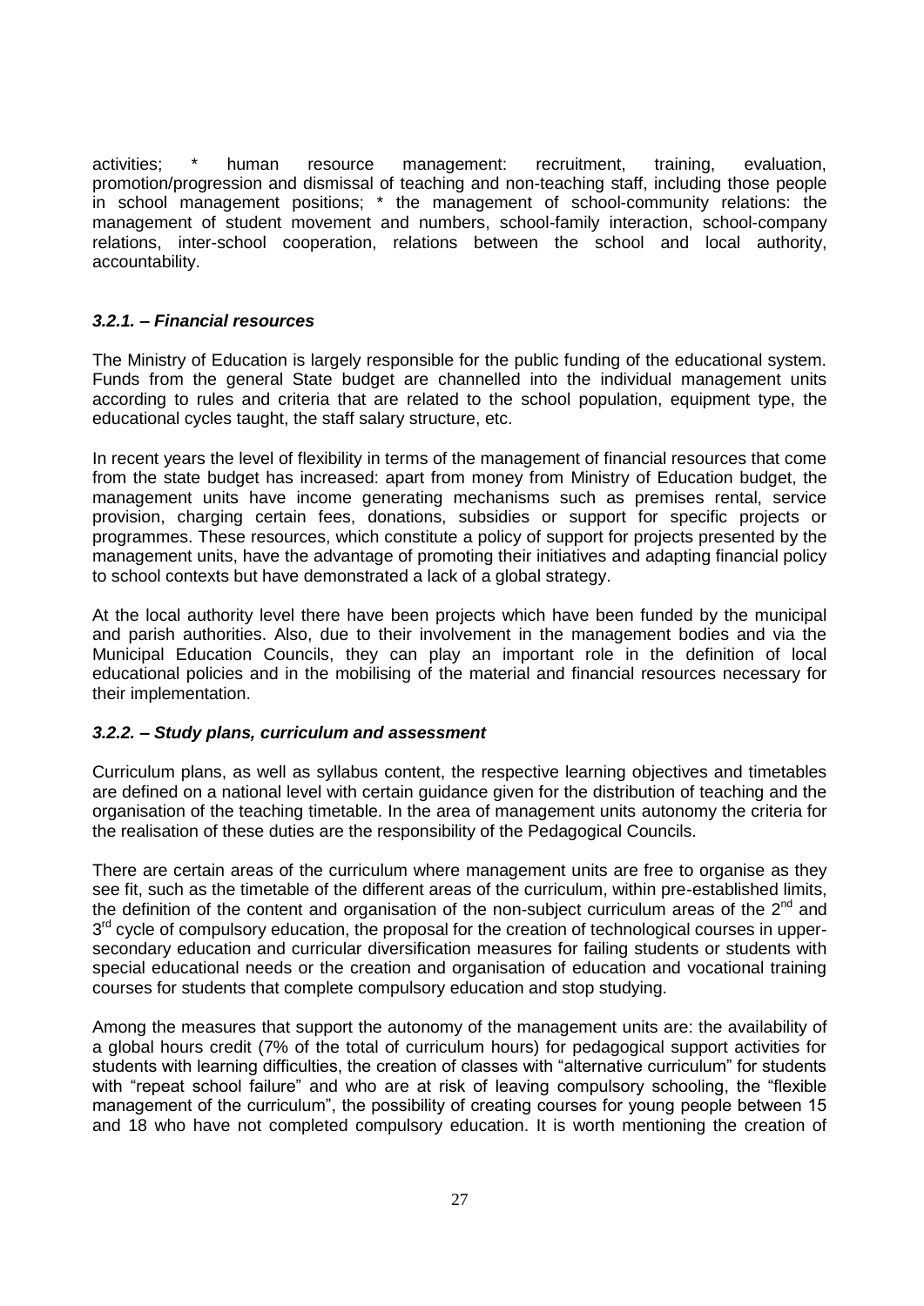activities; * human resource management: recruitment, training, evaluation, promotion/progression and dismissal of teaching and non-teaching staff, including those people in school management positions; * the management of school-community relations: the management of student movement and numbers, school-family interaction, school-company relations, inter-school cooperation, relations between the school and local authority, accountability.

### *3.2.1. – Financial resources*

The Ministry of Education is largely responsible for the public funding of the educational system. Funds from the general State budget are channelled into the individual management units according to rules and criteria that are related to the school population, equipment type, the educational cycles taught, the staff salary structure, etc.

In recent years the level of flexibility in terms of the management of financial resources that come from the state budget has increased: apart from money from Ministry of Education budget, the management units have income generating mechanisms such as premises rental, service provision, charging certain fees, donations, subsidies or support for specific projects or programmes. These resources, which constitute a policy of support for projects presented by the management units, have the advantage of promoting their initiatives and adapting financial policy to school contexts but have demonstrated a lack of a global strategy.

At the local authority level there have been projects which have been funded by the municipal and parish authorities. Also, due to their involvement in the management bodies and via the Municipal Education Councils, they can play an important role in the definition of local educational policies and in the mobilising of the material and financial resources necessary for their implementation.

### *3.2.2. – Study plans, curriculum and assessment*

Curriculum plans, as well as syllabus content, the respective learning objectives and timetables are defined on a national level with certain guidance given for the distribution of teaching and the organisation of the teaching timetable. In the area of management units autonomy the criteria for the realisation of these duties are the responsibility of the Pedagogical Councils.

There are certain areas of the curriculum where management units are free to organise as they see fit, such as the timetable of the different areas of the curriculum, within pre-established limits, the definition of the content and organisation of the non-subject curriculum areas of the 2nd and 3rd cycle of compulsory education, the proposal for the creation of technological courses in upper-secondary education and curricular diversification measures for failing students or students with special educational needs or the creation and organisation of education and vocational training courses for students that complete compulsory education and stop studying.

Among the measures that support the autonomy of the management units are: the availability of a global hours credit (7% of the total of curriculum hours) for pedagogical support activities for students with learning difficulties, the creation of classes with "alternative curriculum" for students with "repeat school failure" and who are at risk of leaving compulsory schooling, the "flexible management of the curriculum", the possibility of creating courses for young people between 15 and 18 who have not completed compulsory education. It is worth mentioning the creation of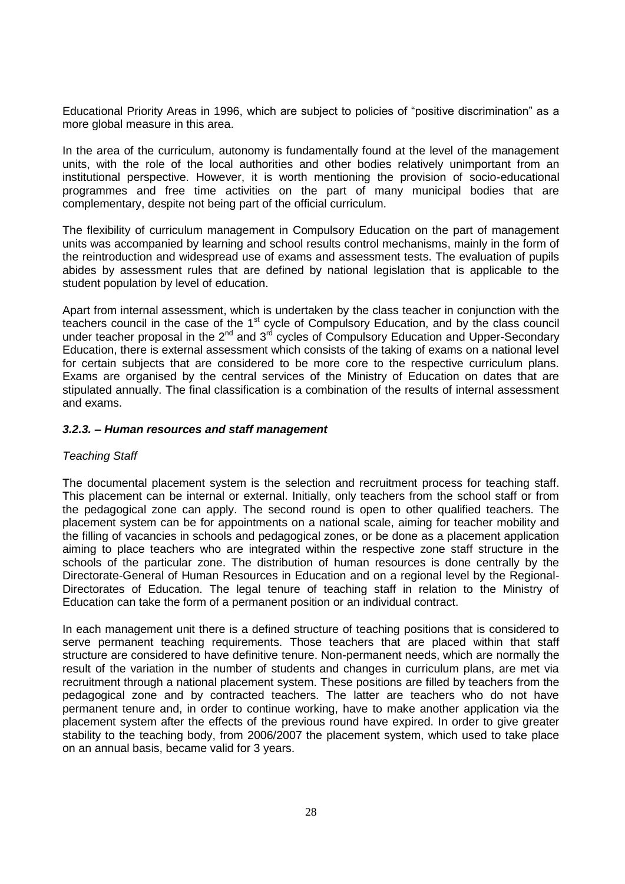Educational Priority Areas in 1996, which are subject to policies of "positive discrimination" as a more global measure in this area.

In the area of the curriculum, autonomy is fundamentally found at the level of the management units, with the role of the local authorities and other bodies relatively unimportant from an institutional perspective. However, it is worth mentioning the provision of socio-educational programmes and free time activities on the part of many municipal bodies that are complementary, despite not being part of the official curriculum.

The flexibility of curriculum management in Compulsory Education on the part of management units was accompanied by learning and school results control mechanisms, mainly in the form of the reintroduction and widespread use of exams and assessment tests. The evaluation of pupils abides by assessment rules that are defined by national legislation that is applicable to the student population by level of education.

Apart from internal assessment, which is undertaken by the class teacher in conjunction with the teachers council in the case of the 1st cycle of Compulsory Education, and by the class council under teacher proposal in the 2nd and 3rd cycles of Compulsory Education and Upper-Secondary Education, there is external assessment which consists of the taking of exams on a national level for certain subjects that are considered to be more core to the respective curriculum plans. Exams are organised by the central services of the Ministry of Education on dates that are stipulated annually. The final classification is a combination of the results of internal assessment and exams.

### ***3.2.3. – Human resources and staff management***

*Teaching Staff*

The documental placement system is the selection and recruitment process for teaching staff. This placement can be internal or external. Initially, only teachers from the school staff or from the pedagogical zone can apply. The second round is open to other qualified teachers. The placement system can be for appointments on a national scale, aiming for teacher mobility and the filling of vacancies in schools and pedagogical zones, or be done as a placement application aiming to place teachers who are integrated within the respective zone staff structure in the schools of the particular zone. The distribution of human resources is done centrally by the Directorate-General of Human Resources in Education and on a regional level by the Regional-Directorates of Education. The legal tenure of teaching staff in relation to the Ministry of Education can take the form of a permanent position or an individual contract.

In each management unit there is a defined structure of teaching positions that is considered to serve permanent teaching requirements. Those teachers that are placed within that staff structure are considered to have definitive tenure. Non-permanent needs, which are normally the result of the variation in the number of students and changes in curriculum plans, are met via recruitment through a national placement system. These positions are filled by teachers from the pedagogical zone and by contracted teachers. The latter are teachers who do not have permanent tenure and, in order to continue working, have to make another application via the placement system after the effects of the previous round have expired. In order to give greater stability to the teaching body, from 2006/2007 the placement system, which used to take place on an annual basis, became valid for 3 years.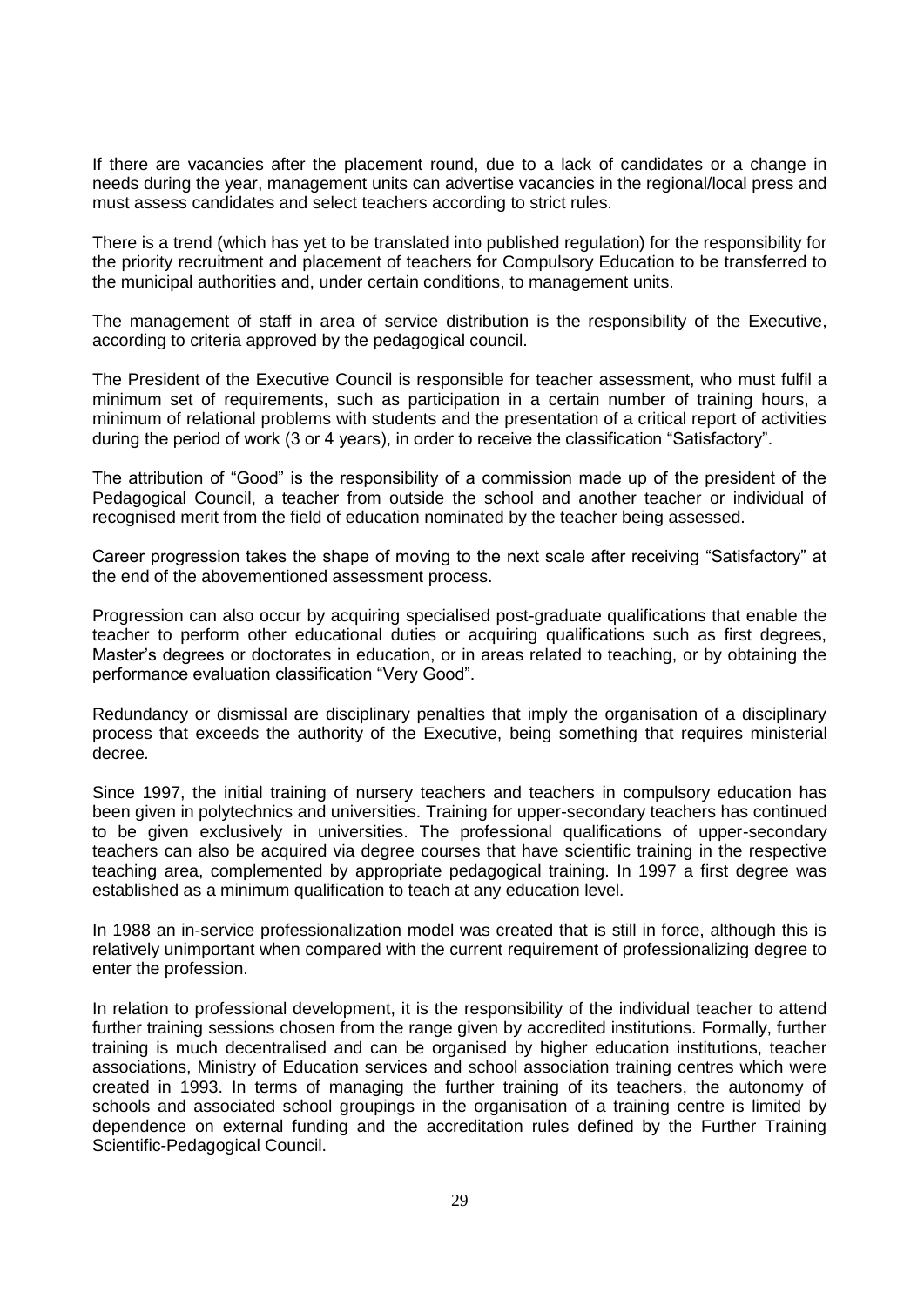If there are vacancies after the placement round, due to a lack of candidates or a change in needs during the year, management units can advertise vacancies in the regional/local press and must assess candidates and select teachers according to strict rules.

There is a trend (which has yet to be translated into published regulation) for the responsibility for the priority recruitment and placement of teachers for Compulsory Education to be transferred to the municipal authorities and, under certain conditions, to management units.

The management of staff in area of service distribution is the responsibility of the Executive, according to criteria approved by the pedagogical council.

The President of the Executive Council is responsible for teacher assessment, who must fulfil a minimum set of requirements, such as participation in a certain number of training hours, a minimum of relational problems with students and the presentation of a critical report of activities during the period of work (3 or 4 years), in order to receive the classification "Satisfactory".

The attribution of "Good" is the responsibility of a commission made up of the president of the Pedagogical Council, a teacher from outside the school and another teacher or individual of recognised merit from the field of education nominated by the teacher being assessed.

Career progression takes the shape of moving to the next scale after receiving "Satisfactory" at the end of the abovementioned assessment process.

Progression can also occur by acquiring specialised post-graduate qualifications that enable the teacher to perform other educational duties or acquiring qualifications such as first degrees, Master's degrees or doctorates in education, or in areas related to teaching, or by obtaining the performance evaluation classification "Very Good".

Redundancy or dismissal are disciplinary penalties that imply the organisation of a disciplinary process that exceeds the authority of the Executive, being something that requires ministerial decree.

Since 1997, the initial training of nursery teachers and teachers in compulsory education has been given in polytechnics and universities. Training for upper-secondary teachers has continued to be given exclusively in universities. The professional qualifications of upper-secondary teachers can also be acquired via degree courses that have scientific training in the respective teaching area, complemented by appropriate pedagogical training. In 1997 a first degree was established as a minimum qualification to teach at any education level.

In 1988 an in-service professionalization model was created that is still in force, although this is relatively unimportant when compared with the current requirement of professionalizing degree to enter the profession.

In relation to professional development, it is the responsibility of the individual teacher to attend further training sessions chosen from the range given by accredited institutions. Formally, further training is much decentralised and can be organised by higher education institutions, teacher associations, Ministry of Education services and school association training centres which were created in 1993. In terms of managing the further training of its teachers, the autonomy of schools and associated school groupings in the organisation of a training centre is limited by dependence on external funding and the accreditation rules defined by the Further Training Scientific-Pedagogical Council.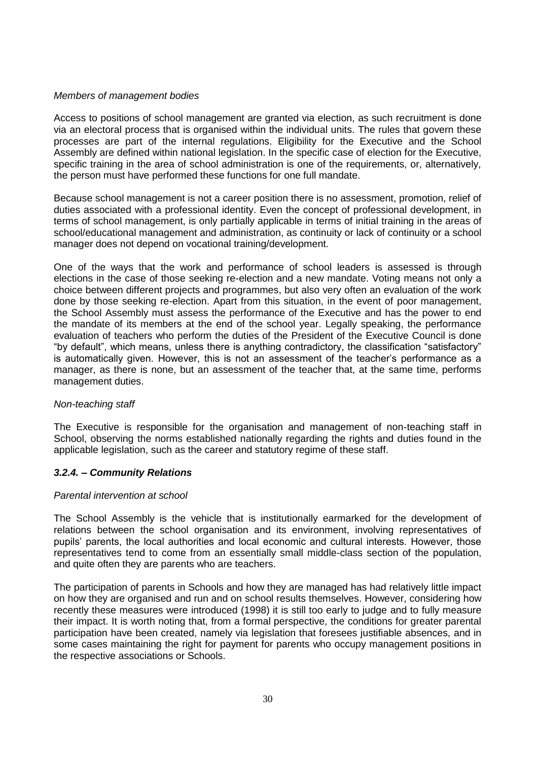*Members of management bodies*

Access to positions of school management are granted via election, as such recruitment is done via an electoral process that is organised within the individual units. The rules that govern these processes are part of the internal regulations. Eligibility for the Executive and the School Assembly are defined within national legislation. In the specific case of election for the Executive, specific training in the area of school administration is one of the requirements, or, alternatively, the person must have performed these functions for one full mandate.

Because school management is not a career position there is no assessment, promotion, relief of duties associated with a professional identity. Even the concept of professional development, in terms of school management, is only partially applicable in terms of initial training in the areas of school/educational management and administration, as continuity or lack of continuity or a school manager does not depend on vocational training/development.

One of the ways that the work and performance of school leaders is assessed is through elections in the case of those seeking re-election and a new mandate. Voting means not only a choice between different projects and programmes, but also very often an evaluation of the work done by those seeking re-election. Apart from this situation, in the event of poor management, the School Assembly must assess the performance of the Executive and has the power to end the mandate of its members at the end of the school year. Legally speaking, the performance evaluation of teachers who perform the duties of the President of the Executive Council is done "by default", which means, unless there is anything contradictory, the classification "satisfactory" is automatically given. However, this is not an assessment of the teacher's performance as a manager, as there is none, but an assessment of the teacher that, at the same time, performs management duties.

*Non-teaching staff*

The Executive is responsible for the organisation and management of non-teaching staff in School, observing the norms established nationally regarding the rights and duties found in the applicable legislation, such as the career and statutory regime of these staff.

### *3.2.4. – Community Relations*

*Parental intervention at school*

The School Assembly is the vehicle that is institutionally earmarked for the development of relations between the school organisation and its environment, involving representatives of pupils' parents, the local authorities and local economic and cultural interests. However, those representatives tend to come from an essentially small middle-class section of the population, and quite often they are parents who are teachers.

The participation of parents in Schools and how they are managed has had relatively little impact on how they are organised and run and on school results themselves. However, considering how recently these measures were introduced (1998) it is still too early to judge and to fully measure their impact. It is worth noting that, from a formal perspective, the conditions for greater parental participation have been created, namely via legislation that foresees justifiable absences, and in some cases maintaining the right for payment for parents who occupy management positions in the respective associations or Schools.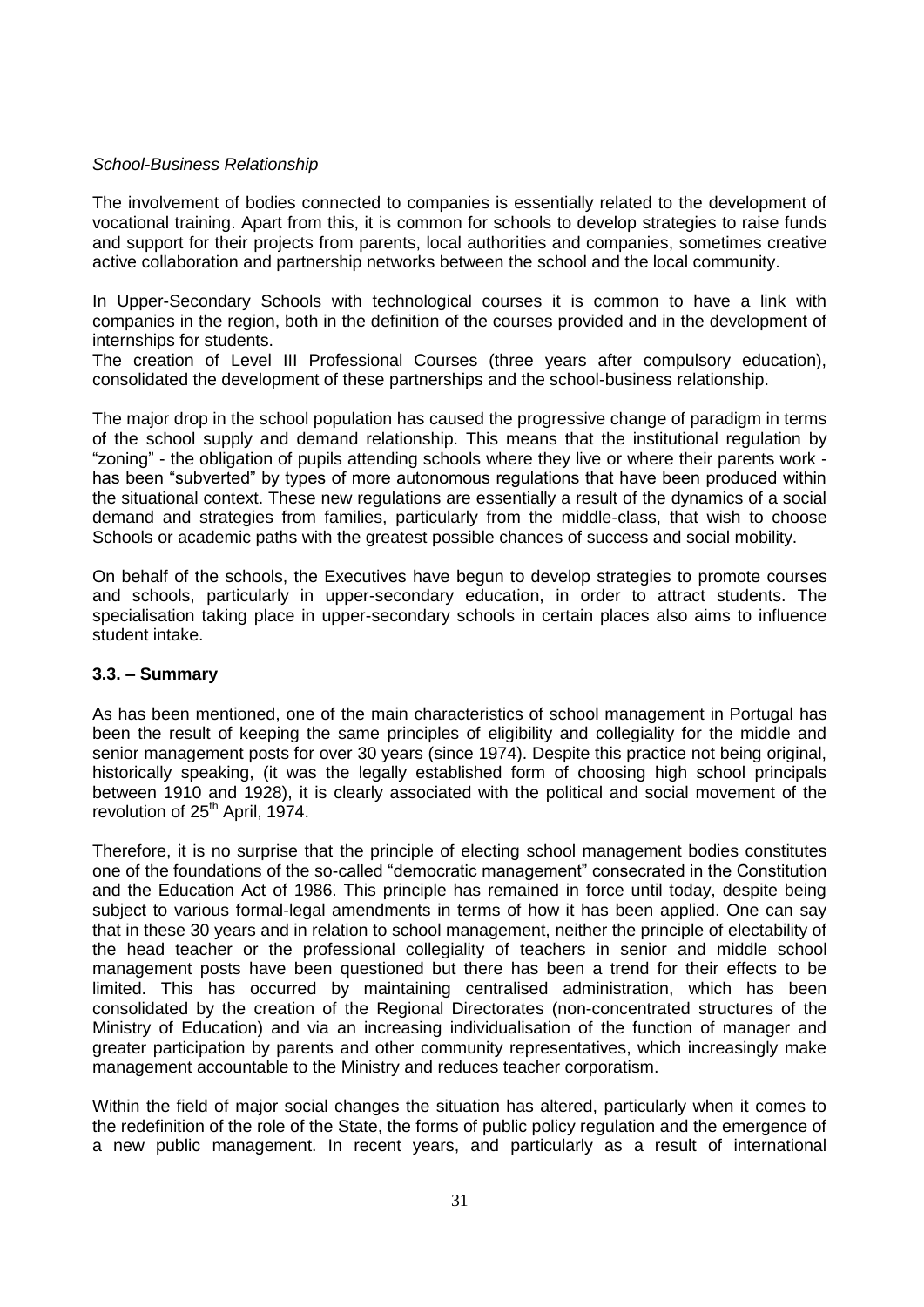*School-Business Relationship*

The involvement of bodies connected to companies is essentially related to the development of vocational training. Apart from this, it is common for schools to develop strategies to raise funds and support for their projects from parents, local authorities and companies, sometimes creative active collaboration and partnership networks between the school and the local community.

In Upper-Secondary Schools with technological courses it is common to have a link with companies in the region, both in the definition of the courses provided and in the development of internships for students.
The creation of Level III Professional Courses (three years after compulsory education), consolidated the development of these partnerships and the school-business relationship.

The major drop in the school population has caused the progressive change of paradigm in terms of the school supply and demand relationship. This means that the institutional regulation by "zoning" - the obligation of pupils attending schools where they live or where their parents work - has been "subverted" by types of more autonomous regulations that have been produced within the situational context. These new regulations are essentially a result of the dynamics of a social demand and strategies from families, particularly from the middle-class, that wish to choose Schools or academic paths with the greatest possible chances of success and social mobility.

On behalf of the schools, the Executives have begun to develop strategies to promote courses and schools, particularly in upper-secondary education, in order to attract students. The specialisation taking place in upper-secondary schools in certain places also aims to influence student intake.

### 3.3. – Summary

As has been mentioned, one of the main characteristics of school management in Portugal has been the result of keeping the same principles of eligibility and collegiality for the middle and senior management posts for over 30 years (since 1974). Despite this practice not being original, historically speaking, (it was the legally established form of choosing high school principals between 1910 and 1928), it is clearly associated with the political and social movement of the revolution of 25th April, 1974.

Therefore, it is no surprise that the principle of electing school management bodies constitutes one of the foundations of the so-called "democratic management" consecrated in the Constitution and the Education Act of 1986. This principle has remained in force until today, despite being subject to various formal-legal amendments in terms of how it has been applied. One can say that in these 30 years and in relation to school management, neither the principle of electability of the head teacher or the professional collegiality of teachers in senior and middle school management posts have been questioned but there has been a trend for their effects to be limited. This has occurred by maintaining centralised administration, which has been consolidated by the creation of the Regional Directorates (non-concentrated structures of the Ministry of Education) and via an increasing individualisation of the function of manager and greater participation by parents and other community representatives, which increasingly make management accountable to the Ministry and reduces teacher corporatism.

Within the field of major social changes the situation has altered, particularly when it comes to the redefinition of the role of the State, the forms of public policy regulation and the emergence of a new public management. In recent years, and particularly as a result of international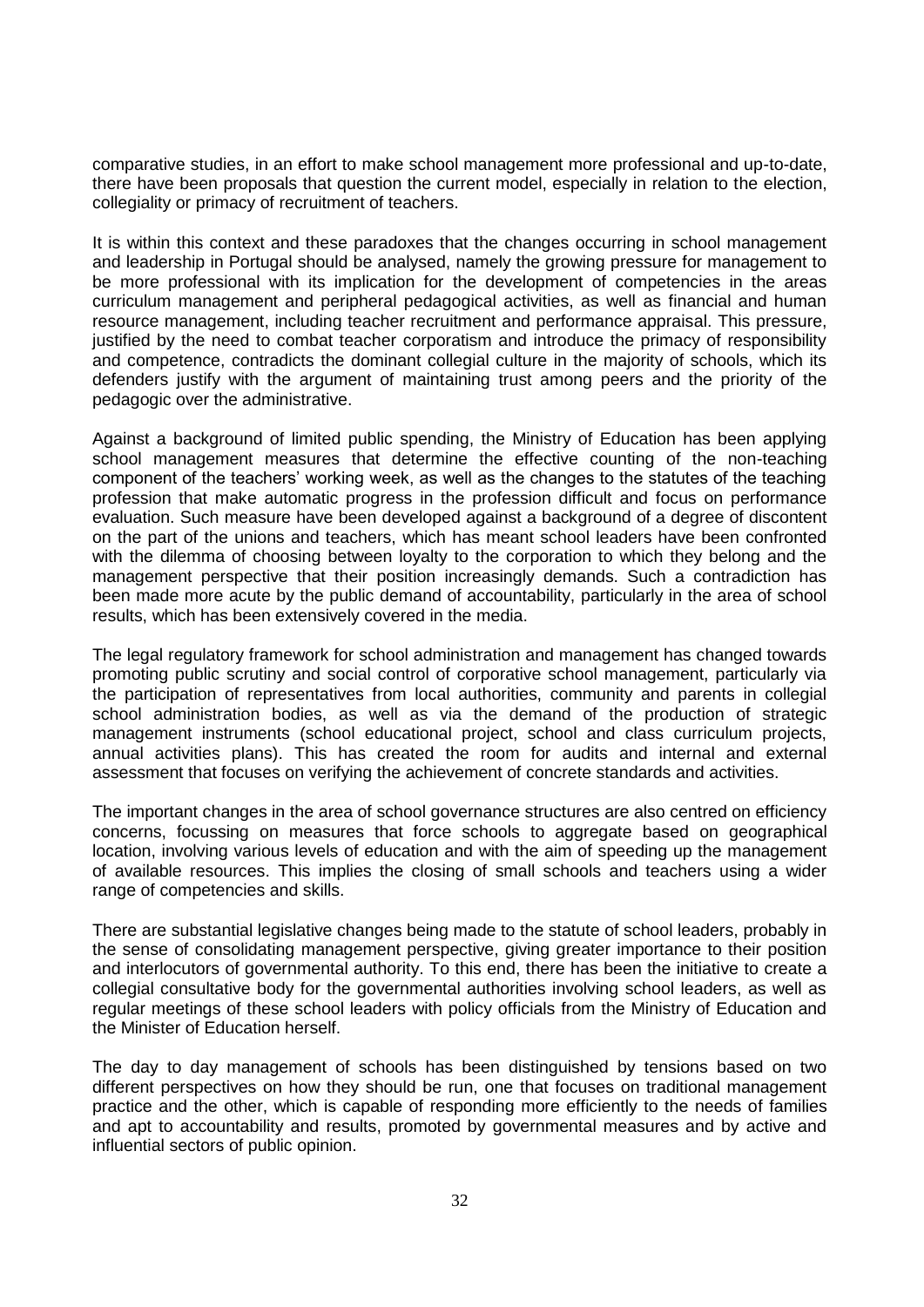comparative studies, in an effort to make school management more professional and up-to-date, there have been proposals that question the current model, especially in relation to the election, collegiality or primacy of recruitment of teachers.

It is within this context and these paradoxes that the changes occurring in school management and leadership in Portugal should be analysed, namely the growing pressure for management to be more professional with its implication for the development of competencies in the areas curriculum management and peripheral pedagogical activities, as well as financial and human resource management, including teacher recruitment and performance appraisal. This pressure, justified by the need to combat teacher corporatism and introduce the primacy of responsibility and competence, contradicts the dominant collegial culture in the majority of schools, which its defenders justify with the argument of maintaining trust among peers and the priority of the pedagogic over the administrative.

Against a background of limited public spending, the Ministry of Education has been applying school management measures that determine the effective counting of the non-teaching component of the teachers' working week, as well as the changes to the statutes of the teaching profession that make automatic progress in the profession difficult and focus on performance evaluation. Such measure have been developed against a background of a degree of discontent on the part of the unions and teachers, which has meant school leaders have been confronted with the dilemma of choosing between loyalty to the corporation to which they belong and the management perspective that their position increasingly demands. Such a contradiction has been made more acute by the public demand of accountability, particularly in the area of school results, which has been extensively covered in the media.

The legal regulatory framework for school administration and management has changed towards promoting public scrutiny and social control of corporative school management, particularly via the participation of representatives from local authorities, community and parents in collegial school administration bodies, as well as via the demand of the production of strategic management instruments (school educational project, school and class curriculum projects, annual activities plans). This has created the room for audits and internal and external assessment that focuses on verifying the achievement of concrete standards and activities.

The important changes in the area of school governance structures are also centred on efficiency concerns, focussing on measures that force schools to aggregate based on geographical location, involving various levels of education and with the aim of speeding up the management of available resources. This implies the closing of small schools and teachers using a wider range of competencies and skills.

There are substantial legislative changes being made to the statute of school leaders, probably in the sense of consolidating management perspective, giving greater importance to their position and interlocutors of governmental authority. To this end, there has been the initiative to create a collegial consultative body for the governmental authorities involving school leaders, as well as regular meetings of these school leaders with policy officials from the Ministry of Education and the Minister of Education herself.

The day to day management of schools has been distinguished by tensions based on two different perspectives on how they should be run, one that focuses on traditional management practice and the other, which is capable of responding more efficiently to the needs of families and apt to accountability and results, promoted by governmental measures and by active and influential sectors of public opinion.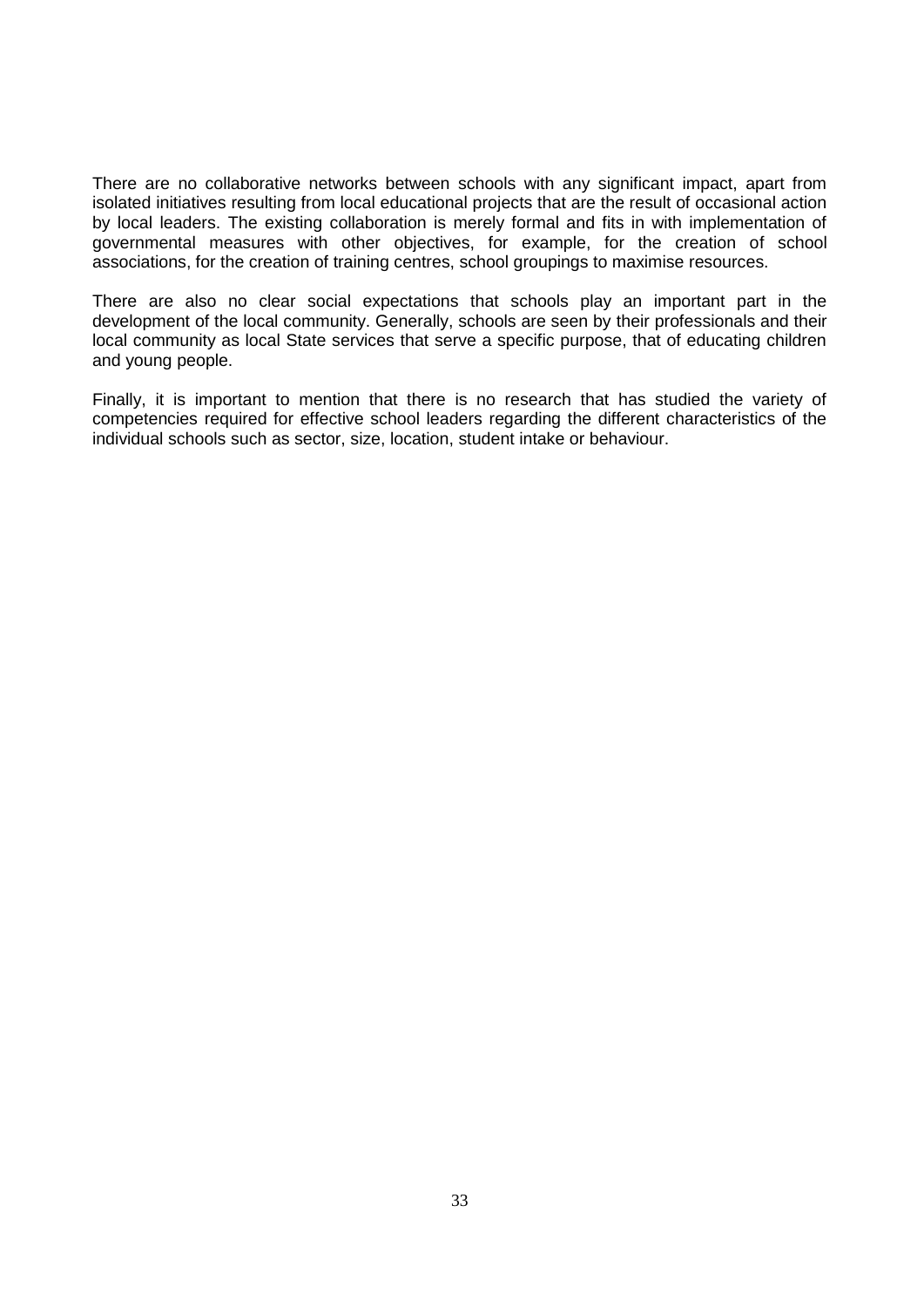There are no collaborative networks between schools with any significant impact, apart from isolated initiatives resulting from local educational projects that are the result of occasional action by local leaders. The existing collaboration is merely formal and fits in with implementation of governmental measures with other objectives, for example, for the creation of school associations, for the creation of training centres, school groupings to maximise resources.

There are also no clear social expectations that schools play an important part in the development of the local community. Generally, schools are seen by their professionals and their local community as local State services that serve a specific purpose, that of educating children and young people.

Finally, it is important to mention that there is no research that has studied the variety of competencies required for effective school leaders regarding the different characteristics of the individual schools such as sector, size, location, student intake or behaviour.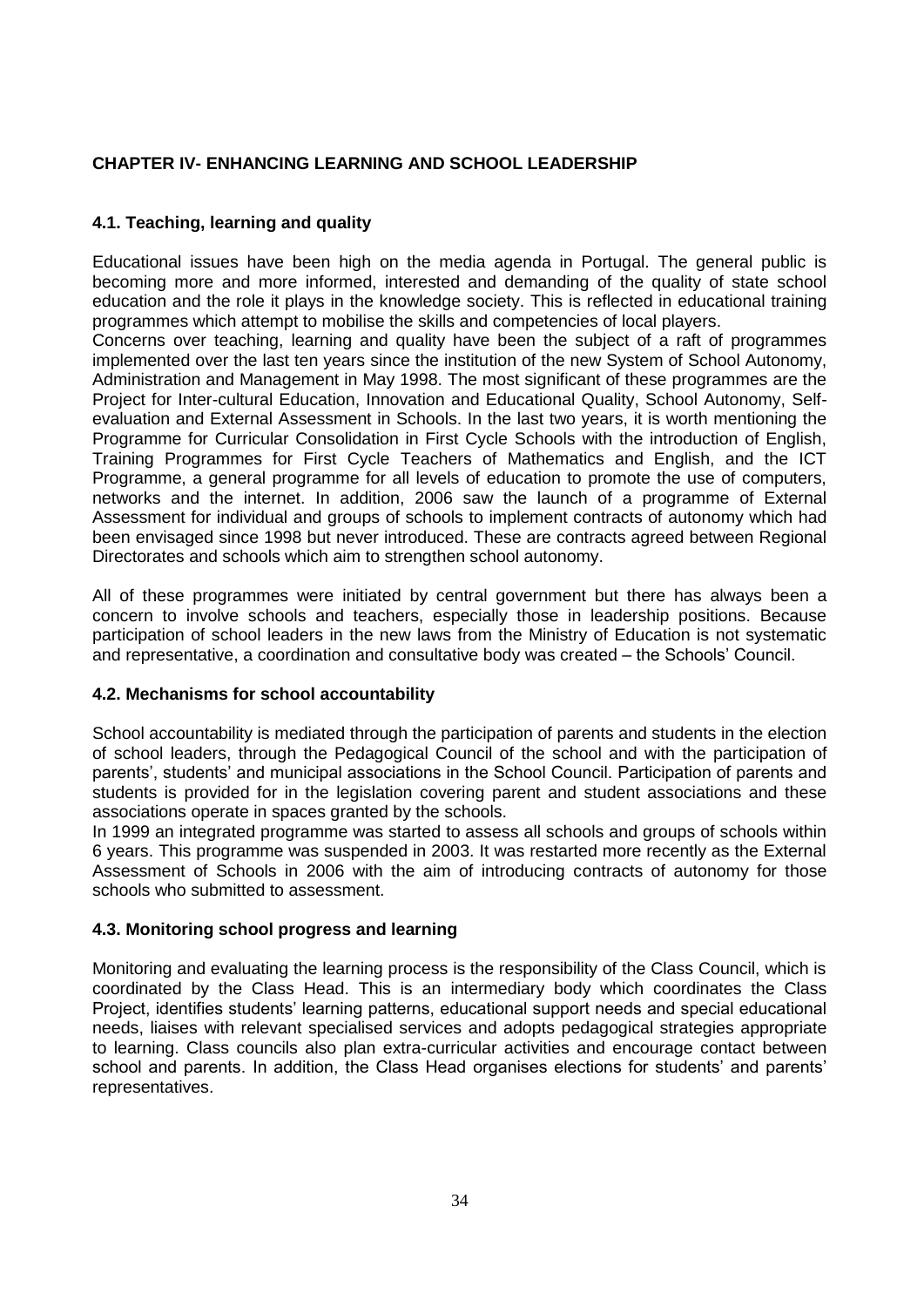## CHAPTER IV- ENHANCING LEARNING AND SCHOOL LEADERSHIP

### 4.1. Teaching, learning and quality

Educational issues have been high on the media agenda in Portugal. The general public is becoming more and more informed, interested and demanding of the quality of state school education and the role it plays in the knowledge society. This is reflected in educational training programmes which attempt to mobilise the skills and competencies of local players.

Concerns over teaching, learning and quality have been the subject of a raft of programmes implemented over the last ten years since the institution of the new System of School Autonomy, Administration and Management in May 1998. The most significant of these programmes are the Project for Inter-cultural Education, Innovation and Educational Quality, School Autonomy, Self-evaluation and External Assessment in Schools. In the last two years, it is worth mentioning the Programme for Curricular Consolidation in First Cycle Schools with the introduction of English, Training Programmes for First Cycle Teachers of Mathematics and English, and the ICT Programme, a general programme for all levels of education to promote the use of computers, networks and the internet. In addition, 2006 saw the launch of a programme of External Assessment for individual and groups of schools to implement contracts of autonomy which had been envisaged since 1998 but never introduced. These are contracts agreed between Regional Directorates and schools which aim to strengthen school autonomy.

All of these programmes were initiated by central government but there has always been a concern to involve schools and teachers, especially those in leadership positions. Because participation of school leaders in the new laws from the Ministry of Education is not systematic and representative, a coordination and consultative body was created – the Schools' Council.

### 4.2. Mechanisms for school accountability

School accountability is mediated through the participation of parents and students in the election of school leaders, through the Pedagogical Council of the school and with the participation of parents', students' and municipal associations in the School Council. Participation of parents and students is provided for in the legislation covering parent and student associations and these associations operate in spaces granted by the schools.

In 1999 an integrated programme was started to assess all schools and groups of schools within 6 years. This programme was suspended in 2003. It was restarted more recently as the External Assessment of Schools in 2006 with the aim of introducing contracts of autonomy for those schools who submitted to assessment.

### 4.3. Monitoring school progress and learning

Monitoring and evaluating the learning process is the responsibility of the Class Council, which is coordinated by the Class Head. This is an intermediary body which coordinates the Class Project, identifies students' learning patterns, educational support needs and special educational needs, liaises with relevant specialised services and adopts pedagogical strategies appropriate to learning. Class councils also plan extra-curricular activities and encourage contact between school and parents. In addition, the Class Head organises elections for students' and parents' representatives.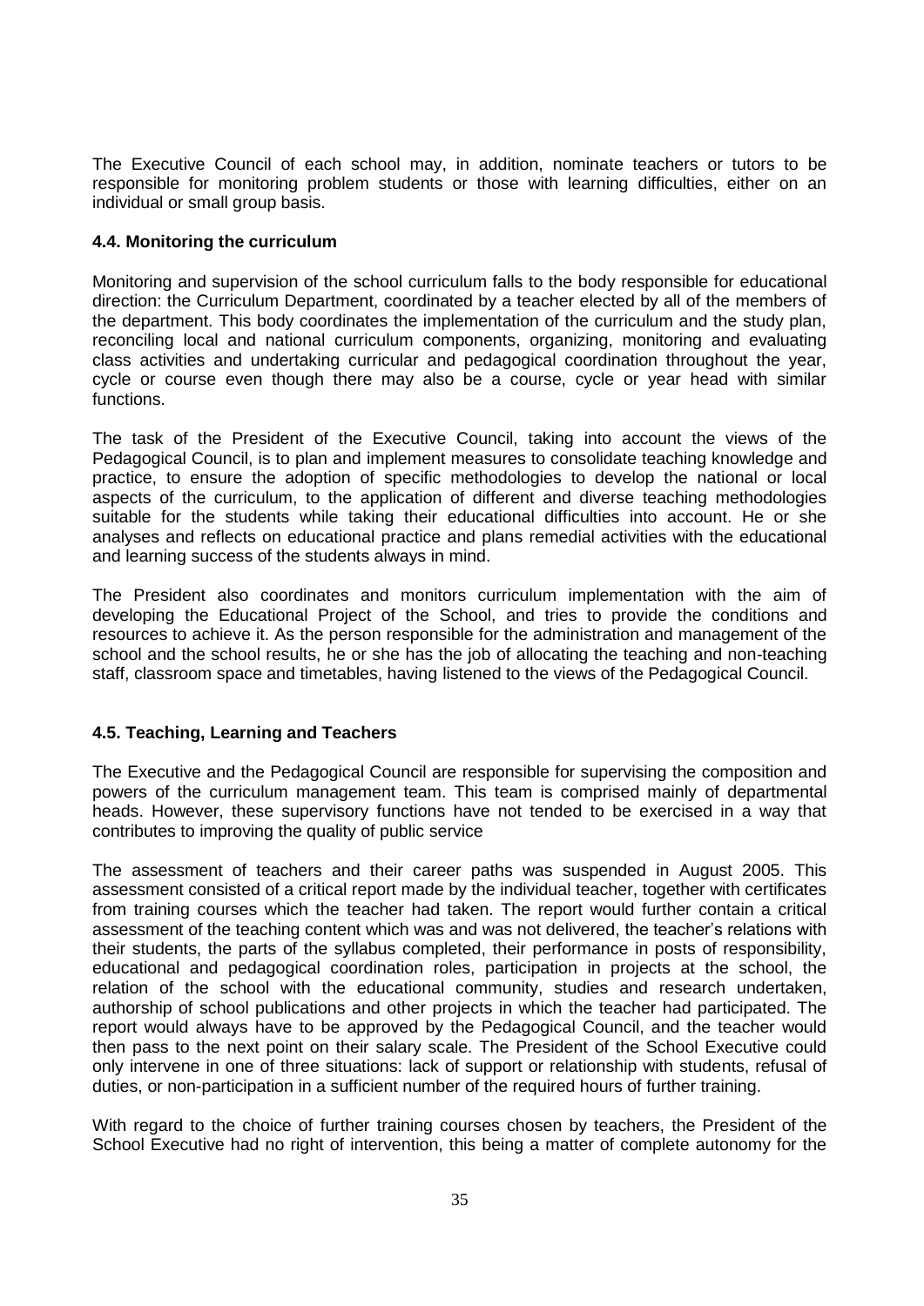The Executive Council of each school may, in addition, nominate teachers or tutors to be responsible for monitoring problem students or those with learning difficulties, either on an individual or small group basis.

### 4.4. Monitoring the curriculum

Monitoring and supervision of the school curriculum falls to the body responsible for educational direction: the Curriculum Department, coordinated by a teacher elected by all of the members of the department. This body coordinates the implementation of the curriculum and the study plan, reconciling local and national curriculum components, organizing, monitoring and evaluating class activities and undertaking curricular and pedagogical coordination throughout the year, cycle or course even though there may also be a course, cycle or year head with similar functions.

The task of the President of the Executive Council, taking into account the views of the Pedagogical Council, is to plan and implement measures to consolidate teaching knowledge and practice, to ensure the adoption of specific methodologies to develop the national or local aspects of the curriculum, to the application of different and diverse teaching methodologies suitable for the students while taking their educational difficulties into account. He or she analyses and reflects on educational practice and plans remedial activities with the educational and learning success of the students always in mind.

The President also coordinates and monitors curriculum implementation with the aim of developing the Educational Project of the School, and tries to provide the conditions and resources to achieve it. As the person responsible for the administration and management of the school and the school results, he or she has the job of allocating the teaching and non-teaching staff, classroom space and timetables, having listened to the views of the Pedagogical Council.

### 4.5. Teaching, Learning and Teachers

The Executive and the Pedagogical Council are responsible for supervising the composition and powers of the curriculum management team. This team is comprised mainly of departmental heads. However, these supervisory functions have not tended to be exercised in a way that contributes to improving the quality of public service

The assessment of teachers and their career paths was suspended in August 2005. This assessment consisted of a critical report made by the individual teacher, together with certificates from training courses which the teacher had taken. The report would further contain a critical assessment of the teaching content which was and was not delivered, the teacher's relations with their students, the parts of the syllabus completed, their performance in posts of responsibility, educational and pedagogical coordination roles, participation in projects at the school, the relation of the school with the educational community, studies and research undertaken, authorship of school publications and other projects in which the teacher had participated. The report would always have to be approved by the Pedagogical Council, and the teacher would then pass to the next point on their salary scale. The President of the School Executive could only intervene in one of three situations: lack of support or relationship with students, refusal of duties, or non-participation in a sufficient number of the required hours of further training.

With regard to the choice of further training courses chosen by teachers, the President of the School Executive had no right of intervention, this being a matter of complete autonomy for the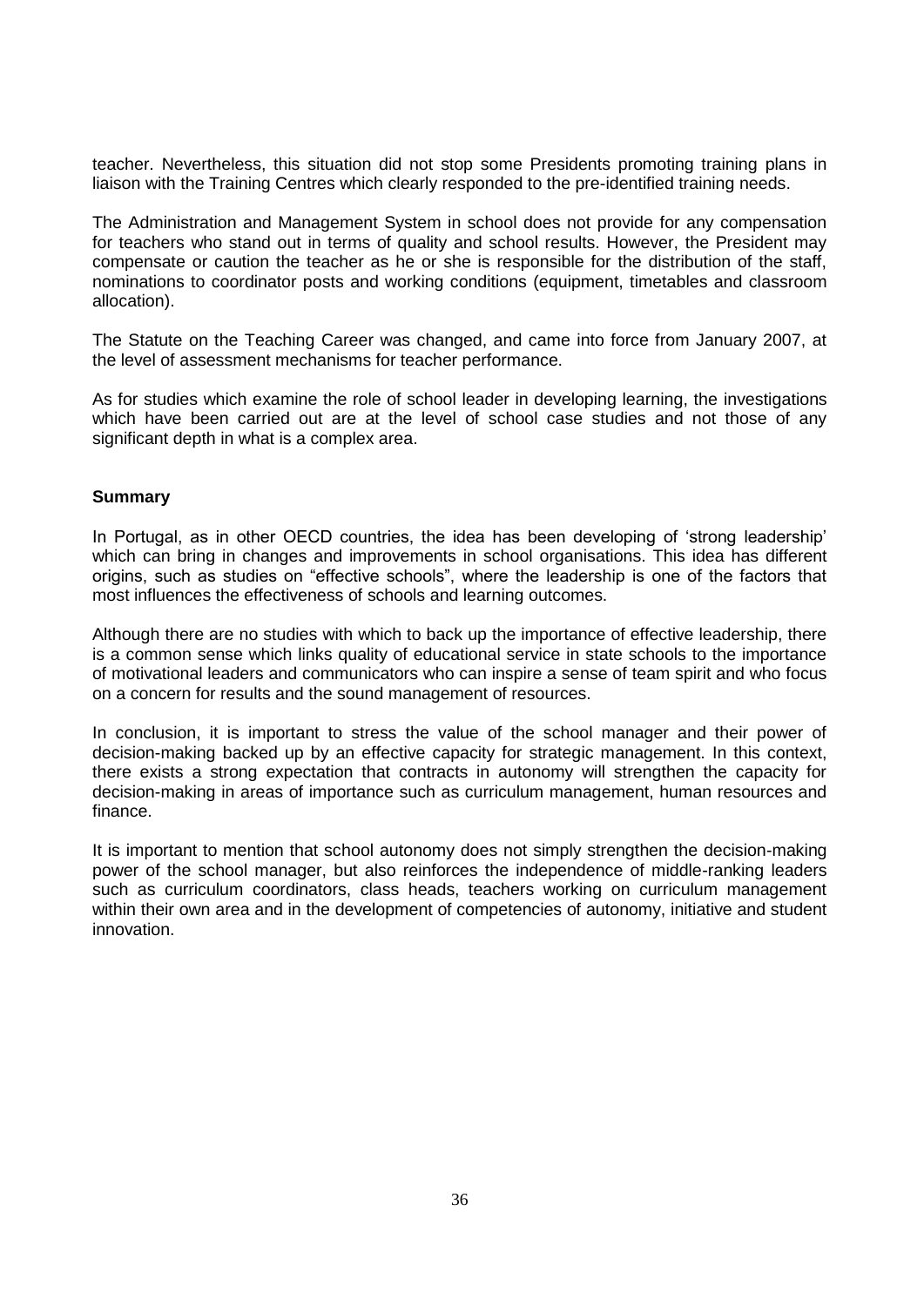teacher. Nevertheless, this situation did not stop some Presidents promoting training plans in liaison with the Training Centres which clearly responded to the pre-identified training needs.

The Administration and Management System in school does not provide for any compensation for teachers who stand out in terms of quality and school results. However, the President may compensate or caution the teacher as he or she is responsible for the distribution of the staff, nominations to coordinator posts and working conditions (equipment, timetables and classroom allocation).

The Statute on the Teaching Career was changed, and came into force from January 2007, at the level of assessment mechanisms for teacher performance.

As for studies which examine the role of school leader in developing learning, the investigations which have been carried out are at the level of school case studies and not those of any significant depth in what is a complex area.

**Summary**

In Portugal, as in other OECD countries, the idea has been developing of 'strong leadership' which can bring in changes and improvements in school organisations. This idea has different origins, such as studies on "effective schools", where the leadership is one of the factors that most influences the effectiveness of schools and learning outcomes.

Although there are no studies with which to back up the importance of effective leadership, there is a common sense which links quality of educational service in state schools to the importance of motivational leaders and communicators who can inspire a sense of team spirit and who focus on a concern for results and the sound management of resources.

In conclusion, it is important to stress the value of the school manager and their power of decision-making backed up by an effective capacity for strategic management. In this context, there exists a strong expectation that contracts in autonomy will strengthen the capacity for decision-making in areas of importance such as curriculum management, human resources and finance.

It is important to mention that school autonomy does not simply strengthen the decision-making power of the school manager, but also reinforces the independence of middle-ranking leaders such as curriculum coordinators, class heads, teachers working on curriculum management within their own area and in the development of competencies of autonomy, initiative and student innovation.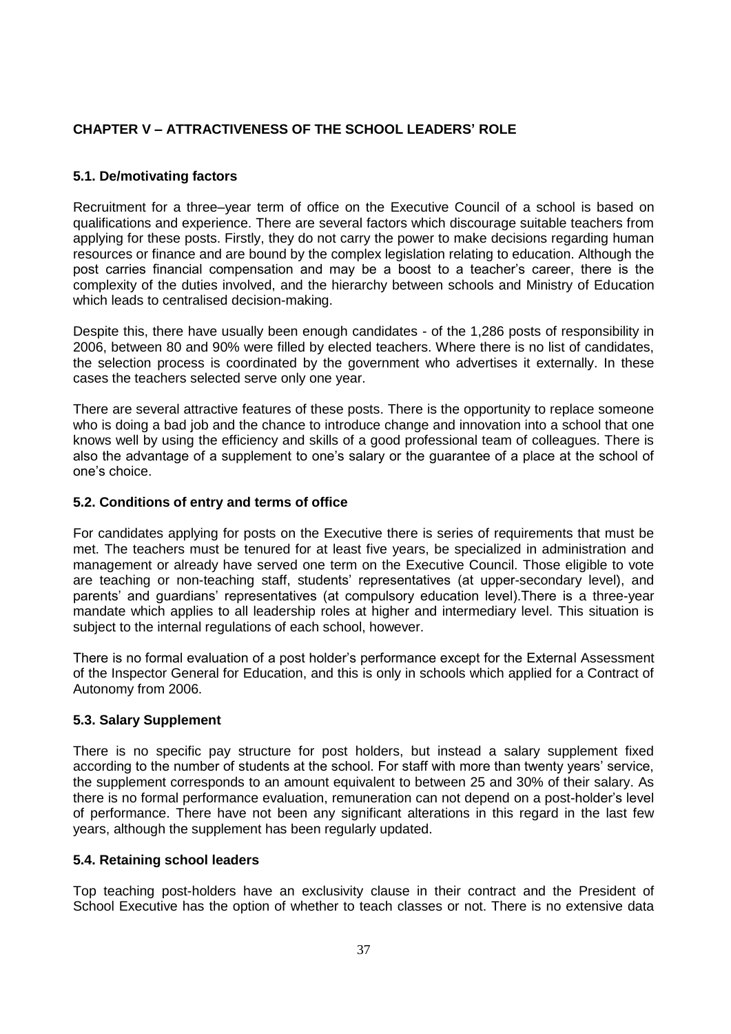## CHAPTER V – ATTRACTIVENESS OF THE SCHOOL LEADERS' ROLE

### 5.1. De/motivating factors

Recruitment for a three–year term of office on the Executive Council of a school is based on qualifications and experience. There are several factors which discourage suitable teachers from applying for these posts. Firstly, they do not carry the power to make decisions regarding human resources or finance and are bound by the complex legislation relating to education. Although the post carries financial compensation and may be a boost to a teacher's career, there is the complexity of the duties involved, and the hierarchy between schools and Ministry of Education which leads to centralised decision-making.

Despite this, there have usually been enough candidates - of the 1,286 posts of responsibility in 2006, between 80 and 90% were filled by elected teachers. Where there is no list of candidates, the selection process is coordinated by the government who advertises it externally. In these cases the teachers selected serve only one year.

There are several attractive features of these posts. There is the opportunity to replace someone who is doing a bad job and the chance to introduce change and innovation into a school that one knows well by using the efficiency and skills of a good professional team of colleagues. There is also the advantage of a supplement to one's salary or the guarantee of a place at the school of one's choice.

### 5.2. Conditions of entry and terms of office

For candidates applying for posts on the Executive there is series of requirements that must be met. The teachers must be tenured for at least five years, be specialized in administration and management or already have served one term on the Executive Council. Those eligible to vote are teaching or non-teaching staff, students' representatives (at upper-secondary level), and parents' and guardians' representatives (at compulsory education level).There is a three-year mandate which applies to all leadership roles at higher and intermediary level. This situation is subject to the internal regulations of each school, however.

There is no formal evaluation of a post holder's performance except for the External Assessment of the Inspector General for Education, and this is only in schools which applied for a Contract of Autonomy from 2006.

### 5.3. Salary Supplement

There is no specific pay structure for post holders, but instead a salary supplement fixed according to the number of students at the school. For staff with more than twenty years' service, the supplement corresponds to an amount equivalent to between 25 and 30% of their salary. As there is no formal performance evaluation, remuneration can not depend on a post-holder's level of performance. There have not been any significant alterations in this regard in the last few years, although the supplement has been regularly updated.

### 5.4. Retaining school leaders

Top teaching post-holders have an exclusivity clause in their contract and the President of School Executive has the option of whether to teach classes or not. There is no extensive data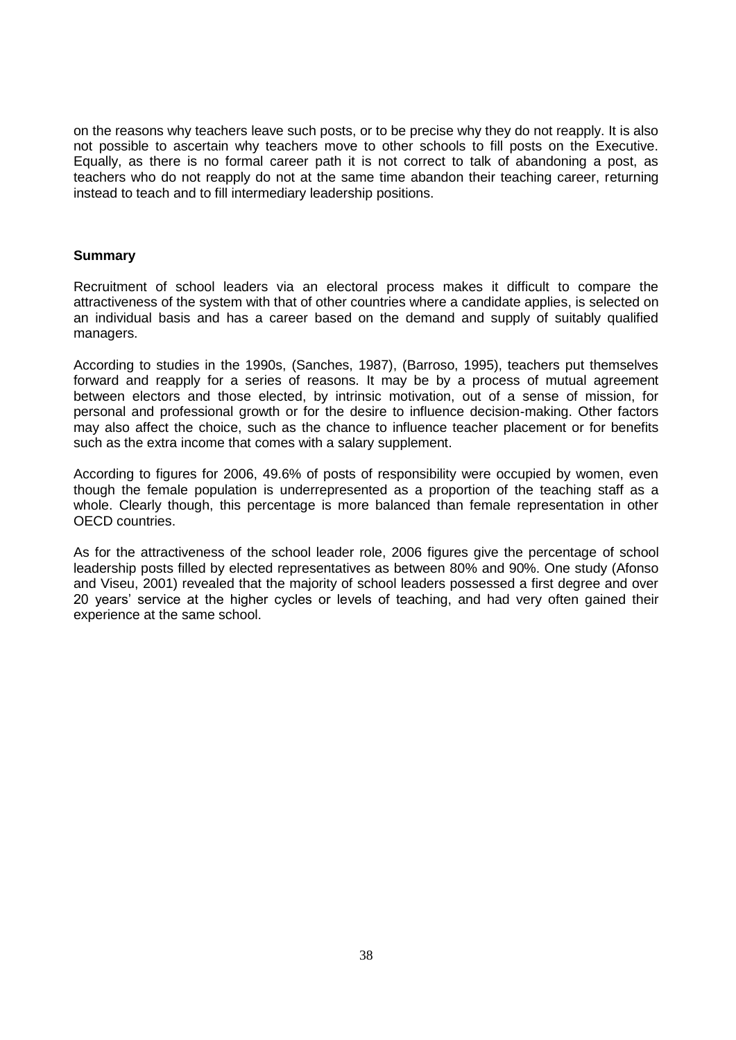on the reasons why teachers leave such posts, or to be precise why they do not reapply. It is also not possible to ascertain why teachers move to other schools to fill posts on the Executive. Equally, as there is no formal career path it is not correct to talk of abandoning a post, as teachers who do not reapply do not at the same time abandon their teaching career, returning instead to teach and to fill intermediary leadership positions.

**Summary**

Recruitment of school leaders via an electoral process makes it difficult to compare the attractiveness of the system with that of other countries where a candidate applies, is selected on an individual basis and has a career based on the demand and supply of suitably qualified managers.

According to studies in the 1990s, (Sanches, 1987), (Barroso, 1995), teachers put themselves forward and reapply for a series of reasons. It may be by a process of mutual agreement between electors and those elected, by intrinsic motivation, out of a sense of mission, for personal and professional growth or for the desire to influence decision-making. Other factors may also affect the choice, such as the chance to influence teacher placement or for benefits such as the extra income that comes with a salary supplement.

According to figures for 2006, 49.6% of posts of responsibility were occupied by women, even though the female population is underrepresented as a proportion of the teaching staff as a whole. Clearly though, this percentage is more balanced than female representation in other OECD countries.

As for the attractiveness of the school leader role, 2006 figures give the percentage of school leadership posts filled by elected representatives as between 80% and 90%. One study (Afonso and Viseu, 2001) revealed that the majority of school leaders possessed a first degree and over 20 years' service at the higher cycles or levels of teaching, and had very often gained their experience at the same school.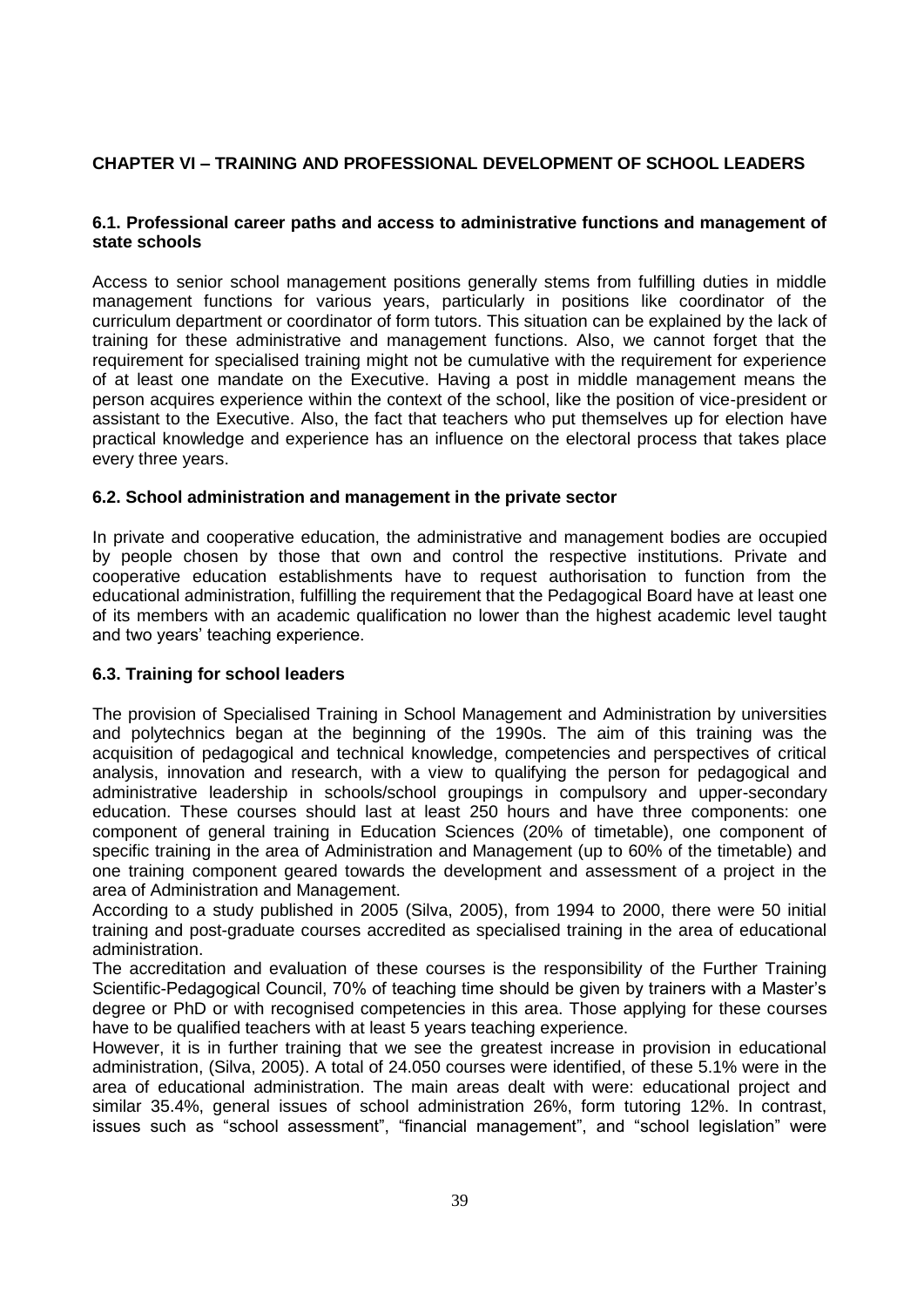## CHAPTER VI – TRAINING AND PROFESSIONAL DEVELOPMENT OF SCHOOL LEADERS

### 6.1. Professional career paths and access to administrative functions and management of state schools

Access to senior school management positions generally stems from fulfilling duties in middle management functions for various years, particularly in positions like coordinator of the curriculum department or coordinator of form tutors. This situation can be explained by the lack of training for these administrative and management functions. Also, we cannot forget that the requirement for specialised training might not be cumulative with the requirement for experience of at least one mandate on the Executive. Having a post in middle management means the person acquires experience within the context of the school, like the position of vice-president or assistant to the Executive. Also, the fact that teachers who put themselves up for election have practical knowledge and experience has an influence on the electoral process that takes place every three years.

### 6.2. School administration and management in the private sector

In private and cooperative education, the administrative and management bodies are occupied by people chosen by those that own and control the respective institutions. Private and cooperative education establishments have to request authorisation to function from the educational administration, fulfilling the requirement that the Pedagogical Board have at least one of its members with an academic qualification no lower than the highest academic level taught and two years' teaching experience.

### 6.3. Training for school leaders

The provision of Specialised Training in School Management and Administration by universities and polytechnics began at the beginning of the 1990s. The aim of this training was the acquisition of pedagogical and technical knowledge, competencies and perspectives of critical analysis, innovation and research, with a view to qualifying the person for pedagogical and administrative leadership in schools/school groupings in compulsory and upper-secondary education. These courses should last at least 250 hours and have three components: one component of general training in Education Sciences (20% of timetable), one component of specific training in the area of Administration and Management (up to 60% of the timetable) and one training component geared towards the development and assessment of a project in the area of Administration and Management.

According to a study published in 2005 (Silva, 2005), from 1994 to 2000, there were 50 initial training and post-graduate courses accredited as specialised training in the area of educational administration.

The accreditation and evaluation of these courses is the responsibility of the Further Training Scientific-Pedagogical Council, 70% of teaching time should be given by trainers with a Master's degree or PhD or with recognised competencies in this area. Those applying for these courses have to be qualified teachers with at least 5 years teaching experience.

However, it is in further training that we see the greatest increase in provision in educational administration, (Silva, 2005). A total of 24.050 courses were identified, of these 5.1% were in the area of educational administration. The main areas dealt with were: educational project and similar 35.4%, general issues of school administration 26%, form tutoring 12%. In contrast, issues such as "school assessment", "financial management", and "school legislation" were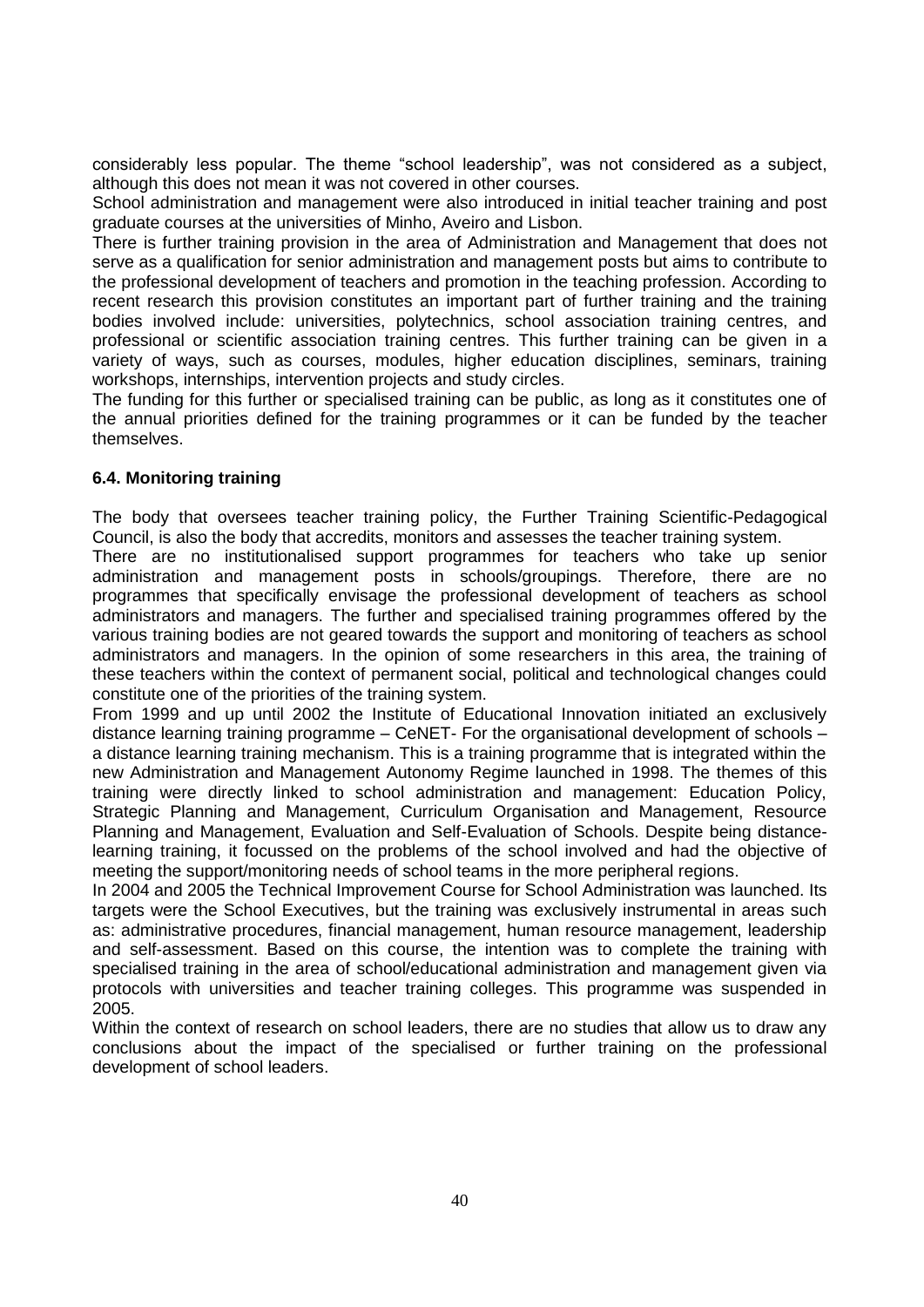considerably less popular. The theme "school leadership", was not considered as a subject, although this does not mean it was not covered in other courses.

School administration and management were also introduced in initial teacher training and post graduate courses at the universities of Minho, Aveiro and Lisbon.

There is further training provision in the area of Administration and Management that does not serve as a qualification for senior administration and management posts but aims to contribute to the professional development of teachers and promotion in the teaching profession. According to recent research this provision constitutes an important part of further training and the training bodies involved include: universities, polytechnics, school association training centres, and professional or scientific association training centres. This further training can be given in a variety of ways, such as courses, modules, higher education disciplines, seminars, training workshops, internships, intervention projects and study circles.

The funding for this further or specialised training can be public, as long as it constitutes one of the annual priorities defined for the training programmes or it can be funded by the teacher themselves.

### 6.4. Monitoring training

The body that oversees teacher training policy, the Further Training Scientific-Pedagogical Council, is also the body that accredits, monitors and assesses the teacher training system.

There are no institutionalised support programmes for teachers who take up senior administration and management posts in schools/groupings. Therefore, there are no programmes that specifically envisage the professional development of teachers as school administrators and managers. The further and specialised training programmes offered by the various training bodies are not geared towards the support and monitoring of teachers as school administrators and managers. In the opinion of some researchers in this area, the training of these teachers within the context of permanent social, political and technological changes could constitute one of the priorities of the training system.

From 1999 and up until 2002 the Institute of Educational Innovation initiated an exclusively distance learning training programme – CeNET- For the organisational development of schools – a distance learning training mechanism. This is a training programme that is integrated within the new Administration and Management Autonomy Regime launched in 1998. The themes of this training were directly linked to school administration and management: Education Policy, Strategic Planning and Management, Curriculum Organisation and Management, Resource Planning and Management, Evaluation and Self-Evaluation of Schools. Despite being distance-learning training, it focussed on the problems of the school involved and had the objective of meeting the support/monitoring needs of school teams in the more peripheral regions.

In 2004 and 2005 the Technical Improvement Course for School Administration was launched. Its targets were the School Executives, but the training was exclusively instrumental in areas such as: administrative procedures, financial management, human resource management, leadership and self-assessment. Based on this course, the intention was to complete the training with specialised training in the area of school/educational administration and management given via protocols with universities and teacher training colleges. This programme was suspended in 2005.

Within the context of research on school leaders, there are no studies that allow us to draw any conclusions about the impact of the specialised or further training on the professional development of school leaders.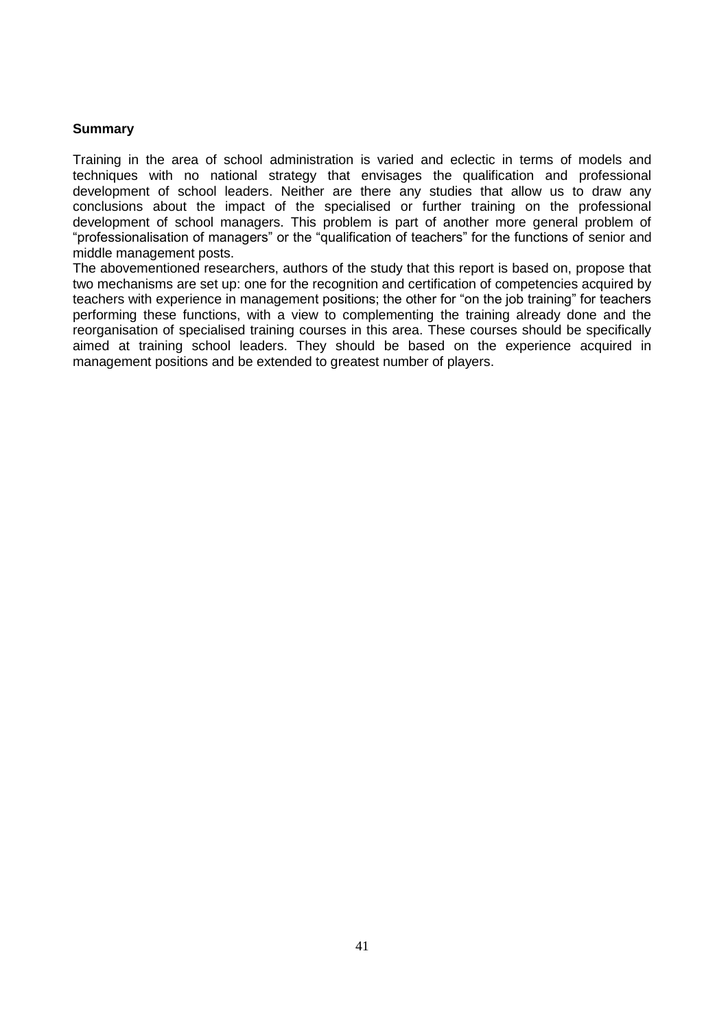**Summary**

Training in the area of school administration is varied and eclectic in terms of models and techniques with no national strategy that envisages the qualification and professional development of school leaders. Neither are there any studies that allow us to draw any conclusions about the impact of the specialised or further training on the professional development of school managers. This problem is part of another more general problem of "professionalisation of managers" or the "qualification of teachers" for the functions of senior and middle management posts.

The abovementioned researchers, authors of the study that this report is based on, propose that two mechanisms are set up: one for the recognition and certification of competencies acquired by teachers with experience in management positions; the other for "on the job training" for teachers performing these functions, with a view to complementing the training already done and the reorganisation of specialised training courses in this area. These courses should be specifically aimed at training school leaders. They should be based on the experience acquired in management positions and be extended to greatest number of players.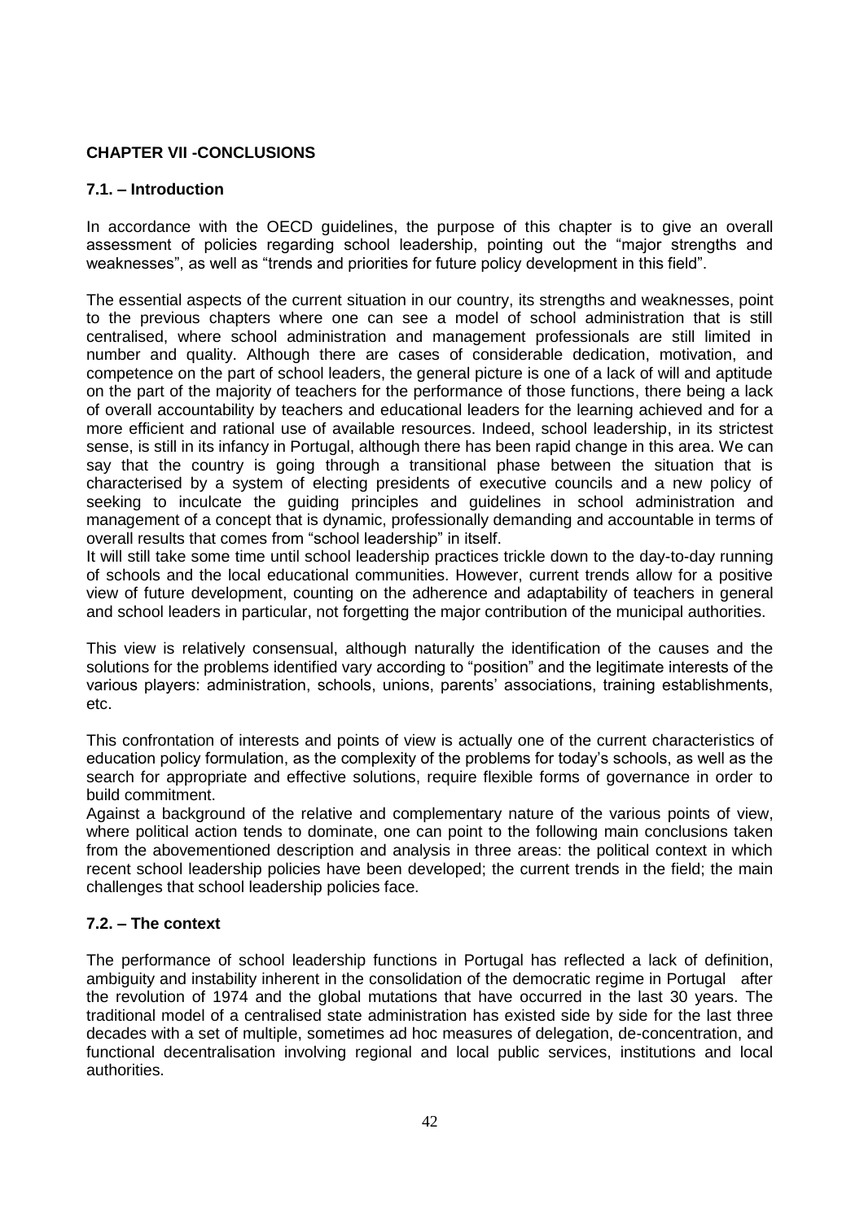## CHAPTER VII -CONCLUSIONS

### 7.1. – Introduction

In accordance with the OECD guidelines, the purpose of this chapter is to give an overall assessment of policies regarding school leadership, pointing out the "major strengths and weaknesses", as well as "trends and priorities for future policy development in this field".

The essential aspects of the current situation in our country, its strengths and weaknesses, point to the previous chapters where one can see a model of school administration that is still centralised, where school administration and management professionals are still limited in number and quality. Although there are cases of considerable dedication, motivation, and competence on the part of school leaders, the general picture is one of a lack of will and aptitude on the part of the majority of teachers for the performance of those functions, there being a lack of overall accountability by teachers and educational leaders for the learning achieved and for a more efficient and rational use of available resources. Indeed, school leadership, in its strictest sense, is still in its infancy in Portugal, although there has been rapid change in this area. We can say that the country is going through a transitional phase between the situation that is characterised by a system of electing presidents of executive councils and a new policy of seeking to inculcate the guiding principles and guidelines in school administration and management of a concept that is dynamic, professionally demanding and accountable in terms of overall results that comes from "school leadership" in itself.

It will still take some time until school leadership practices trickle down to the day-to-day running of schools and the local educational communities. However, current trends allow for a positive view of future development, counting on the adherence and adaptability of teachers in general and school leaders in particular, not forgetting the major contribution of the municipal authorities.

This view is relatively consensual, although naturally the identification of the causes and the solutions for the problems identified vary according to "position" and the legitimate interests of the various players: administration, schools, unions, parents' associations, training establishments, etc.

This confrontation of interests and points of view is actually one of the current characteristics of education policy formulation, as the complexity of the problems for today's schools, as well as the search for appropriate and effective solutions, require flexible forms of governance in order to build commitment.

Against a background of the relative and complementary nature of the various points of view, where political action tends to dominate, one can point to the following main conclusions taken from the abovementioned description and analysis in three areas: the political context in which recent school leadership policies have been developed; the current trends in the field; the main challenges that school leadership policies face.

### 7.2. – The context

The performance of school leadership functions in Portugal has reflected a lack of definition, ambiguity and instability inherent in the consolidation of the democratic regime in Portugal after the revolution of 1974 and the global mutations that have occurred in the last 30 years. The traditional model of a centralised state administration has existed side by side for the last three decades with a set of multiple, sometimes ad hoc measures of delegation, de-concentration, and functional decentralisation involving regional and local public services, institutions and local authorities.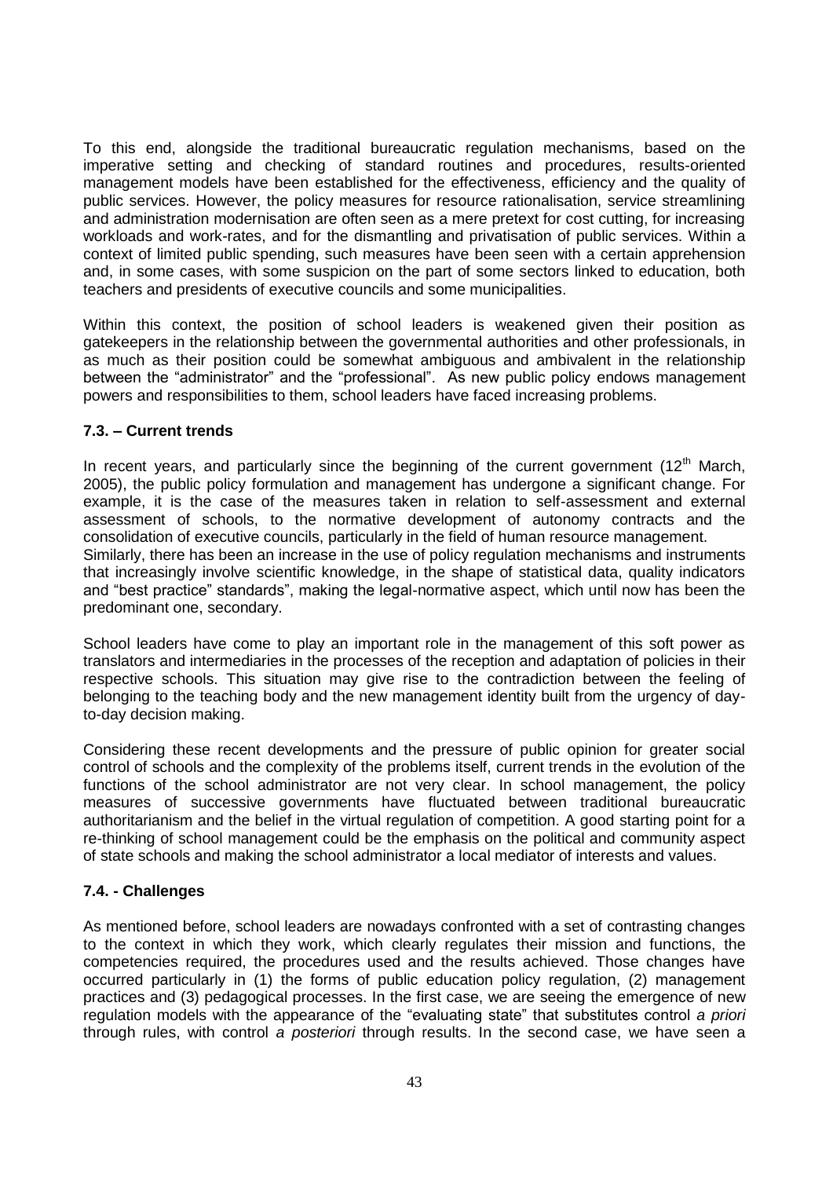To this end, alongside the traditional bureaucratic regulation mechanisms, based on the imperative setting and checking of standard routines and procedures, results-oriented management models have been established for the effectiveness, efficiency and the quality of public services. However, the policy measures for resource rationalisation, service streamlining and administration modernisation are often seen as a mere pretext for cost cutting, for increasing workloads and work-rates, and for the dismantling and privatisation of public services. Within a context of limited public spending, such measures have been seen with a certain apprehension and, in some cases, with some suspicion on the part of some sectors linked to education, both teachers and presidents of executive councils and some municipalities.

Within this context, the position of school leaders is weakened given their position as gatekeepers in the relationship between the governmental authorities and other professionals, in as much as their position could be somewhat ambiguous and ambivalent in the relationship between the "administrator" and the "professional". As new public policy endows management powers and responsibilities to them, school leaders have faced increasing problems.

### 7.3. – Current trends

In recent years, and particularly since the beginning of the current government (12th March, 2005), the public policy formulation and management has undergone a significant change. For example, it is the case of the measures taken in relation to self-assessment and external assessment of schools, to the normative development of autonomy contracts and the consolidation of executive councils, particularly in the field of human resource management.
Similarly, there has been an increase in the use of policy regulation mechanisms and instruments that increasingly involve scientific knowledge, in the shape of statistical data, quality indicators and "best practice" standards", making the legal-normative aspect, which until now has been the predominant one, secondary.

School leaders have come to play an important role in the management of this soft power as translators and intermediaries in the processes of the reception and adaptation of policies in their respective schools. This situation may give rise to the contradiction between the feeling of belonging to the teaching body and the new management identity built from the urgency of day-to-day decision making.

Considering these recent developments and the pressure of public opinion for greater social control of schools and the complexity of the problems itself, current trends in the evolution of the functions of the school administrator are not very clear. In school management, the policy measures of successive governments have fluctuated between traditional bureaucratic authoritarianism and the belief in the virtual regulation of competition. A good starting point for a re-thinking of school management could be the emphasis on the political and community aspect of state schools and making the school administrator a local mediator of interests and values.

### 7.4. - Challenges

As mentioned before, school leaders are nowadays confronted with a set of contrasting changes to the context in which they work, which clearly regulates their mission and functions, the competencies required, the procedures used and the results achieved. Those changes have occurred particularly in (1) the forms of public education policy regulation, (2) management practices and (3) pedagogical processes. In the first case, we are seeing the emergence of new regulation models with the appearance of the "evaluating state" that substitutes control *a priori* through rules, with control *a posteriori* through results. In the second case, we have seen a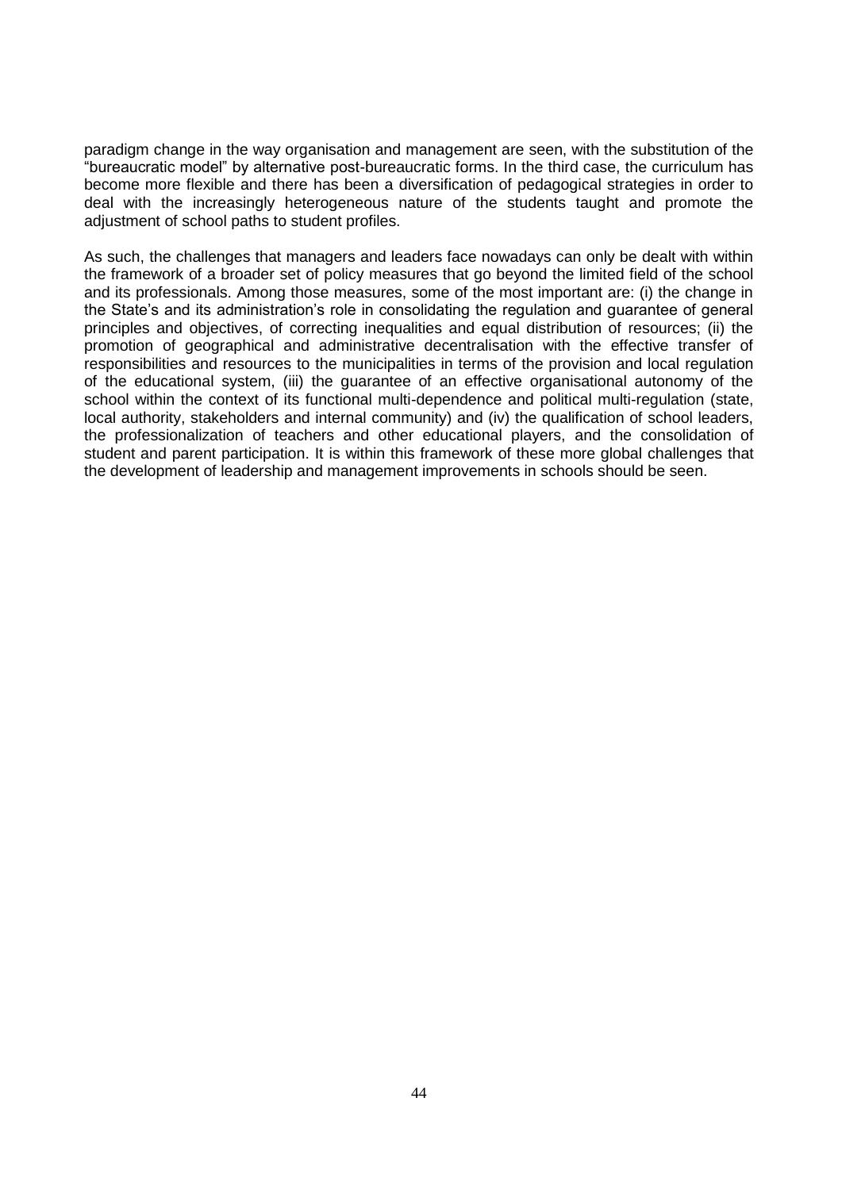paradigm change in the way organisation and management are seen, with the substitution of the "bureaucratic model" by alternative post-bureaucratic forms. In the third case, the curriculum has become more flexible and there has been a diversification of pedagogical strategies in order to deal with the increasingly heterogeneous nature of the students taught and promote the adjustment of school paths to student profiles.

As such, the challenges that managers and leaders face nowadays can only be dealt with within the framework of a broader set of policy measures that go beyond the limited field of the school and its professionals. Among those measures, some of the most important are: (i) the change in the State's and its administration's role in consolidating the regulation and guarantee of general principles and objectives, of correcting inequalities and equal distribution of resources; (ii) the promotion of geographical and administrative decentralisation with the effective transfer of responsibilities and resources to the municipalities in terms of the provision and local regulation of the educational system, (iii) the guarantee of an effective organisational autonomy of the school within the context of its functional multi-dependence and political multi-regulation (state, local authority, stakeholders and internal community) and (iv) the qualification of school leaders, the professionalization of teachers and other educational players, and the consolidation of student and parent participation. It is within this framework of these more global challenges that the development of leadership and management improvements in schools should be seen.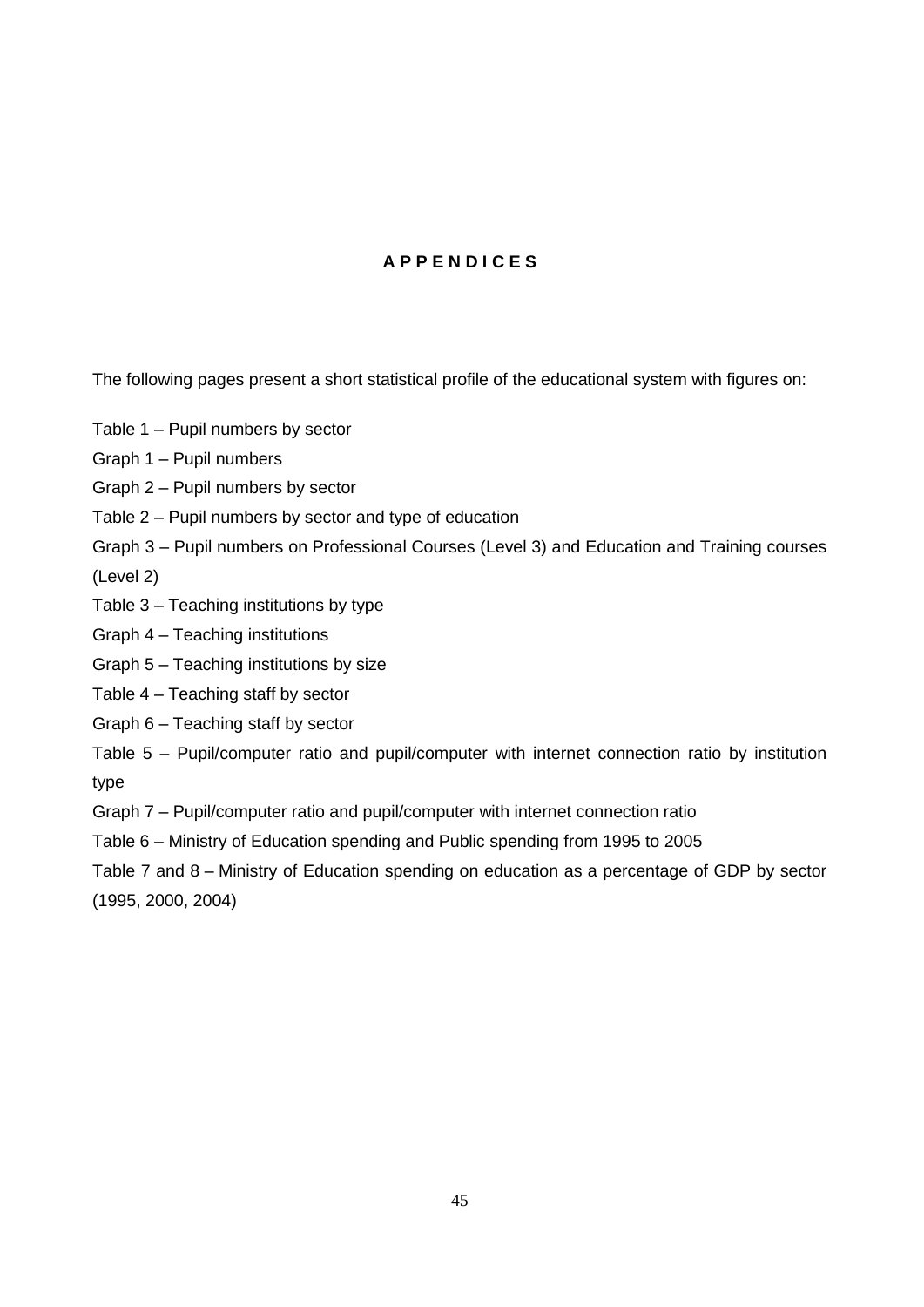# A P P E N D I C E S

The following pages present a short statistical profile of the educational system with figures on:

Table 1 – Pupil numbers by sector

Graph 1 – Pupil numbers

Graph 2 – Pupil numbers by sector

Table 2 – Pupil numbers by sector and type of education

Graph 3 – Pupil numbers on Professional Courses (Level 3) and Education and Training courses (Level 2)

Table 3 – Teaching institutions by type

Graph 4 – Teaching institutions

Graph 5 – Teaching institutions by size

Table 4 – Teaching staff by sector

Graph 6 – Teaching staff by sector

Table 5 – Pupil/computer ratio and pupil/computer with internet connection ratio by institution type

Graph 7 – Pupil/computer ratio and pupil/computer with internet connection ratio

Table 6 – Ministry of Education spending and Public spending from 1995 to 2005

Table 7 and 8 – Ministry of Education spending on education as a percentage of GDP by sector (1995, 2000, 2004)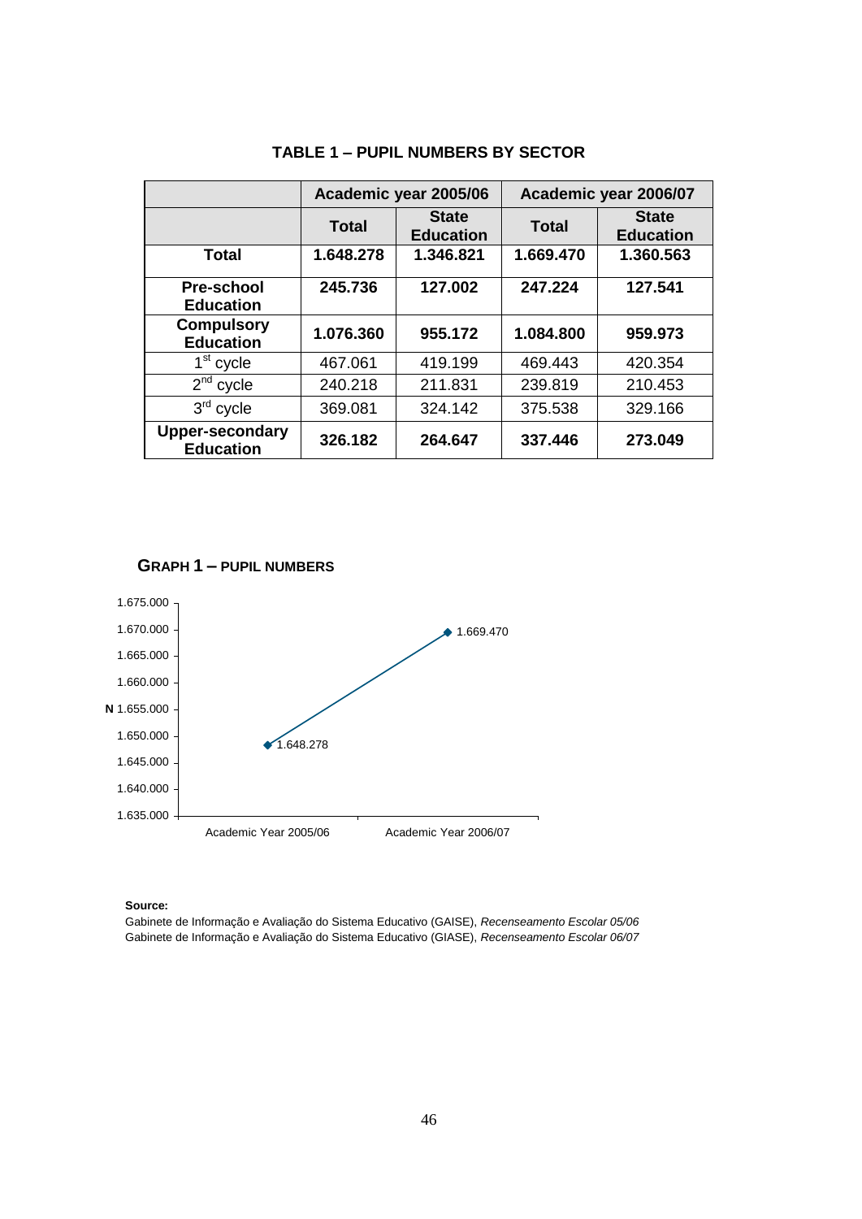**TABLE 1 – PUPIL NUMBERS BY SECTOR**

| | Academic year 2005/06 | | Academic year 2006/07 | |
|---|---|---|---|---|
| | **Total** | **State Education** | **Total** | **State Education** |
| **Total** | **1.648.278** | **1.346.821** | **1.669.470** | **1.360.563** |
| **Pre-school Education** | **245.736** | **127.002** | **247.224** | **127.541** |
| **Compulsory Education** | **1.076.360** | **955.172** | **1.084.800** | **959.973** |
| 1st cycle | 467.061 | 419.199 | 469.443 | 420.354 |
| 2nd cycle | 240.218 | 211.831 | 239.819 | 210.453 |
| 3rd cycle | 369.081 | 324.142 | 375.538 | 329.166 |
| **Upper-secondary Education** | **326.182** | **264.647** | **337.446** | **273.049** |

**GRAPH 1 – PUPIL NUMBERS**

| | Academic Year 2005/06 | Academic Year 2006/07 |
|---|---|---|
| N | 1.648.278 | 1.669.470 |

**Source:**

Gabinete de Informação e Avaliação do Sistema Educativo (GAISE), *Recenseamento Escolar 05/06*
Gabinete de Informação e Avaliação do Sistema Educativo (GIASE), *Recenseamento Escolar 06/07*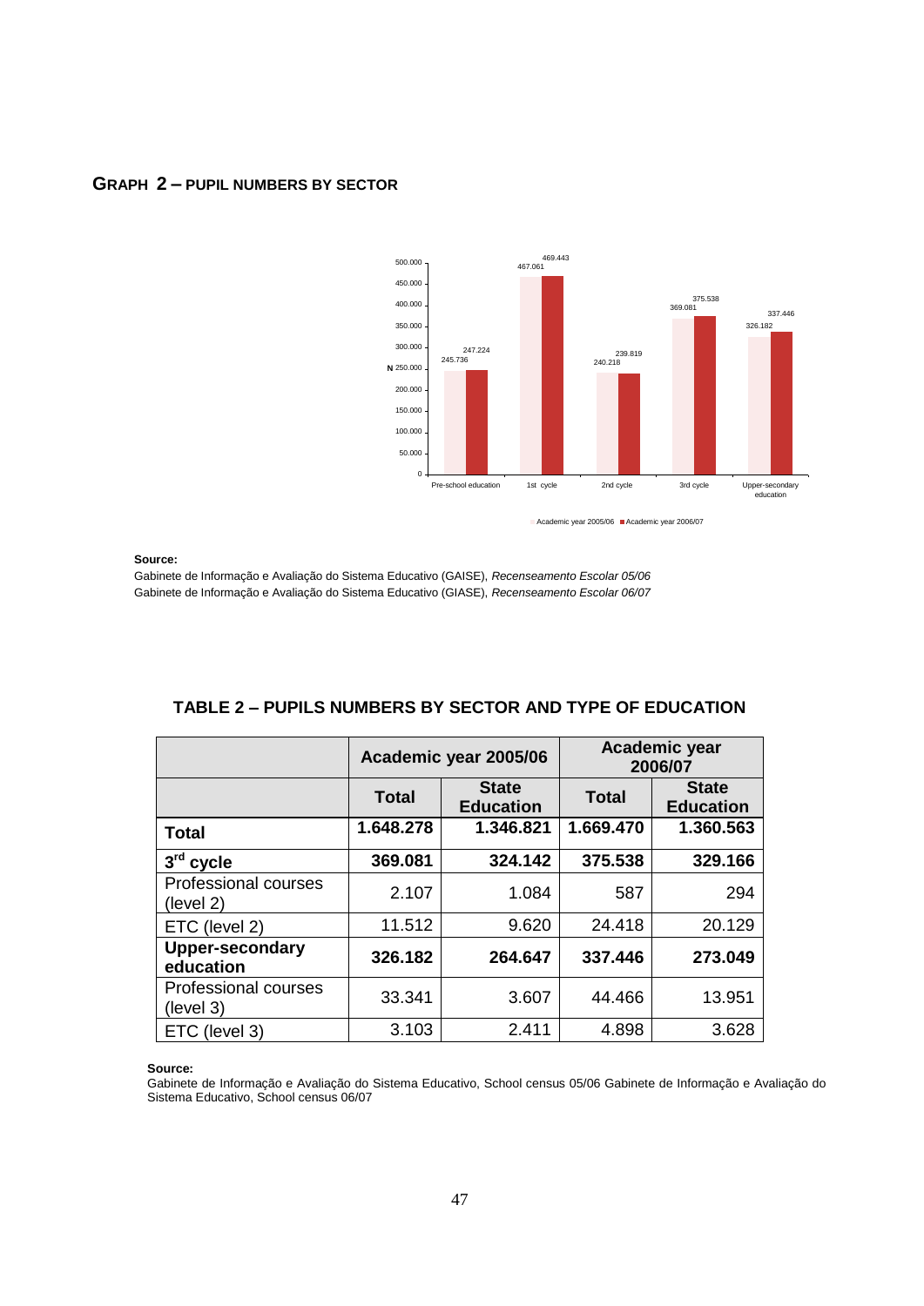## GRAPH 2 – PUPIL NUMBERS BY SECTOR

| | Academic year 2005/06 | Academic year 2006/07 |
|---|---|---|
| Pre-school education | 245.736 | 247.224 |
| 1st cycle | 467.061 | 469.443 |
| 2nd cycle | 240.218 | 239.819 |
| 3rd cycle | 369.081 | 375.538 |
| Upper-secondary education | 326.182 | 337.446 |

**Source:**

Gabinete de Informação e Avaliação do Sistema Educativo (GAISE), *Recenseamento Escolar 05/06*

Gabinete de Informação e Avaliação do Sistema Educativo (GIASE), *Recenseamento Escolar 06/07*

## TABLE 2 – PUPILS NUMBERS BY SECTOR AND TYPE OF EDUCATION

| | Academic year 2005/06 | | Academic year 2006/07 | |
|---|---|---|---|---|
| | **Total** | **State Education** | **Total** | **State Education** |
| **Total** | **1.648.278** | **1.346.821** | **1.669.470** | **1.360.563** |
| **3rd cycle** | **369.081** | **324.142** | **375.538** | **329.166** |
| Professional courses (level 2) | 2.107 | 1.084 | 587 | 294 |
| ETC (level 2) | 11.512 | 9.620 | 24.418 | 20.129 |
| **Upper-secondary education** | **326.182** | **264.647** | **337.446** | **273.049** |
| Professional courses (level 3) | 33.341 | 3.607 | 44.466 | 13.951 |
| ETC (level 3) | 3.103 | 2.411 | 4.898 | 3.628 |

**Source:**

Gabinete de Informação e Avaliação do Sistema Educativo, School census 05/06 Gabinete de Informação e Avaliação do Sistema Educativo, School census 06/07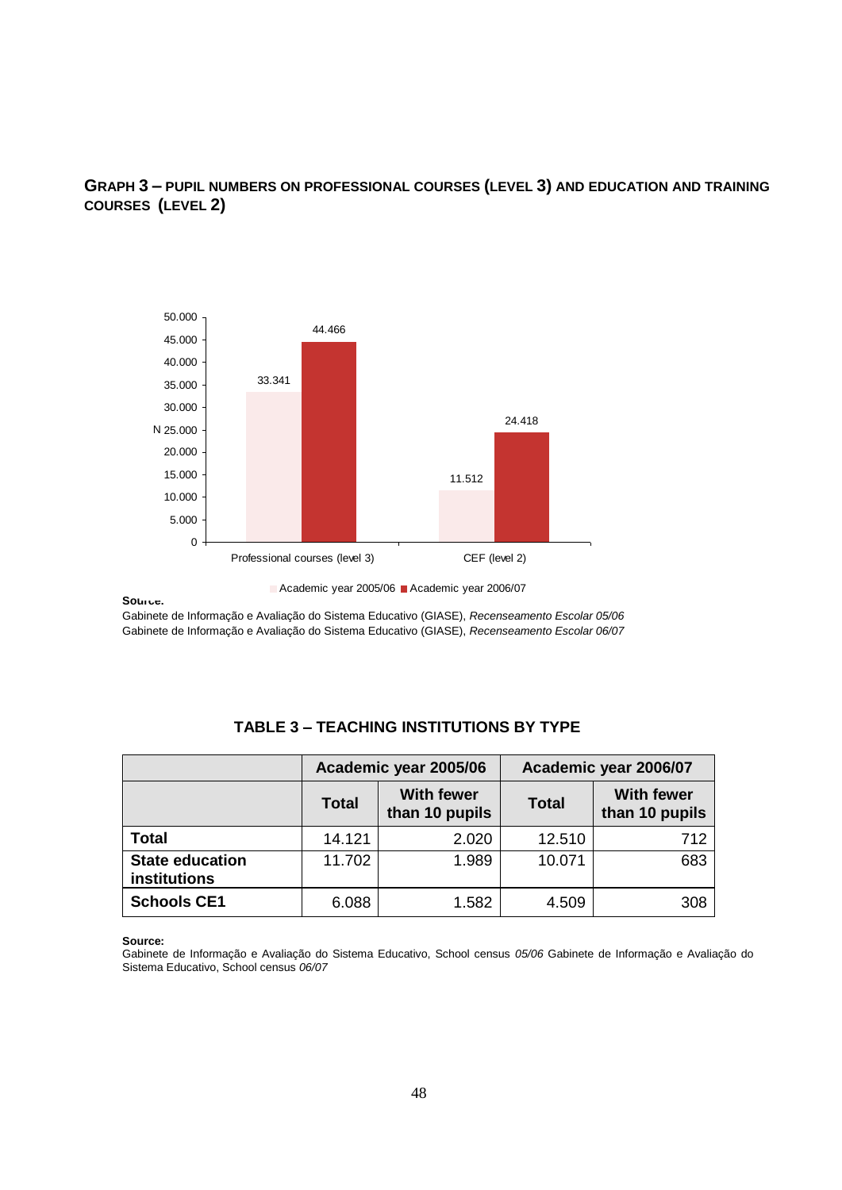**GRAPH 3 – PUPIL NUMBERS ON PROFESSIONAL COURSES (LEVEL 3) AND EDUCATION AND TRAINING COURSES (LEVEL 2)**

| N | Academic year 2005/06 | Academic year 2006/07 |
|---|---|---|
| Professional courses (level 3) | 33.341 | 44.466 |
| CEF (level 2) | 11.512 | 24.418 |

**Source:**
Gabinete de Informação e Avaliação do Sistema Educativo (GIASE), *Recenseamento Escolar 05/06*
Gabinete de Informação e Avaliação do Sistema Educativo (GIASE), *Recenseamento Escolar 06/07*

**TABLE 3 – TEACHING INSTITUTIONS BY TYPE**

| | Academic year 2005/06 | | Academic year 2006/07 | |
|---|---|---|---|---|
| | Total | With fewer than 10 pupils | Total | With fewer than 10 pupils |
| **Total** | 14.121 | 2.020 | 12.510 | 712 |
| **State education institutions** | 11.702 | 1.989 | 10.071 | 683 |
| **Schools CE1** | 6.088 | 1.582 | 4.509 | 308 |

**Source:**
Gabinete de Informação e Avaliação do Sistema Educativo, School census *05/06* Gabinete de Informação e Avaliação do Sistema Educativo, School census *06/07*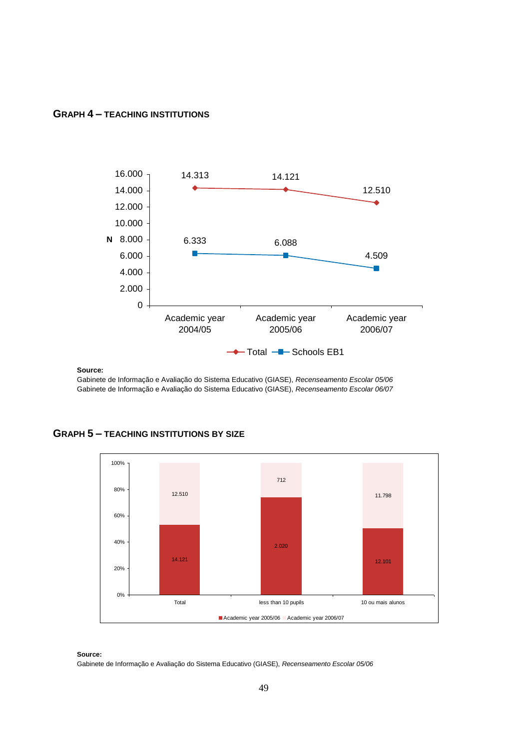### GRAPH 4 – TEACHING INSTITUTIONS

| N | Academic year 2004/05 | Academic year 2005/06 | Academic year 2006/07 |
|---|---|---|---|
| Total | 14.313 | 14.121 | 12.510 |
| Schools EB1 | 6.333 | 6.088 | 4.509 |

**Source:**
Gabinete de Informação e Avaliação do Sistema Educativo (GIASE), *Recenseamento Escolar 05/06*
Gabinete de Informação e Avaliação do Sistema Educativo (GIASE), *Recenseamento Escolar 06/07*

### GRAPH 5 – TEACHING INSTITUTIONS BY SIZE

| | Total | less than 10 pupils | 10 ou mais alunos |
|---|---|---|---|
| Academic year 2005/06 | 14.121 | 2.020 | 12.101 |
| Academic year 2006/07 | 12.510 | 712 | 11.798 |

**Source:**
Gabinete de Informação e Avaliação do Sistema Educativo (GIASE), *Recenseamento Escolar 05/06*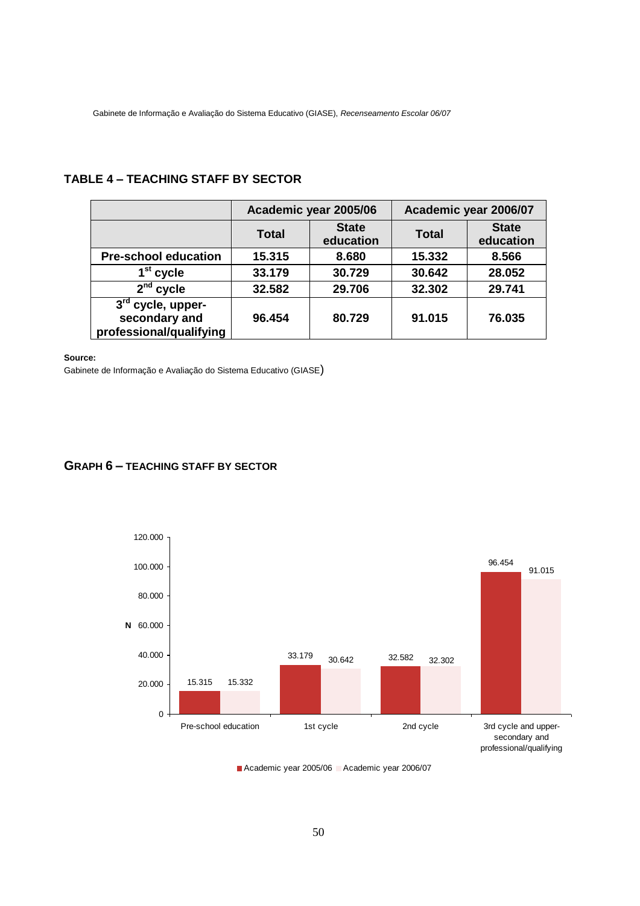Gabinete de Informação e Avaliação do Sistema Educativo (GIASE), *Recenseamento Escolar 06/07*

## TABLE 4 – TEACHING STAFF BY SECTOR

| | Academic year 2005/06 | | Academic year 2006/07 | |
|---|---|---|---|---|
| | **Total** | **State education** | **Total** | **State education** |
| **Pre-school education** | **15.315** | **8.680** | **15.332** | **8.566** |
| **1st cycle** | **33.179** | **30.729** | **30.642** | **28.052** |
| **2nd cycle** | **32.582** | **29.706** | **32.302** | **29.741** |
| **3rd cycle, upper-secondary and professional/qualifying** | **96.454** | **80.729** | **91.015** | **76.035** |

**Source:**
Gabinete de Informação e Avaliação do Sistema Educativo (GIASE)

## GRAPH 6 – TEACHING STAFF BY SECTOR

| | Academic year 2005/06 | Academic year 2006/07 |
|---|---|---|
| Pre-school education | 15.315 | 15.332 |
| 1st cycle | 33.179 | 30.642 |
| 2nd cycle | 32.582 | 32.302 |
| 3rd cycle and upper-secondary and professional/qualifying | 96.454 | 91.015 |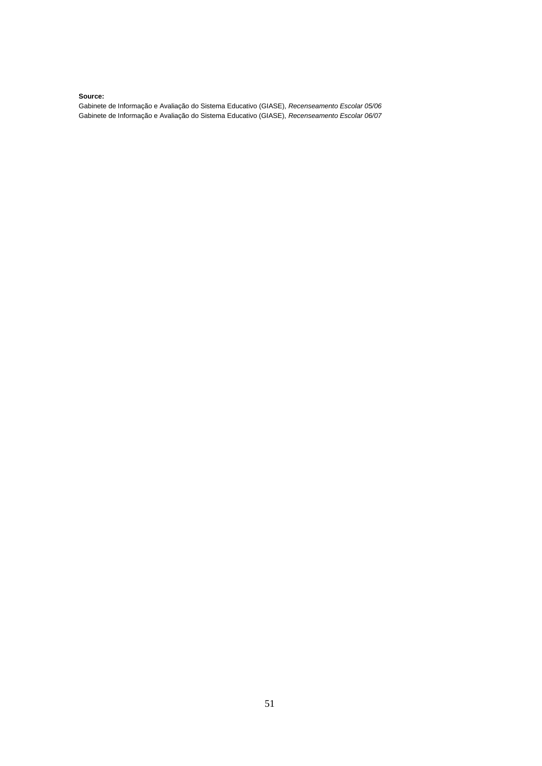**Source:**
Gabinete de Informação e Avaliação do Sistema Educativo (GIASE), *Recenseamento Escolar 05/06*
Gabinete de Informação e Avaliação do Sistema Educativo (GIASE), *Recenseamento Escolar 06/07*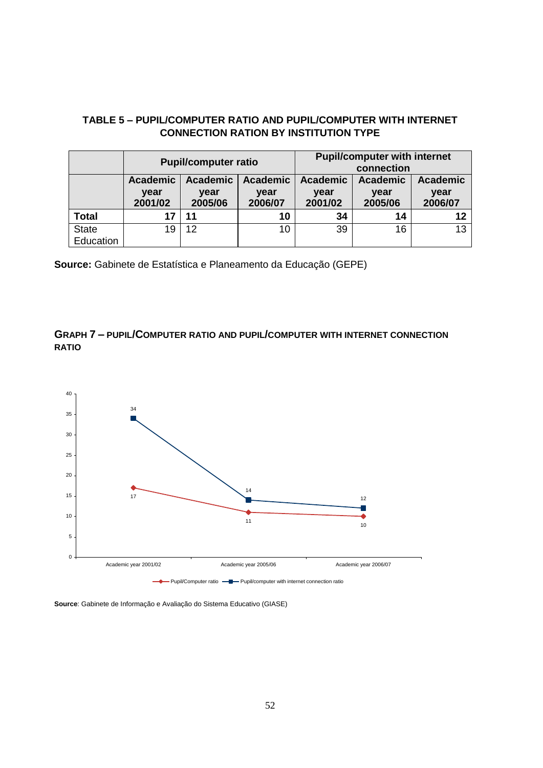**TABLE 5 – PUPIL/COMPUTER RATIO AND PUPIL/COMPUTER WITH INTERNET CONNECTION RATION BY INSTITUTION TYPE**

| | Pupil/computer ratio | | | Pupil/computer with internet connection | | |
|---|---|---|---|---|---|---|
| | Academic year 2001/02 | Academic year 2005/06 | Academic year 2006/07 | Academic year 2001/02 | Academic year 2005/06 | Academic year 2006/07 |
| **Total** | **17** | **11** | **10** | **34** | **14** | **12** |
| State Education | 19 | 12 | 10 | 39 | 16 | 13 |

**Source:** Gabinete de Estatística e Planeamento da Educação (GEPE)

**GRAPH 7 – PUPIL/COMPUTER RATIO AND PUPIL/COMPUTER WITH INTERNET CONNECTION RATIO**

| | Academic year 2001/02 | Academic year 2005/06 | Academic year 2006/07 |
|---|---|---|---|
| Pupil/Computer ratio | 17 | 11 | 10 |
| Pupil/computer with internet connection ratio | 34 | 14 | 12 |

**Source**: Gabinete de Informação e Avaliação do Sistema Educativo (GIASE)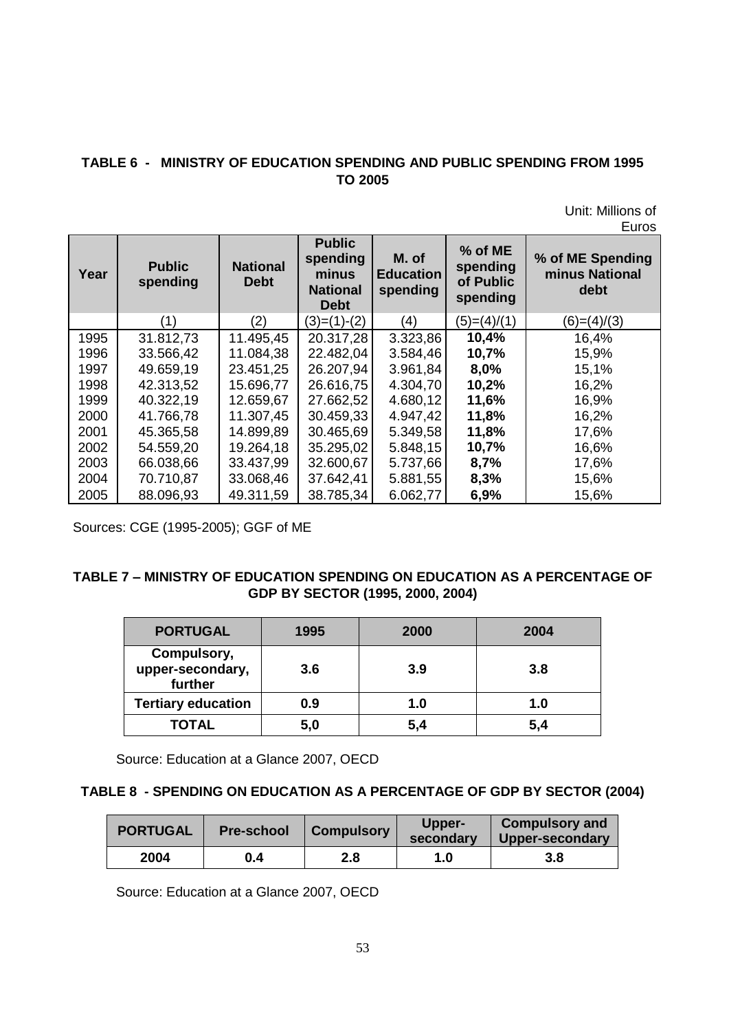**TABLE 6 - MINISTRY OF EDUCATION SPENDING AND PUBLIC SPENDING FROM 1995 TO 2005**

Unit: Millions of Euros

| Year | Public spending | National Debt | Public spending minus National Debt | M. of Education spending | % of ME spending of Public spending | % of ME Spending minus National debt |
|---|---|---|---|---|---|---|
| | (1) | (2) | (3)=(1)-(2) | (4) | (5)=(4)/(1) | (6)=(4)/(3) |
| 1995 | 31.812,73 | 11.495,45 | 20.317,28 | 3.323,86 | **10,4%** | 16,4% |
| 1996 | 33.566,42 | 11.084,38 | 22.482,04 | 3.584,46 | **10,7%** | 15,9% |
| 1997 | 49.659,19 | 23.451,25 | 26.207,94 | 3.961,84 | **8,0%** | 15,1% |
| 1998 | 42.313,52 | 15.696,77 | 26.616,75 | 4.304,70 | **10,2%** | 16,2% |
| 1999 | 40.322,19 | 12.659,67 | 27.662,52 | 4.680,12 | **11,6%** | 16,9% |
| 2000 | 41.766,78 | 11.307,45 | 30.459,33 | 4.947,42 | **11,8%** | 16,2% |
| 2001 | 45.365,58 | 14.899,89 | 30.465,69 | 5.349,58 | **11,8%** | 17,6% |
| 2002 | 54.559,20 | 19.264,18 | 35.295,02 | 5.848,15 | **10,7%** | 16,6% |
| 2003 | 66.038,66 | 33.437,99 | 32.600,67 | 5.737,66 | **8,7%** | 17,6% |
| 2004 | 70.710,87 | 33.068,46 | 37.642,41 | 5.881,55 | **8,3%** | 15,6% |
| 2005 | 88.096,93 | 49.311,59 | 38.785,34 | 6.062,77 | **6,9%** | 15,6% |

Sources: CGE (1995-2005); GGF of ME

**TABLE 7 – MINISTRY OF EDUCATION SPENDING ON EDUCATION AS A PERCENTAGE OF GDP BY SECTOR (1995, 2000, 2004)**

| PORTUGAL | 1995 | 2000 | 2004 |
|---|---|---|---|
| **Compulsory, upper-secondary, further** | **3.6** | **3.9** | **3.8** |
| **Tertiary education** | **0.9** | **1.0** | **1.0** |
| **TOTAL** | **5,0** | **5,4** | **5,4** |

Source: Education at a Glance 2007, OECD

**TABLE 8 - SPENDING ON EDUCATION AS A PERCENTAGE OF GDP BY SECTOR (2004)**

| PORTUGAL | Pre-school | Compulsory | Upper-secondary | Compulsory and Upper-secondary |
|---|---|---|---|---|
| **2004** | **0.4** | **2.8** | **1.0** | **3.8** |

Source: Education at a Glance 2007, OECD